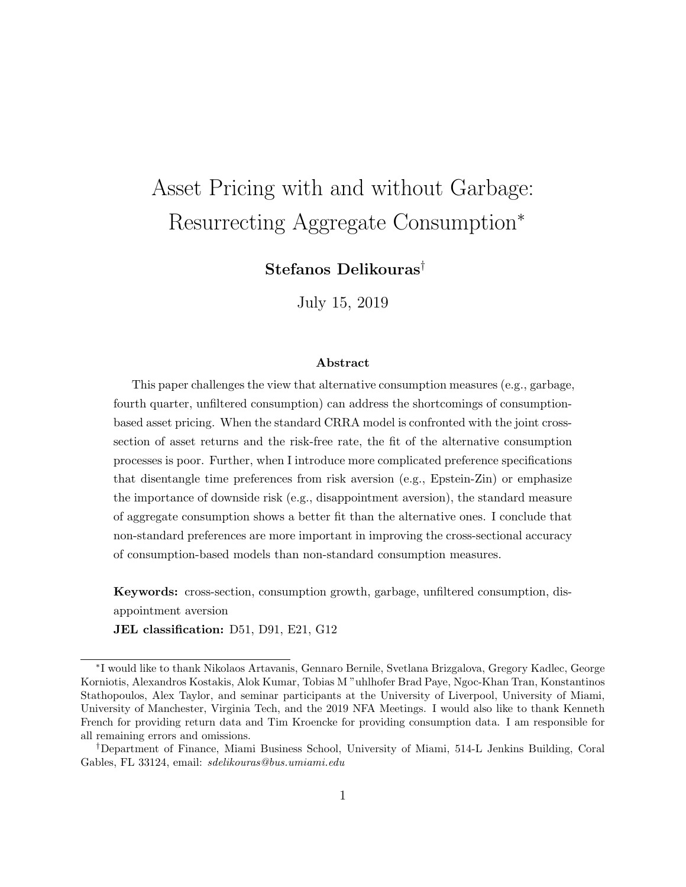# Asset Pricing with and without Garbage: Resurrecting Aggregate Consumption*

**Stefanos Delikouras**†

July 15, 2019

### Abstract

This paper challenges the view that alternative consumption measures (e.g., garbage, fourth quarter, unfiltered consumption) can address the shortcomings of consumption-based asset pricing. When the standard CRRA model is confronted with the joint cross-section of asset returns and the risk-free rate, the fit of the alternative consumption processes is poor. Further, when I introduce more complicated preference specifications that disentangle time preferences from risk aversion (e.g., Epstein-Zin) or emphasize the importance of downside risk (e.g., disappointment aversion), the standard measure of aggregate consumption shows a better fit than the alternative ones. I conclude that non-standard preferences are more important in improving the cross-sectional accuracy of consumption-based models than non-standard consumption measures.

**Keywords:** cross-section, consumption growth, garbage, unfiltered consumption, disappointment aversion

**JEL classification:** D51, D91, E21, G12

---

*I would like to thank Nikolaos Artavanis, Gennaro Bernile, Svetlana Brizgalova, Gregory Kadlec, George Korniotis, Alexandros Kostakis, Alok Kumar, Tobias M "uhlhofer Brad Paye, Ngoc-Khan Tran, Konstantinos Stathopoulos, Alex Taylor, and seminar participants at the University of Liverpool, University of Miami, University of Manchester, Virginia Tech, and the 2019 NFA Meetings. I would also like to thank Kenneth French for providing return data and Tim Kroencke for providing consumption data. I am responsible for all remaining errors and omissions.

†Department of Finance, Miami Business School, University of Miami, 514-L Jenkins Building, Coral Gables, FL 33124, email: *sdelikouras@bus.umiami.edu*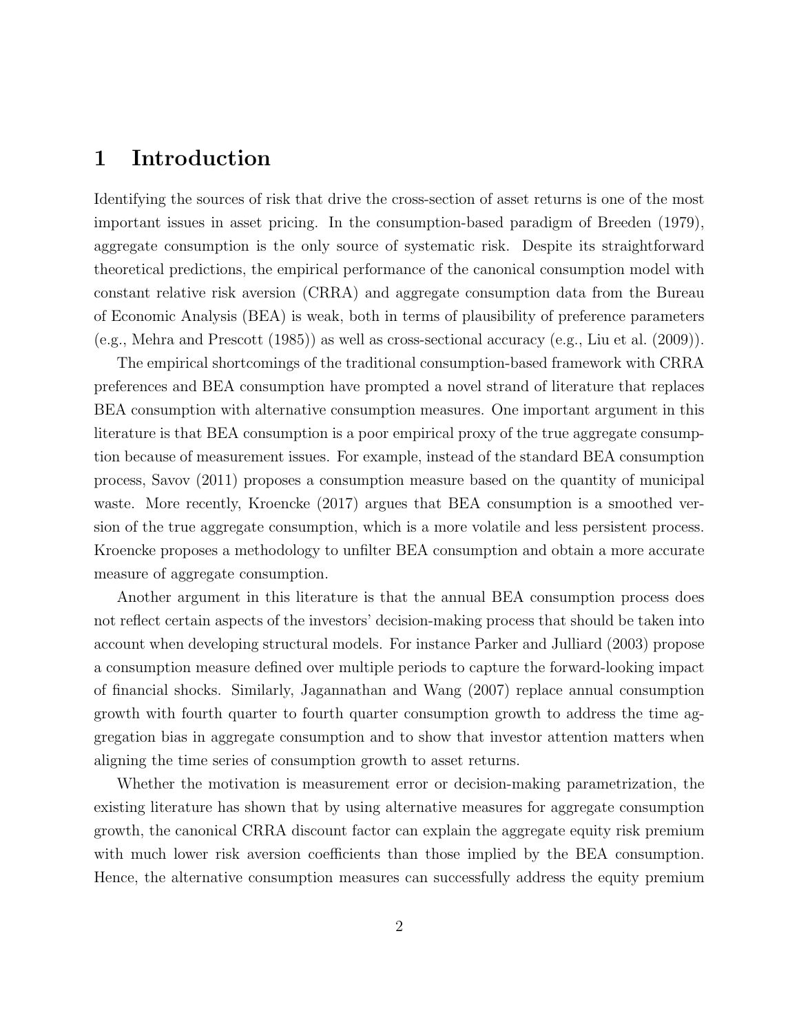# 1 Introduction

Identifying the sources of risk that drive the cross-section of asset returns is one of the most important issues in asset pricing. In the consumption-based paradigm of Breeden (1979), aggregate consumption is the only source of systematic risk. Despite its straightforward theoretical predictions, the empirical performance of the canonical consumption model with constant relative risk aversion (CRRA) and aggregate consumption data from the Bureau of Economic Analysis (BEA) is weak, both in terms of plausibility of preference parameters (e.g., Mehra and Prescott (1985)) as well as cross-sectional accuracy (e.g., Liu et al. (2009)).

The empirical shortcomings of the traditional consumption-based framework with CRRA preferences and BEA consumption have prompted a novel strand of literature that replaces BEA consumption with alternative consumption measures. One important argument in this literature is that BEA consumption is a poor empirical proxy of the true aggregate consumption because of measurement issues. For example, instead of the standard BEA consumption process, Savov (2011) proposes a consumption measure based on the quantity of municipal waste. More recently, Kroencke (2017) argues that BEA consumption is a smoothed version of the true aggregate consumption, which is a more volatile and less persistent process. Kroencke proposes a methodology to unfilter BEA consumption and obtain a more accurate measure of aggregate consumption.

Another argument in this literature is that the annual BEA consumption process does not reflect certain aspects of the investors' decision-making process that should be taken into account when developing structural models. For instance Parker and Julliard (2003) propose a consumption measure defined over multiple periods to capture the forward-looking impact of financial shocks. Similarly, Jagannathan and Wang (2007) replace annual consumption growth with fourth quarter to fourth quarter consumption growth to address the time aggregation bias in aggregate consumption and to show that investor attention matters when aligning the time series of consumption growth to asset returns.

Whether the motivation is measurement error or decision-making parametrization, the existing literature has shown that by using alternative measures for aggregate consumption growth, the canonical CRRA discount factor can explain the aggregate equity risk premium with much lower risk aversion coefficients than those implied by the BEA consumption. Hence, the alternative consumption measures can successfully address the equity premium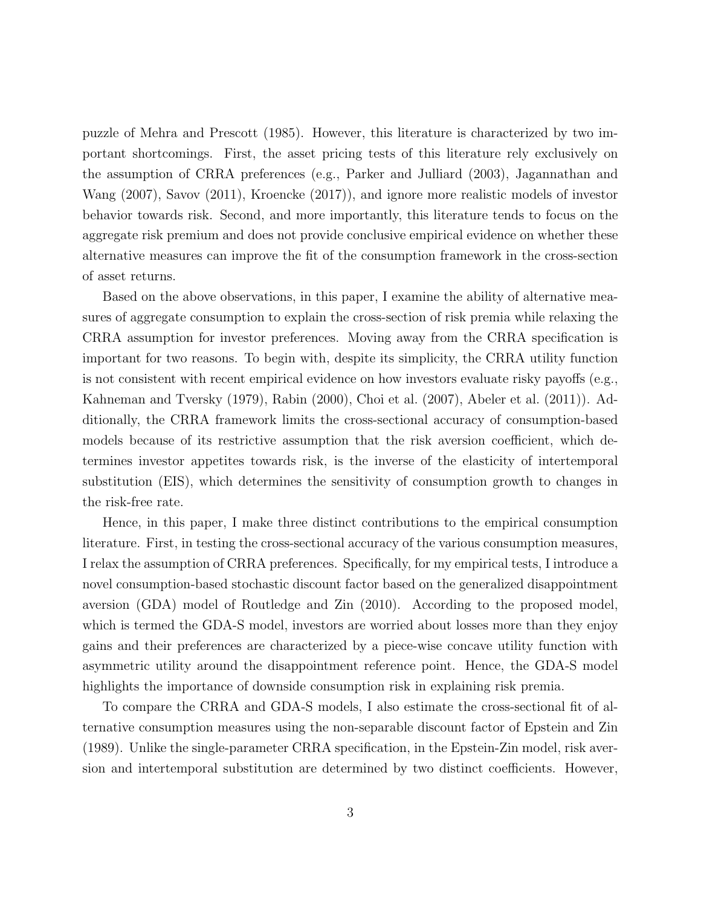puzzle of Mehra and Prescott (1985). However, this literature is characterized by two important shortcomings. First, the asset pricing tests of this literature rely exclusively on the assumption of CRRA preferences (e.g., Parker and Julliard (2003), Jagannathan and Wang (2007), Savov (2011), Kroencke (2017)), and ignore more realistic models of investor behavior towards risk. Second, and more importantly, this literature tends to focus on the aggregate risk premium and does not provide conclusive empirical evidence on whether these alternative measures can improve the fit of the consumption framework in the cross-section of asset returns.

Based on the above observations, in this paper, I examine the ability of alternative measures of aggregate consumption to explain the cross-section of risk premia while relaxing the CRRA assumption for investor preferences. Moving away from the CRRA specification is important for two reasons. To begin with, despite its simplicity, the CRRA utility function is not consistent with recent empirical evidence on how investors evaluate risky payoffs (e.g., Kahneman and Tversky (1979), Rabin (2000), Choi et al. (2007), Abeler et al. (2011)). Additionally, the CRRA framework limits the cross-sectional accuracy of consumption-based models because of its restrictive assumption that the risk aversion coefficient, which determines investor appetites towards risk, is the inverse of the elasticity of intertemporal substitution (EIS), which determines the sensitivity of consumption growth to changes in the risk-free rate.

Hence, in this paper, I make three distinct contributions to the empirical consumption literature. First, in testing the cross-sectional accuracy of the various consumption measures, I relax the assumption of CRRA preferences. Specifically, for my empirical tests, I introduce a novel consumption-based stochastic discount factor based on the generalized disappointment aversion (GDA) model of Routledge and Zin (2010). According to the proposed model, which is termed the GDA-S model, investors are worried about losses more than they enjoy gains and their preferences are characterized by a piece-wise concave utility function with asymmetric utility around the disappointment reference point. Hence, the GDA-S model highlights the importance of downside consumption risk in explaining risk premia.

To compare the CRRA and GDA-S models, I also estimate the cross-sectional fit of alternative consumption measures using the non-separable discount factor of Epstein and Zin (1989). Unlike the single-parameter CRRA specification, in the Epstein-Zin model, risk aversion and intertemporal substitution are determined by two distinct coefficients. However,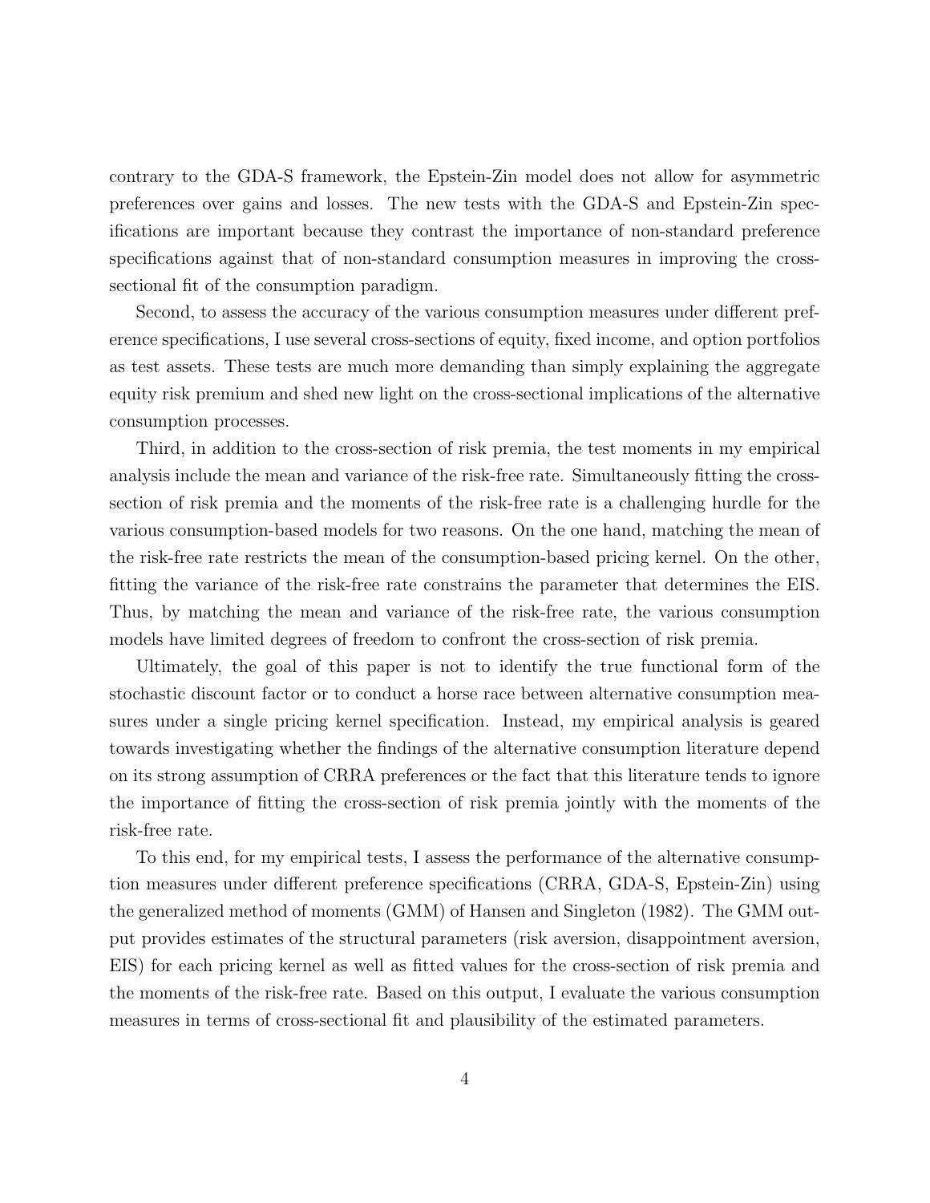contrary to the GDA-S framework, the Epstein-Zin model does not allow for asymmetric preferences over gains and losses. The new tests with the GDA-S and Epstein-Zin specifications are important because they contrast the importance of non-standard preference specifications against that of non-standard consumption measures in improving the cross-sectional fit of the consumption paradigm.

Second, to assess the accuracy of the various consumption measures under different preference specifications, I use several cross-sections of equity, fixed income, and option portfolios as test assets. These tests are much more demanding than simply explaining the aggregate equity risk premium and shed new light on the cross-sectional implications of the alternative consumption processes.

Third, in addition to the cross-section of risk premia, the test moments in my empirical analysis include the mean and variance of the risk-free rate. Simultaneously fitting the cross-section of risk premia and the moments of the risk-free rate is a challenging hurdle for the various consumption-based models for two reasons. On the one hand, matching the mean of the risk-free rate restricts the mean of the consumption-based pricing kernel. On the other, fitting the variance of the risk-free rate constrains the parameter that determines the EIS. Thus, by matching the mean and variance of the risk-free rate, the various consumption models have limited degrees of freedom to confront the cross-section of risk premia.

Ultimately, the goal of this paper is not to identify the true functional form of the stochastic discount factor or to conduct a horse race between alternative consumption measures under a single pricing kernel specification. Instead, my empirical analysis is geared towards investigating whether the findings of the alternative consumption literature depend on its strong assumption of CRRA preferences or the fact that this literature tends to ignore the importance of fitting the cross-section of risk premia jointly with the moments of the risk-free rate.

To this end, for my empirical tests, I assess the performance of the alternative consumption measures under different preference specifications (CRRA, GDA-S, Epstein-Zin) using the generalized method of moments (GMM) of Hansen and Singleton (1982). The GMM output provides estimates of the structural parameters (risk aversion, disappointment aversion, EIS) for each pricing kernel as well as fitted values for the cross-section of risk premia and the moments of the risk-free rate. Based on this output, I evaluate the various consumption measures in terms of cross-sectional fit and plausibility of the estimated parameters.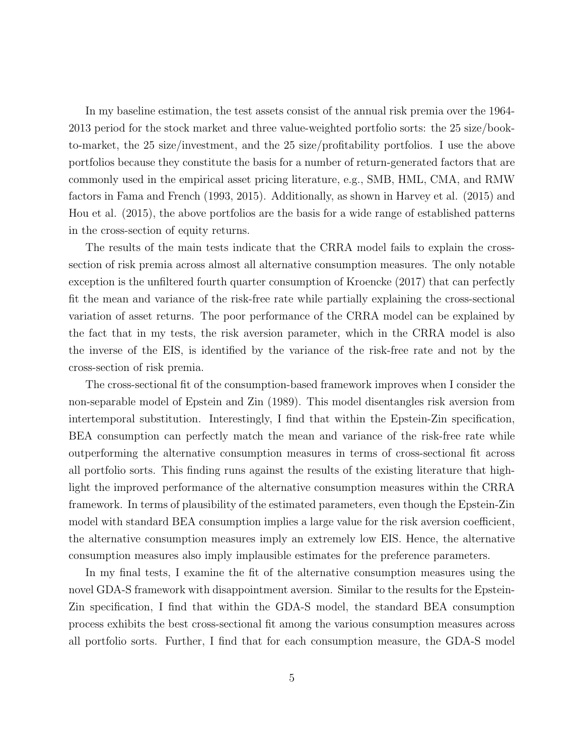In my baseline estimation, the test assets consist of the annual risk premia over the 1964-2013 period for the stock market and three value-weighted portfolio sorts: the 25 size/book-to-market, the 25 size/investment, and the 25 size/profitability portfolios. I use the above portfolios because they constitute the basis for a number of return-generated factors that are commonly used in the empirical asset pricing literature, e.g., SMB, HML, CMA, and RMW factors in Fama and French (1993, 2015). Additionally, as shown in Harvey et al. (2015) and Hou et al. (2015), the above portfolios are the basis for a wide range of established patterns in the cross-section of equity returns.

The results of the main tests indicate that the CRRA model fails to explain the cross-section of risk premia across almost all alternative consumption measures. The only notable exception is the unfiltered fourth quarter consumption of Kroencke (2017) that can perfectly fit the mean and variance of the risk-free rate while partially explaining the cross-sectional variation of asset returns. The poor performance of the CRRA model can be explained by the fact that in my tests, the risk aversion parameter, which in the CRRA model is also the inverse of the EIS, is identified by the variance of the risk-free rate and not by the cross-section of risk premia.

The cross-sectional fit of the consumption-based framework improves when I consider the non-separable model of Epstein and Zin (1989). This model disentangles risk aversion from intertemporal substitution. Interestingly, I find that within the Epstein-Zin specification, BEA consumption can perfectly match the mean and variance of the risk-free rate while outperforming the alternative consumption measures in terms of cross-sectional fit across all portfolio sorts. This finding runs against the results of the existing literature that highlight the improved performance of the alternative consumption measures within the CRRA framework. In terms of plausibility of the estimated parameters, even though the Epstein-Zin model with standard BEA consumption implies a large value for the risk aversion coefficient, the alternative consumption measures imply an extremely low EIS. Hence, the alternative consumption measures also imply implausible estimates for the preference parameters.

In my final tests, I examine the fit of the alternative consumption measures using the novel GDA-S framework with disappointment aversion. Similar to the results for the Epstein-Zin specification, I find that within the GDA-S model, the standard BEA consumption process exhibits the best cross-sectional fit among the various consumption measures across all portfolio sorts. Further, I find that for each consumption measure, the GDA-S model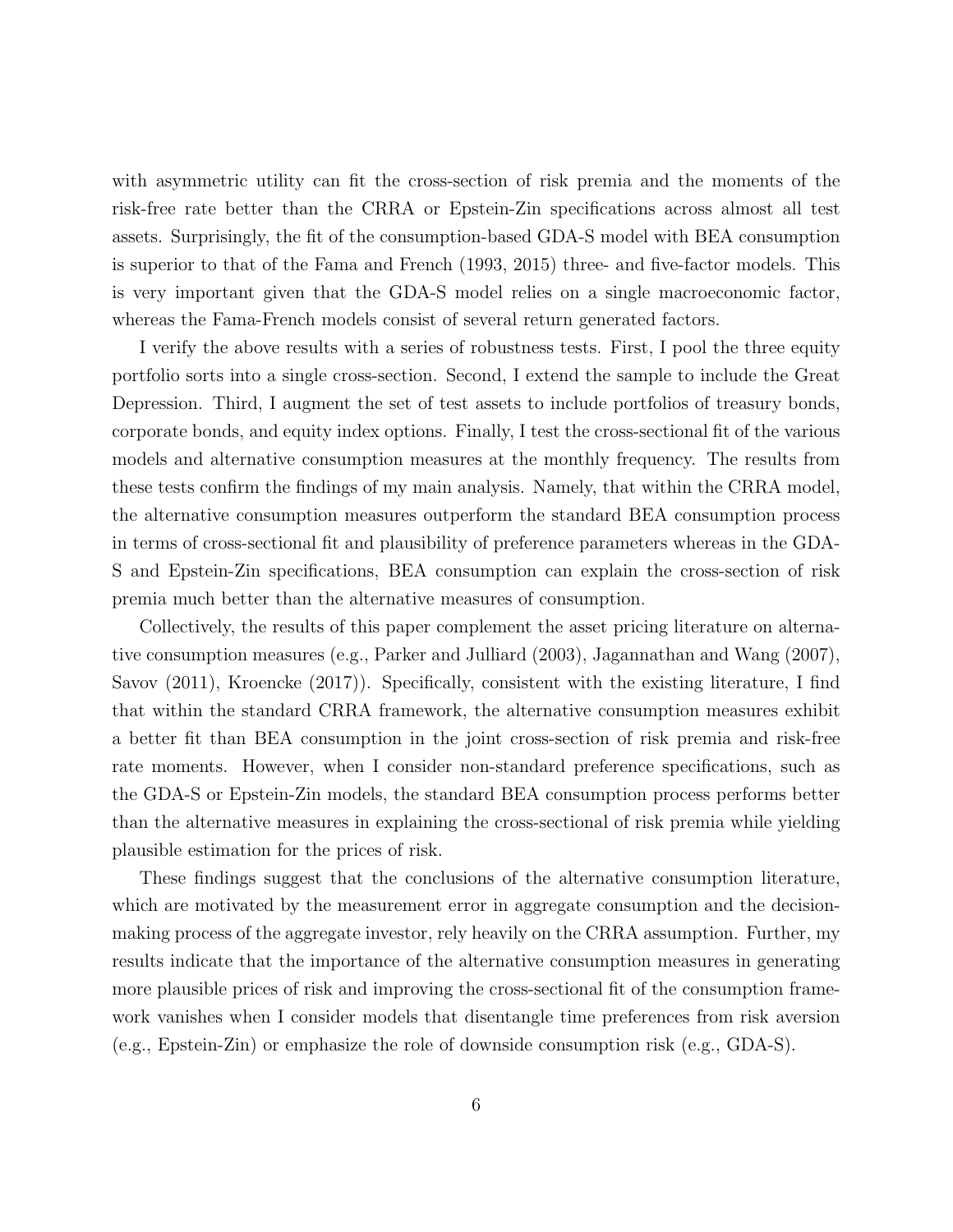with asymmetric utility can fit the cross-section of risk premia and the moments of the risk-free rate better than the CRRA or Epstein-Zin specifications across almost all test assets. Surprisingly, the fit of the consumption-based GDA-S model with BEA consumption is superior to that of the Fama and French (1993, 2015) three- and five-factor models. This is very important given that the GDA-S model relies on a single macroeconomic factor, whereas the Fama-French models consist of several return generated factors.

I verify the above results with a series of robustness tests. First, I pool the three equity portfolio sorts into a single cross-section. Second, I extend the sample to include the Great Depression. Third, I augment the set of test assets to include portfolios of treasury bonds, corporate bonds, and equity index options. Finally, I test the cross-sectional fit of the various models and alternative consumption measures at the monthly frequency. The results from these tests confirm the findings of my main analysis. Namely, that within the CRRA model, the alternative consumption measures outperform the standard BEA consumption process in terms of cross-sectional fit and plausibility of preference parameters whereas in the GDA-S and Epstein-Zin specifications, BEA consumption can explain the cross-section of risk premia much better than the alternative measures of consumption.

Collectively, the results of this paper complement the asset pricing literature on alternative consumption measures (e.g., Parker and Julliard (2003), Jagannathan and Wang (2007), Savov (2011), Kroencke (2017)). Specifically, consistent with the existing literature, I find that within the standard CRRA framework, the alternative consumption measures exhibit a better fit than BEA consumption in the joint cross-section of risk premia and risk-free rate moments. However, when I consider non-standard preference specifications, such as the GDA-S or Epstein-Zin models, the standard BEA consumption process performs better than the alternative measures in explaining the cross-sectional of risk premia while yielding plausible estimation for the prices of risk.

These findings suggest that the conclusions of the alternative consumption literature, which are motivated by the measurement error in aggregate consumption and the decision-making process of the aggregate investor, rely heavily on the CRRA assumption. Further, my results indicate that the importance of the alternative consumption measures in generating more plausible prices of risk and improving the cross-sectional fit of the consumption framework vanishes when I consider models that disentangle time preferences from risk aversion (e.g., Epstein-Zin) or emphasize the role of downside consumption risk (e.g., GDA-S).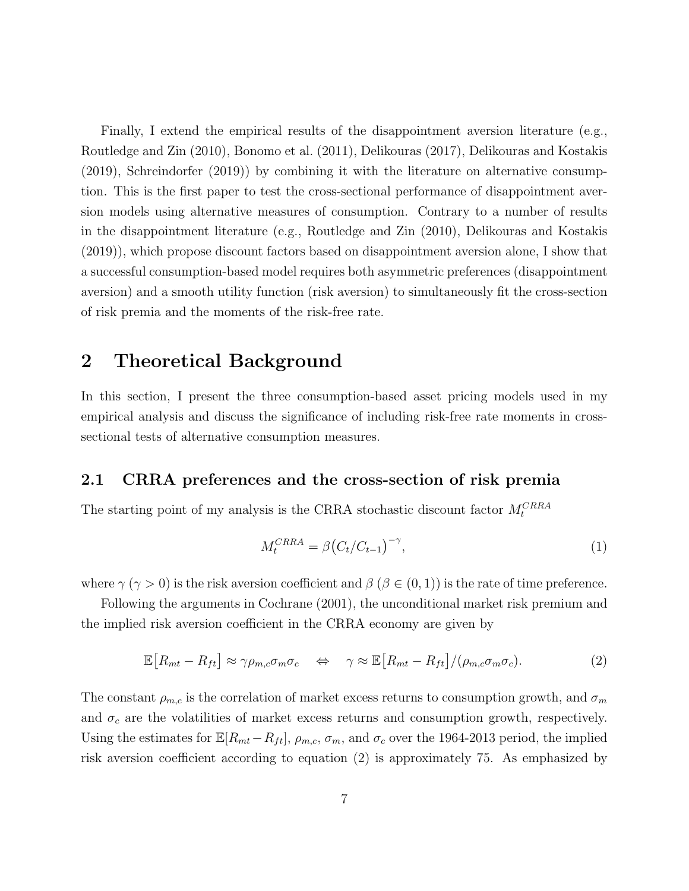Finally, I extend the empirical results of the disappointment aversion literature (e.g., Routledge and Zin (2010), Bonomo et al. (2011), Delikouras (2017), Delikouras and Kostakis (2019), Schreindorfer (2019)) by combining it with the literature on alternative consumption. This is the first paper to test the cross-sectional performance of disappointment aversion models using alternative measures of consumption. Contrary to a number of results in the disappointment literature (e.g., Routledge and Zin (2010), Delikouras and Kostakis (2019)), which propose discount factors based on disappointment aversion alone, I show that a successful consumption-based model requires both asymmetric preferences (disappointment aversion) and a smooth utility function (risk aversion) to simultaneously fit the cross-section of risk premia and the moments of the risk-free rate.

## 2 Theoretical Background

In this section, I present the three consumption-based asset pricing models used in my empirical analysis and discuss the significance of including risk-free rate moments in cross-sectional tests of alternative consumption measures.

### 2.1 CRRA preferences and the cross-section of risk premia

The starting point of my analysis is the CRRA stochastic discount factor $M_t^{CRRA}$

$$M_t^{CRRA} = \beta \big(C_t/C_{t-1}\big)^{-\gamma}, \tag{1}$$

where $\gamma$ ($\gamma > 0$) is the risk aversion coefficient and $\beta$ ($\beta \in (0,1)$) is the rate of time preference.

Following the arguments in Cochrane (2001), the unconditional market risk premium and the implied risk aversion coefficient in the CRRA economy are given by

$$\mathbb{E}\big[R_{mt} - R_{ft}\big] \approx \gamma \rho_{m,c} \sigma_m \sigma_c \quad \Leftrightarrow \quad \gamma \approx \mathbb{E}\big[R_{mt} - R_{ft}\big]/(\rho_{m,c}\sigma_m\sigma_c). \tag{2}$$

The constant $\rho_{m,c}$ is the correlation of market excess returns to consumption growth, and $\sigma_m$ and $\sigma_c$ are the volatilities of market excess returns and consumption growth, respectively. Using the estimates for $\mathbb{E}[R_{mt} - R_{ft}]$, $\rho_{m,c}$, $\sigma_m$, and $\sigma_c$ over the 1964-2013 period, the implied risk aversion coefficient according to equation (2) is approximately 75. As emphasized by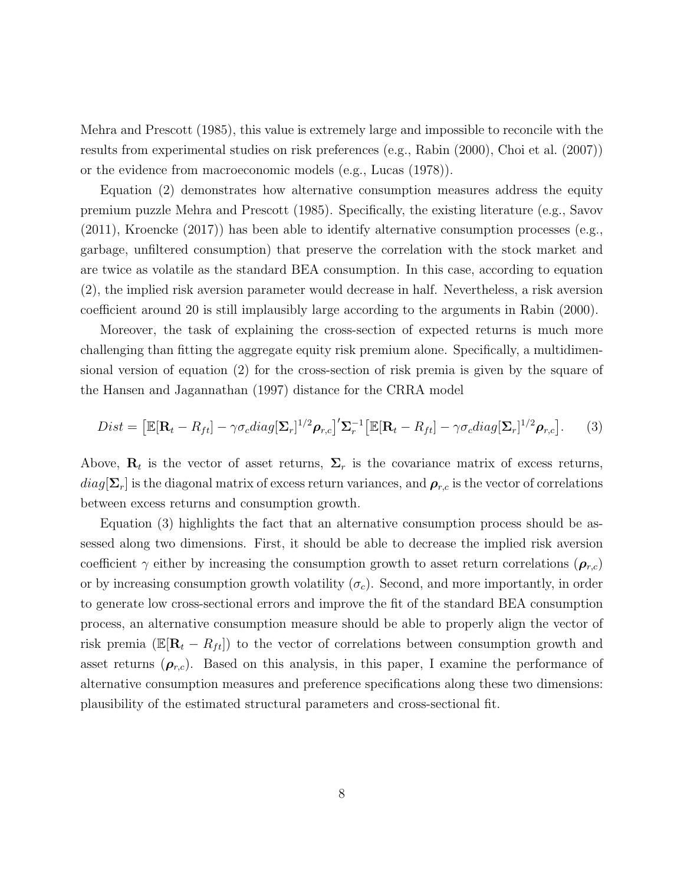Mehra and Prescott (1985), this value is extremely large and impossible to reconcile with the results from experimental studies on risk preferences (e.g., Rabin (2000), Choi et al. (2007)) or the evidence from macroeconomic models (e.g., Lucas (1978)).

Equation (2) demonstrates how alternative consumption measures address the equity premium puzzle Mehra and Prescott (1985). Specifically, the existing literature (e.g., Savov (2011), Kroencke (2017)) has been able to identify alternative consumption processes (e.g., garbage, unfiltered consumption) that preserve the correlation with the stock market and are twice as volatile as the standard BEA consumption. In this case, according to equation (2), the implied risk aversion parameter would decrease in half. Nevertheless, a risk aversion coefficient around 20 is still implausibly large according to the arguments in Rabin (2000).

Moreover, the task of explaining the cross-section of expected returns is much more challenging than fitting the aggregate equity risk premium alone. Specifically, a multidimensional version of equation (2) for the cross-section of risk premia is given by the square of the Hansen and Jagannathan (1997) distance for the CRRA model

$$Dist = \left[\mathbb{E}[\mathbf{R}_t - R_{ft}] - \gamma\sigma_c diag[\mathbf{\Sigma}_r]^{1/2}\boldsymbol{\rho}_{r,c}\right]'\mathbf{\Sigma}_r^{-1}\left[\mathbb{E}[\mathbf{R}_t - R_{ft}] - \gamma\sigma_c diag[\mathbf{\Sigma}_r]^{1/2}\boldsymbol{\rho}_{r,c}\right]. \tag{3}$$

Above, $\mathbf{R}_t$ is the vector of asset returns, $\mathbf{\Sigma}_r$ is the covariance matrix of excess returns, $diag[\mathbf{\Sigma}_r]$ is the diagonal matrix of excess return variances, and $\boldsymbol{\rho}_{r,c}$ is the vector of correlations between excess returns and consumption growth.

Equation (3) highlights the fact that an alternative consumption process should be assessed along two dimensions. First, it should be able to decrease the implied risk aversion coefficient $\gamma$ either by increasing the consumption growth to asset return correlations ($\boldsymbol{\rho}_{r,c}$) or by increasing consumption growth volatility ($\sigma_c$). Second, and more importantly, in order to generate low cross-sectional errors and improve the fit of the standard BEA consumption process, an alternative consumption measure should be able to properly align the vector of risk premia ($\mathbb{E}[\mathbf{R}_t - R_{ft}]$) to the vector of correlations between consumption growth and asset returns ($\boldsymbol{\rho}_{r,c}$). Based on this analysis, in this paper, I examine the performance of alternative consumption measures and preference specifications along these two dimensions: plausibility of the estimated structural parameters and cross-sectional fit.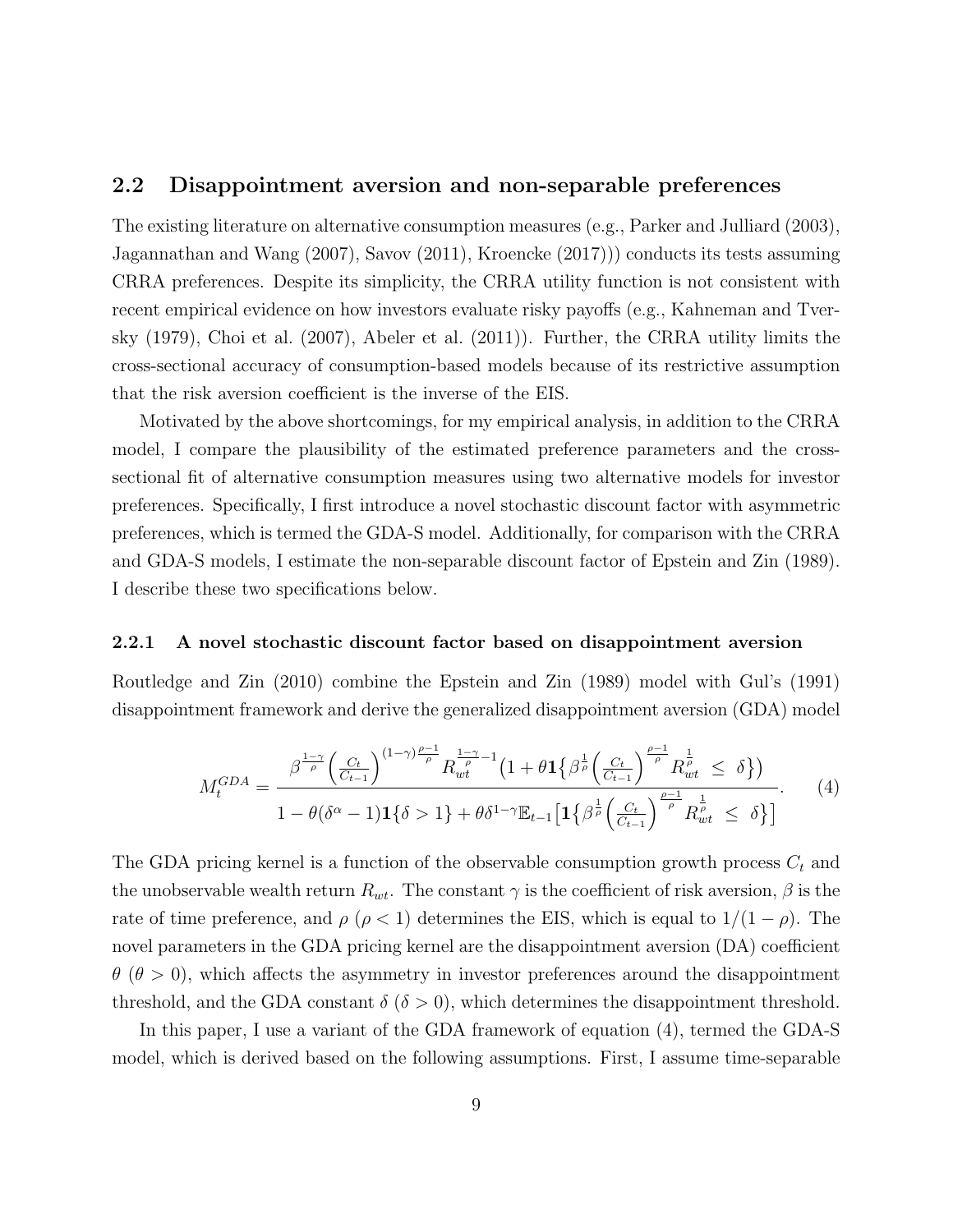## 2.2 Disappointment aversion and non-separable preferences

The existing literature on alternative consumption measures (e.g., Parker and Julliard (2003), Jagannathan and Wang (2007), Savov (2011), Kroencke (2017))) conducts its tests assuming CRRA preferences. Despite its simplicity, the CRRA utility function is not consistent with recent empirical evidence on how investors evaluate risky payoffs (e.g., Kahneman and Tversky (1979), Choi et al. (2007), Abeler et al. (2011)). Further, the CRRA utility limits the cross-sectional accuracy of consumption-based models because of its restrictive assumption that the risk aversion coefficient is the inverse of the EIS.

Motivated by the above shortcomings, for my empirical analysis, in addition to the CRRA model, I compare the plausibility of the estimated preference parameters and the cross-sectional fit of alternative consumption measures using two alternative models for investor preferences. Specifically, I first introduce a novel stochastic discount factor with asymmetric preferences, which is termed the GDA-S model. Additionally, for comparison with the CRRA and GDA-S models, I estimate the non-separable discount factor of Epstein and Zin (1989). I describe these two specifications below.

### 2.2.1 A novel stochastic discount factor based on disappointment aversion

Routledge and Zin (2010) combine the Epstein and Zin (1989) model with Gul's (1991) disappointment framework and derive the generalized disappointment aversion (GDA) model

$$M_t^{GDA} = \frac{\beta^{\frac{1-\gamma}{\rho}} \left(\frac{C_t}{C_{t-1}}\right)^{(1-\gamma)\frac{\rho-1}{\rho}} R_{wt}^{\frac{1-\gamma}{\rho}-1} \left(1 + \theta \mathbf{1}\left\{\beta^{\frac{1}{\rho}} \left(\frac{C_t}{C_{t-1}}\right)^{\frac{\rho-1}{\rho}} R_{wt}^{\frac{1}{\rho}} \le \delta\right\}\right)}{1 - \theta(\delta^{\alpha} - 1)\mathbf{1}\{\delta > 1\} + \theta \delta^{1-\gamma} \mathbb{E}_{t-1}\left[\mathbf{1}\left\{\beta^{\frac{1}{\rho}} \left(\frac{C_t}{C_{t-1}}\right)^{\frac{\rho-1}{\rho}} R_{wt}^{\frac{1}{\rho}} \le \delta\right\}\right]}. \tag{4}$$

The GDA pricing kernel is a function of the observable consumption growth process $C_t$ and the unobservable wealth return $R_{wt}$. The constant $\gamma$ is the coefficient of risk aversion, $\beta$ is the rate of time preference, and $\rho$ ($\rho < 1$) determines the EIS, which is equal to $1/(1-\rho)$. The novel parameters in the GDA pricing kernel are the disappointment aversion (DA) coefficient $\theta$ ($\theta > 0$), which affects the asymmetry in investor preferences around the disappointment threshold, and the GDA constant $\delta$ ($\delta > 0$), which determines the disappointment threshold.

In this paper, I use a variant of the GDA framework of equation (4), termed the GDA-S model, which is derived based on the following assumptions. First, I assume time-separable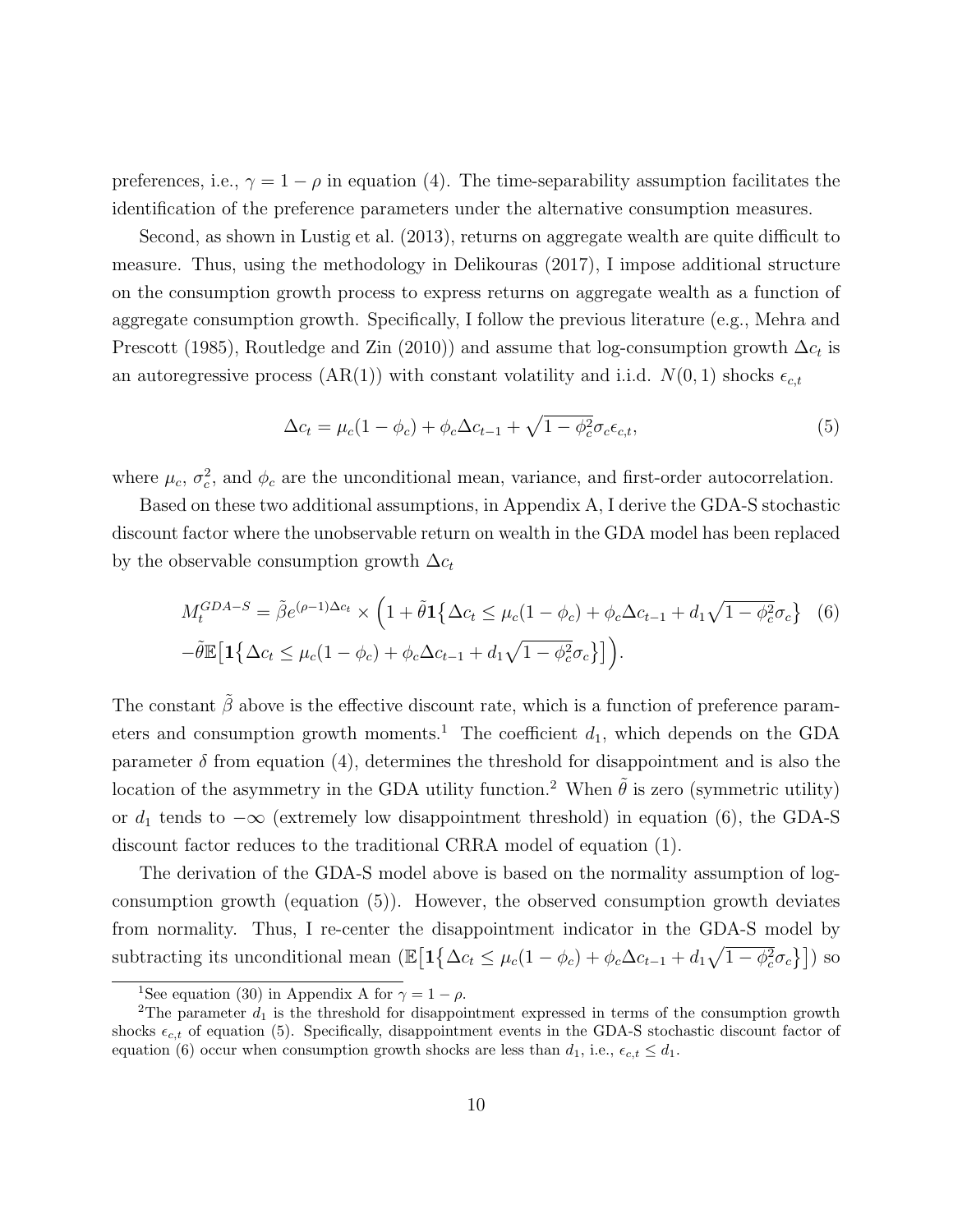preferences, i.e., $\gamma = 1 - \rho$ in equation (4). The time-separability assumption facilitates the identification of the preference parameters under the alternative consumption measures.

Second, as shown in Lustig et al. (2013), returns on aggregate wealth are quite difficult to measure. Thus, using the methodology in Delikouras (2017), I impose additional structure on the consumption growth process to express returns on aggregate wealth as a function of aggregate consumption growth. Specifically, I follow the previous literature (e.g., Mehra and Prescott (1985), Routledge and Zin (2010)) and assume that log-consumption growth $\Delta c_t$ is an autoregressive process (AR(1)) with constant volatility and i.i.d. $N(0,1)$ shocks $\epsilon_{c,t}$

$$
\Delta c_t = \mu_c(1-\phi_c) + \phi_c \Delta c_{t-1} + \sqrt{1-\phi_c^2}\sigma_c \epsilon_{c,t}, \tag{5}
$$

where $\mu_c$, $\sigma_c^2$, and $\phi_c$ are the unconditional mean, variance, and first-order autocorrelation.

Based on these two additional assumptions, in Appendix A, I derive the GDA-S stochastic discount factor where the unobservable return on wealth in the GDA model has been replaced by the observable consumption growth $\Delta c_t$

$$
\begin{aligned}
M_t^{GDA-S} = \tilde{\beta} e^{(\rho-1)\Delta c_t} \times \Big(1 + \tilde{\theta} \mathbf{1}\big\{\Delta c_t \le \mu_c(1-\phi_c) + \phi_c \Delta c_{t-1} + d_1 \sqrt{1-\phi_c^2}\sigma_c\big\} \\
-\tilde{\theta}\mathbb{E}\big[\mathbf{1}\big\{\Delta c_t \le \mu_c(1-\phi_c) + \phi_c \Delta c_{t-1} + d_1\sqrt{1-\phi_c^2}\sigma_c\big\}\big]\Big).
\end{aligned} \tag{6}
$$

The constant $\tilde{\beta}$ above is the effective discount rate, which is a function of preference parameters and consumption growth moments.[1] The coefficient $d_1$, which depends on the GDA parameter $\delta$ from equation (4), determines the threshold for disappointment and is also the location of the asymmetry in the GDA utility function.[2] When $\tilde{\theta}$ is zero (symmetric utility) or $d_1$ tends to $-\infty$ (extremely low disappointment threshold) in equation (6), the GDA-S discount factor reduces to the traditional CRRA model of equation (1).

The derivation of the GDA-S model above is based on the normality assumption of log-consumption growth (equation (5)). However, the observed consumption growth deviates from normality. Thus, I re-center the disappointment indicator in the GDA-S model by subtracting its unconditional mean ($\mathbb{E}\big[\mathbf{1}\big\{\Delta c_t \le \mu_c(1-\phi_c) + \phi_c \Delta c_{t-1} + d_1\sqrt{1-\phi_c^2}\sigma_c\big\}\big]$) so

---

[1] See equation (30) in Appendix A for $\gamma = 1 - \rho$.

[2] The parameter $d_1$ is the threshold for disappointment expressed in terms of the consumption growth shocks $\epsilon_{c,t}$ of equation (5). Specifically, disappointment events in the GDA-S stochastic discount factor of equation (6) occur when consumption growth shocks are less than $d_1$, i.e., $\epsilon_{c,t} \le d_1$.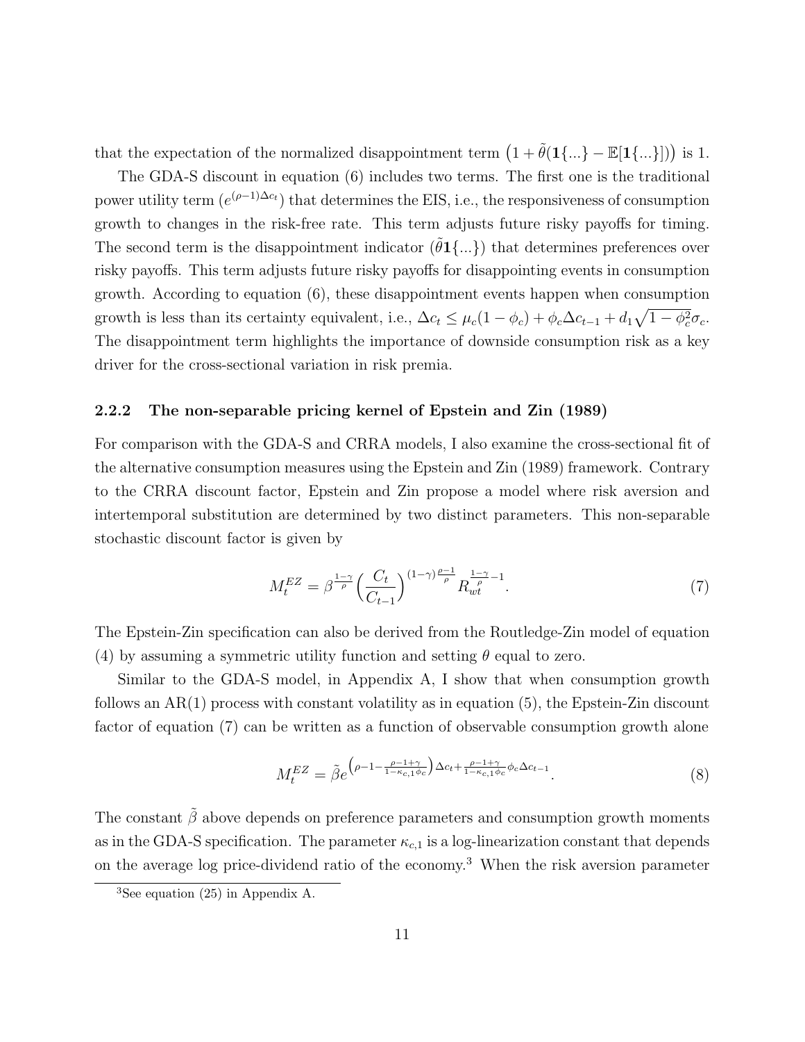that the expectation of the normalized disappointment term $\left(1+\tilde{\theta}(\mathbf{1}\{...\}-\mathbb{E}[\mathbf{1}\{...\}])\right)$ is 1.

The GDA-S discount in equation (6) includes two terms. The first one is the traditional power utility term ($e^{(\rho-1)\Delta c_t}$) that determines the EIS, i.e., the responsiveness of consumption growth to changes in the risk-free rate. This term adjusts future risky payoffs for timing. The second term is the disappointment indicator ($\tilde{\theta}\mathbf{1}\{...\}$) that determines preferences over risky payoffs. This term adjusts future risky payoffs for disappointing events in consumption growth. According to equation (6), these disappointment events happen when consumption growth is less than its certainty equivalent, i.e., $\Delta c_t \leq \mu_c(1-\phi_c)+\phi_c\Delta c_{t-1}+d_1\sqrt{1-\phi_c^2}\sigma_c$. The disappointment term highlights the importance of downside consumption risk as a key driver for the cross-sectional variation in risk premia.

### 2.2.2 The non-separable pricing kernel of Epstein and Zin (1989)

For comparison with the GDA-S and CRRA models, I also examine the cross-sectional fit of the alternative consumption measures using the Epstein and Zin (1989) framework. Contrary to the CRRA discount factor, Epstein and Zin propose a model where risk aversion and intertemporal substitution are determined by two distinct parameters. This non-separable stochastic discount factor is given by

$$M_t^{EZ} = \beta^{\frac{1-\gamma}{\rho}}\Big(\frac{C_t}{C_{t-1}}\Big)^{(1-\gamma)\frac{\rho-1}{\rho}} R_{wt}^{\frac{1-\gamma}{\rho}-1}. \tag{7}$$

The Epstein-Zin specification can also be derived from the Routledge-Zin model of equation (4) by assuming a symmetric utility function and setting $\theta$ equal to zero.

Similar to the GDA-S model, in Appendix A, I show that when consumption growth follows an AR(1) process with constant volatility as in equation (5), the Epstein-Zin discount factor of equation (7) can be written as a function of observable consumption growth alone

$$M_t^{EZ} = \tilde{\beta} e^{\left(\rho-1-\frac{\rho-1+\gamma}{1-\kappa_{c,1}\phi_c}\right)\Delta c_t + \frac{\rho-1+\gamma}{1-\kappa_{c,1}\phi_c}\phi_c\Delta c_{t-1}}. \tag{8}$$

The constant $\tilde{\beta}$ above depends on preference parameters and consumption growth moments as in the GDA-S specification. The parameter $\kappa_{c,1}$ is a log-linearization constant that depends on the average log price-dividend ratio of the economy.[3] When the risk aversion parameter

[3] See equation (25) in Appendix A.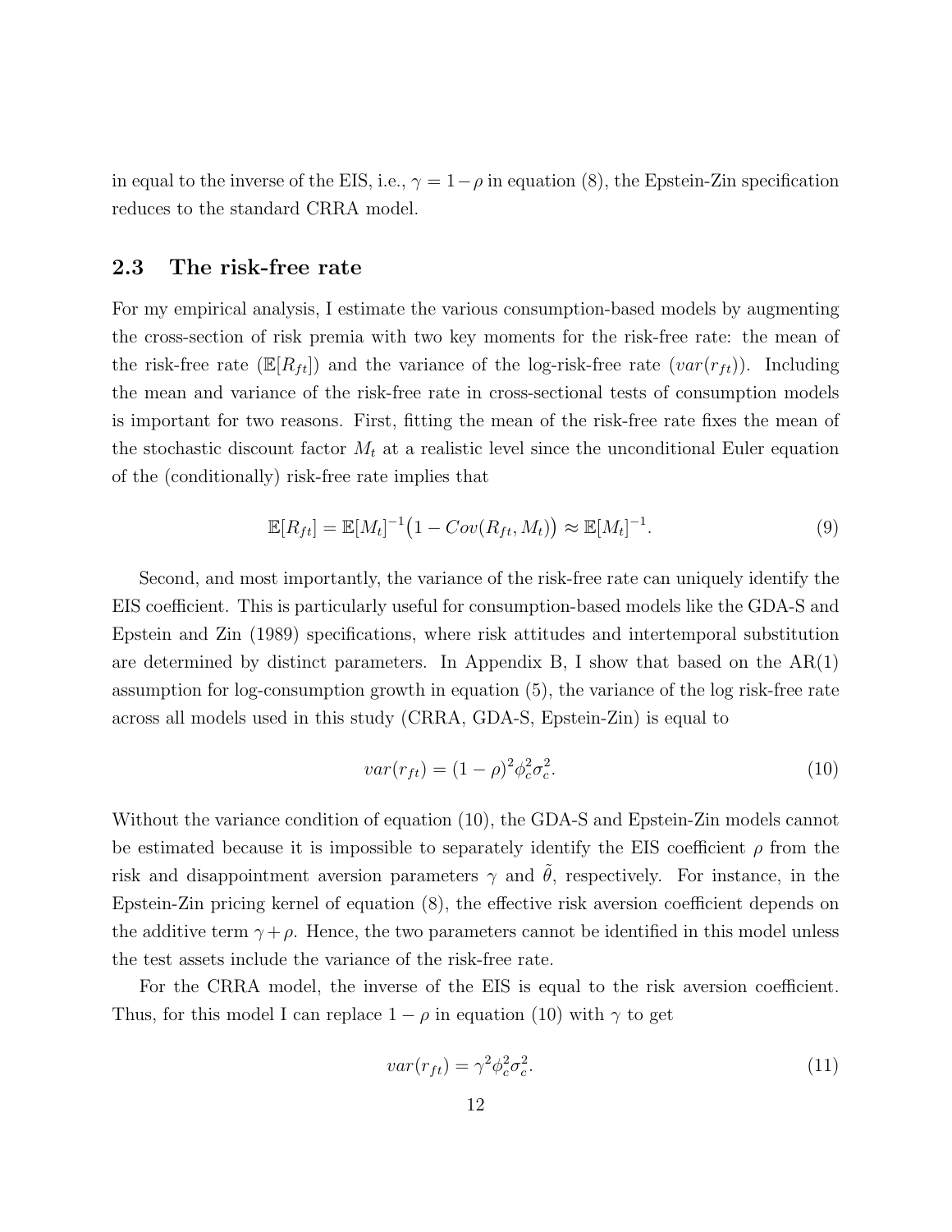in equal to the inverse of the EIS, i.e., $\gamma = 1 - \rho$ in equation (8), the Epstein-Zin specification reduces to the standard CRRA model.

### 2.3 The risk-free rate

For my empirical analysis, I estimate the various consumption-based models by augmenting the cross-section of risk premia with two key moments for the risk-free rate: the mean of the risk-free rate ($\mathbb{E}[R_{ft}]$) and the variance of the log-risk-free rate ($var(r_{ft})$). Including the mean and variance of the risk-free rate in cross-sectional tests of consumption models is important for two reasons. First, fitting the mean of the risk-free rate fixes the mean of the stochastic discount factor $M_t$ at a realistic level since the unconditional Euler equation of the (conditionally) risk-free rate implies that

$$\mathbb{E}[R_{ft}] = \mathbb{E}[M_t]^{-1}\big(1 - Cov(R_{ft}, M_t)\big) \approx \mathbb{E}[M_t]^{-1}. \tag{9}$$

Second, and most importantly, the variance of the risk-free rate can uniquely identify the EIS coefficient. This is particularly useful for consumption-based models like the GDA-S and Epstein and Zin (1989) specifications, where risk attitudes and intertemporal substitution are determined by distinct parameters. In Appendix B, I show that based on the AR(1) assumption for log-consumption growth in equation (5), the variance of the log risk-free rate across all models used in this study (CRRA, GDA-S, Epstein-Zin) is equal to

$$var(r_{ft}) = (1-\rho)^2 \phi_c^2 \sigma_c^2. \tag{10}$$

Without the variance condition of equation (10), the GDA-S and Epstein-Zin models cannot be estimated because it is impossible to separately identify the EIS coefficient $\rho$ from the risk and disappointment aversion parameters $\gamma$ and $\tilde{\theta}$, respectively. For instance, in the Epstein-Zin pricing kernel of equation (8), the effective risk aversion coefficient depends on the additive term $\gamma + \rho$. Hence, the two parameters cannot be identified in this model unless the test assets include the variance of the risk-free rate.

For the CRRA model, the inverse of the EIS is equal to the risk aversion coefficient. Thus, for this model I can replace $1 - \rho$ in equation (10) with $\gamma$ to get

$$var(r_{ft}) = \gamma^2 \phi_c^2 \sigma_c^2. \tag{11}$$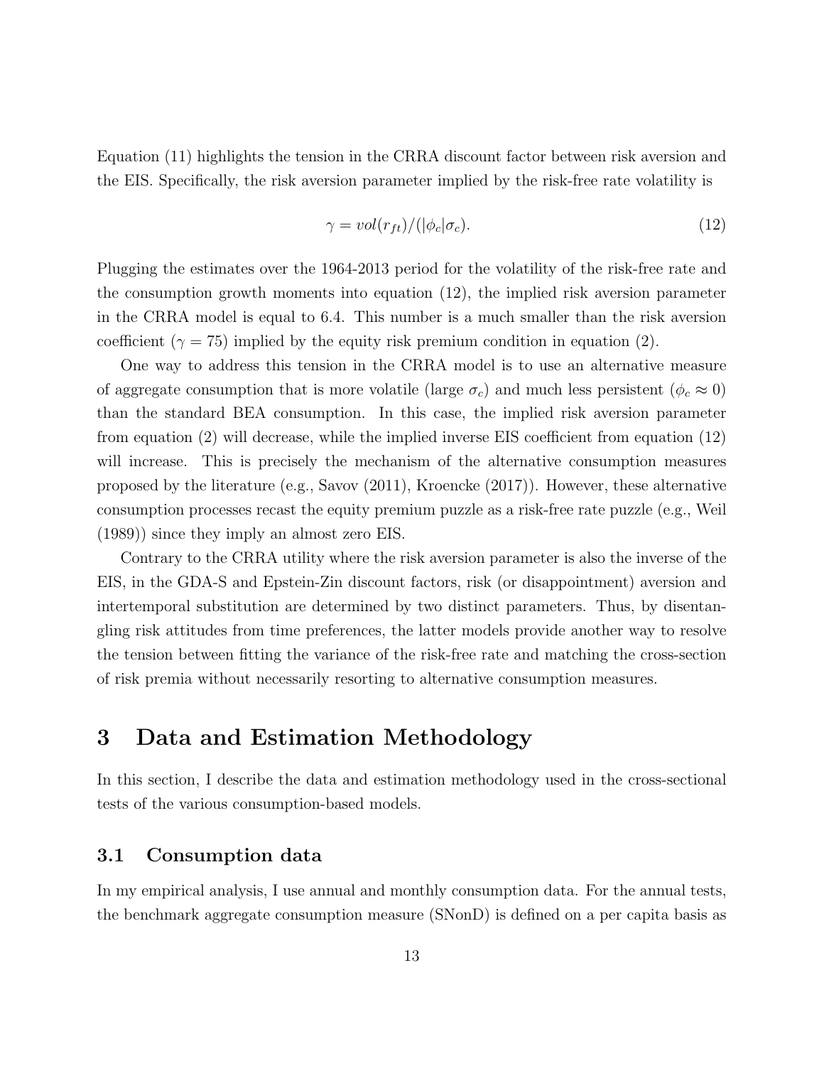Equation (11) highlights the tension in the CRRA discount factor between risk aversion and the EIS. Specifically, the risk aversion parameter implied by the risk-free rate volatility is

$$\gamma = vol(r_{ft})/(|\phi_c|\sigma_c). \tag{12}$$

Plugging the estimates over the 1964-2013 period for the volatility of the risk-free rate and the consumption growth moments into equation (12), the implied risk aversion parameter in the CRRA model is equal to 6.4. This number is a much smaller than the risk aversion coefficient ($\gamma = 75$) implied by the equity risk premium condition in equation (2).

One way to address this tension in the CRRA model is to use an alternative measure of aggregate consumption that is more volatile (large $\sigma_c$) and much less persistent ($\phi_c \approx 0$) than the standard BEA consumption. In this case, the implied risk aversion parameter from equation (2) will decrease, while the implied inverse EIS coefficient from equation (12) will increase. This is precisely the mechanism of the alternative consumption measures proposed by the literature (e.g., Savov (2011), Kroencke (2017)). However, these alternative consumption processes recast the equity premium puzzle as a risk-free rate puzzle (e.g., Weil (1989)) since they imply an almost zero EIS.

Contrary to the CRRA utility where the risk aversion parameter is also the inverse of the EIS, in the GDA-S and Epstein-Zin discount factors, risk (or disappointment) aversion and intertemporal substitution are determined by two distinct parameters. Thus, by disentangling risk attitudes from time preferences, the latter models provide another way to resolve the tension between fitting the variance of the risk-free rate and matching the cross-section of risk premia without necessarily resorting to alternative consumption measures.

# 3 Data and Estimation Methodology

In this section, I describe the data and estimation methodology used in the cross-sectional tests of the various consumption-based models.

## 3.1 Consumption data

In my empirical analysis, I use annual and monthly consumption data. For the annual tests, the benchmark aggregate consumption measure (SNonD) is defined on a per capita basis as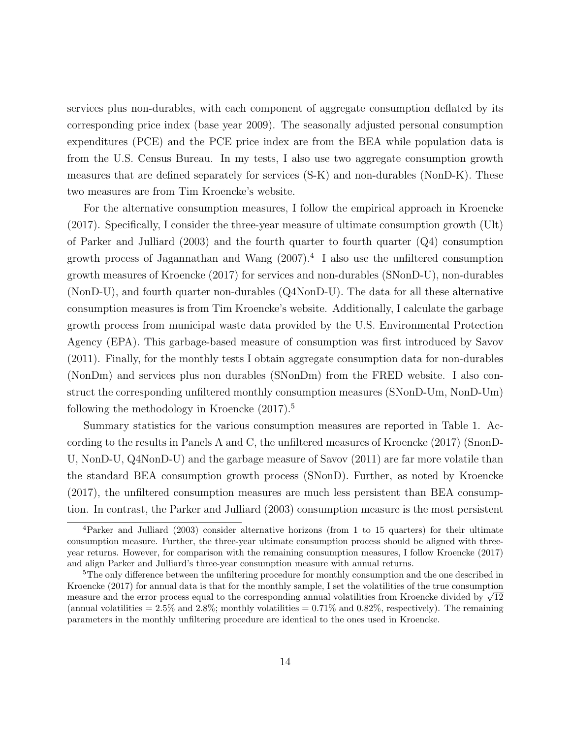services plus non-durables, with each component of aggregate consumption deflated by its corresponding price index (base year 2009). The seasonally adjusted personal consumption expenditures (PCE) and the PCE price index are from the BEA while population data is from the U.S. Census Bureau. In my tests, I also use two aggregate consumption growth measures that are defined separately for services (S-K) and non-durables (NonD-K). These two measures are from Tim Kroencke's website.

For the alternative consumption measures, I follow the empirical approach in Kroencke (2017). Specifically, I consider the three-year measure of ultimate consumption growth (Ult) of Parker and Julliard (2003) and the fourth quarter to fourth quarter (Q4) consumption growth process of Jagannathan and Wang (2007).[4] I also use the unfiltered consumption growth measures of Kroencke (2017) for services and non-durables (SNonD-U), non-durables (NonD-U), and fourth quarter non-durables (Q4NonD-U). The data for all these alternative consumption measures is from Tim Kroencke's website. Additionally, I calculate the garbage growth process from municipal waste data provided by the U.S. Environmental Protection Agency (EPA). This garbage-based measure of consumption was first introduced by Savov (2011). Finally, for the monthly tests I obtain aggregate consumption data for non-durables (NonDm) and services plus non durables (SNonDm) from the FRED website. I also construct the corresponding unfiltered monthly consumption measures (SNonD-Um, NonD-Um) following the methodology in Kroencke (2017).[5]

Summary statistics for the various consumption measures are reported in Table 1. According to the results in Panels A and C, the unfiltered measures of Kroencke (2017) (SnonD-U, NonD-U, Q4NonD-U) and the garbage measure of Savov (2011) are far more volatile than the standard BEA consumption growth process (SNonD). Further, as noted by Kroencke (2017), the unfiltered consumption measures are much less persistent than BEA consumption. In contrast, the Parker and Julliard (2003) consumption measure is the most persistent

[4]Parker and Julliard (2003) consider alternative horizons (from 1 to 15 quarters) for their ultimate consumption measure. Further, the three-year ultimate consumption process should be aligned with three-year returns. However, for comparison with the remaining consumption measures, I follow Kroencke (2017) and align Parker and Julliard's three-year consumption measure with annual returns.

[5]The only difference between the unfiltering procedure for monthly consumption and the one described in Kroencke (2017) for annual data is that for the monthly sample, I set the volatilities of the true consumption measure and the error process equal to the corresponding annual volatilities from Kroencke divided by $\sqrt{12}$ (annual volatilities = 2.5% and 2.8%; monthly volatilities = 0.71% and 0.82%, respectively). The remaining parameters in the monthly unfiltering procedure are identical to the ones used in Kroencke.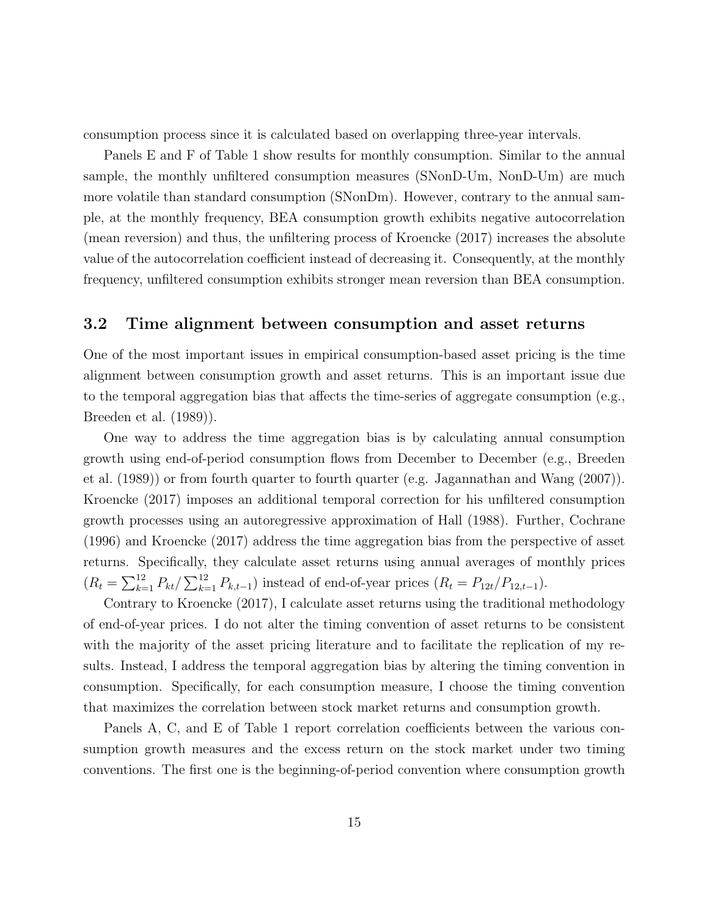consumption process since it is calculated based on overlapping three-year intervals.

Panels E and F of Table 1 show results for monthly consumption. Similar to the annual sample, the monthly unfiltered consumption measures (SNonD-Um, NonD-Um) are much more volatile than standard consumption (SNonDm). However, contrary to the annual sample, at the monthly frequency, BEA consumption growth exhibits negative autocorrelation (mean reversion) and thus, the unfiltering process of Kroencke (2017) increases the absolute value of the autocorrelation coefficient instead of decreasing it. Consequently, at the monthly frequency, unfiltered consumption exhibits stronger mean reversion than BEA consumption.

## 3.2 Time alignment between consumption and asset returns

One of the most important issues in empirical consumption-based asset pricing is the time alignment between consumption growth and asset returns. This is an important issue due to the temporal aggregation bias that affects the time-series of aggregate consumption (e.g., Breeden et al. (1989)).

One way to address the time aggregation bias is by calculating annual consumption growth using end-of-period consumption flows from December to December (e.g., Breeden et al. (1989)) or from fourth quarter to fourth quarter (e.g. Jagannathan and Wang (2007)). Kroencke (2017) imposes an additional temporal correction for his unfiltered consumption growth processes using an autoregressive approximation of Hall (1988). Further, Cochrane (1996) and Kroencke (2017) address the time aggregation bias from the perspective of asset returns. Specifically, they calculate asset returns using annual averages of monthly prices ($R_t = \sum_{k=1}^{12} P_{kt} / \sum_{k=1}^{12} P_{k,t-1}$) instead of end-of-year prices ($R_t = P_{12t}/P_{12,t-1}$).

Contrary to Kroencke (2017), I calculate asset returns using the traditional methodology of end-of-year prices. I do not alter the timing convention of asset returns to be consistent with the majority of the asset pricing literature and to facilitate the replication of my results. Instead, I address the temporal aggregation bias by altering the timing convention in consumption. Specifically, for each consumption measure, I choose the timing convention that maximizes the correlation between stock market returns and consumption growth.

Panels A, C, and E of Table 1 report correlation coefficients between the various consumption growth measures and the excess return on the stock market under two timing conventions. The first one is the beginning-of-period convention where consumption growth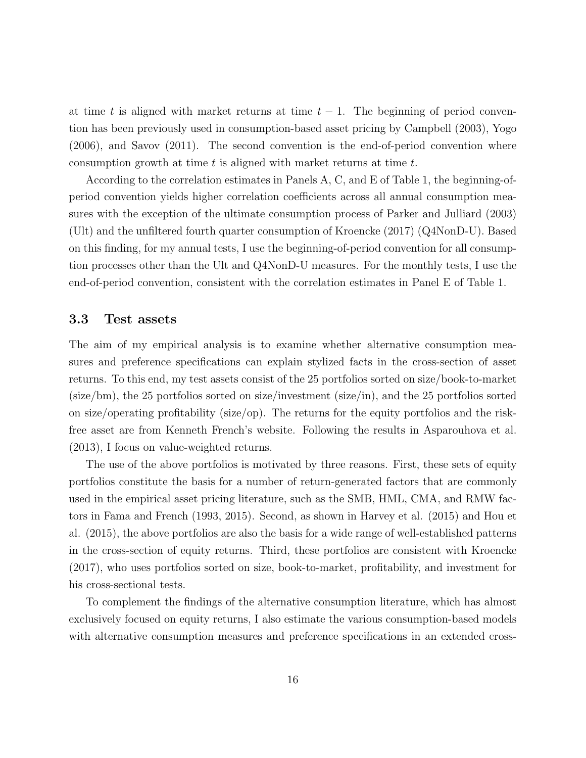at time $t$ is aligned with market returns at time $t-1$. The beginning of period convention has been previously used in consumption-based asset pricing by Campbell (2003), Yogo (2006), and Savov (2011). The second convention is the end-of-period convention where consumption growth at time $t$ is aligned with market returns at time $t$.

According to the correlation estimates in Panels A, C, and E of Table 1, the beginning-of-period convention yields higher correlation coefficients across all annual consumption measures with the exception of the ultimate consumption process of Parker and Julliard (2003) (Ult) and the unfiltered fourth quarter consumption of Kroencke (2017) (Q4NonD-U). Based on this finding, for my annual tests, I use the beginning-of-period convention for all consumption processes other than the Ult and Q4NonD-U measures. For the monthly tests, I use the end-of-period convention, consistent with the correlation estimates in Panel E of Table 1.

### 3.3 Test assets

The aim of my empirical analysis is to examine whether alternative consumption measures and preference specifications can explain stylized facts in the cross-section of asset returns. To this end, my test assets consist of the 25 portfolios sorted on size/book-to-market (size/bm), the 25 portfolios sorted on size/investment (size/in), and the 25 portfolios sorted on size/operating profitability (size/op). The returns for the equity portfolios and the risk-free asset are from Kenneth French's website. Following the results in Asparouhova et al. (2013), I focus on value-weighted returns.

The use of the above portfolios is motivated by three reasons. First, these sets of equity portfolios constitute the basis for a number of return-generated factors that are commonly used in the empirical asset pricing literature, such as the SMB, HML, CMA, and RMW factors in Fama and French (1993, 2015). Second, as shown in Harvey et al. (2015) and Hou et al. (2015), the above portfolios are also the basis for a wide range of well-established patterns in the cross-section of equity returns. Third, these portfolios are consistent with Kroencke (2017), who uses portfolios sorted on size, book-to-market, profitability, and investment for his cross-sectional tests.

To complement the findings of the alternative consumption literature, which has almost exclusively focused on equity returns, I also estimate the various consumption-based models with alternative consumption measures and preference specifications in an extended cross-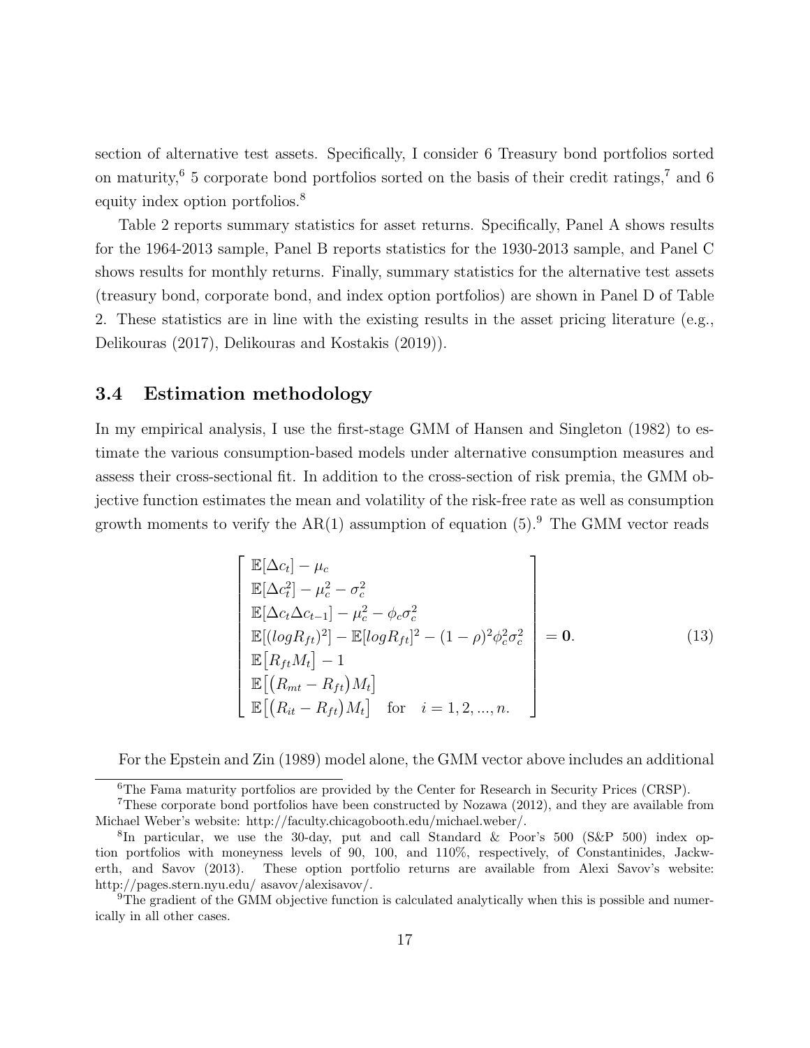section of alternative test assets. Specifically, I consider 6 Treasury bond portfolios sorted on maturity,[6] 5 corporate bond portfolios sorted on the basis of their credit ratings,[7] and 6 equity index option portfolios.[8]

Table 2 reports summary statistics for asset returns. Specifically, Panel A shows results for the 1964-2013 sample, Panel B reports statistics for the 1930-2013 sample, and Panel C shows results for monthly returns. Finally, summary statistics for the alternative test assets (treasury bond, corporate bond, and index option portfolios) are shown in Panel D of Table 2. These statistics are in line with the existing results in the asset pricing literature (e.g., Delikouras (2017), Delikouras and Kostakis (2019)).

### 3.4 Estimation methodology

In my empirical analysis, I use the first-stage GMM of Hansen and Singleton (1982) to estimate the various consumption-based models under alternative consumption measures and assess their cross-sectional fit. In addition to the cross-section of risk premia, the GMM objective function estimates the mean and volatility of the risk-free rate as well as consumption growth moments to verify the AR(1) assumption of equation (5).[9] The GMM vector reads

$$
\left[\begin{array}{l}
\mathbb{E}[\Delta c_t] - \mu_c \\
\mathbb{E}[\Delta c_t^2] - \mu_c^2 - \sigma_c^2 \\
\mathbb{E}[\Delta c_t \Delta c_{t-1}] - \mu_c^2 - \phi_c \sigma_c^2 \\
\mathbb{E}[(logR_{ft})^2] - \mathbb{E}[logR_{ft}]^2 - (1-\rho)^2 \phi_c^2 \sigma_c^2 \\
\mathbb{E}\big[R_{ft} M_t\big] - 1 \\
\mathbb{E}\big[\big(R_{mt} - R_{ft}\big) M_t\big] \\
\mathbb{E}\big[\big(R_{it} - R_{ft}\big) M_t\big] \quad \text{for} \quad i = 1, 2, ..., n.
\end{array}\right] = \mathbf{0}. \tag{13}
$$

For the Epstein and Zin (1989) model alone, the GMM vector above includes an additional

[6] The Fama maturity portfolios are provided by the Center for Research in Security Prices (CRSP).

[7] These corporate bond portfolios have been constructed by Nozawa (2012), and they are available from Michael Weber's website: http://faculty.chicagobooth.edu/michael.weber/.

[8] In particular, we use the 30-day, put and call Standard & Poor's 500 (S&P 500) index option portfolios with moneyness levels of 90, 100, and 110%, respectively, of Constantinides, Jackwerth, and Savov (2013). These option portfolio returns are available from Alexi Savov's website: http://pages.stern.nyu.edu/ asavov/alexisavov/.

[9] The gradient of the GMM objective function is calculated analytically when this is possible and numerically in all other cases.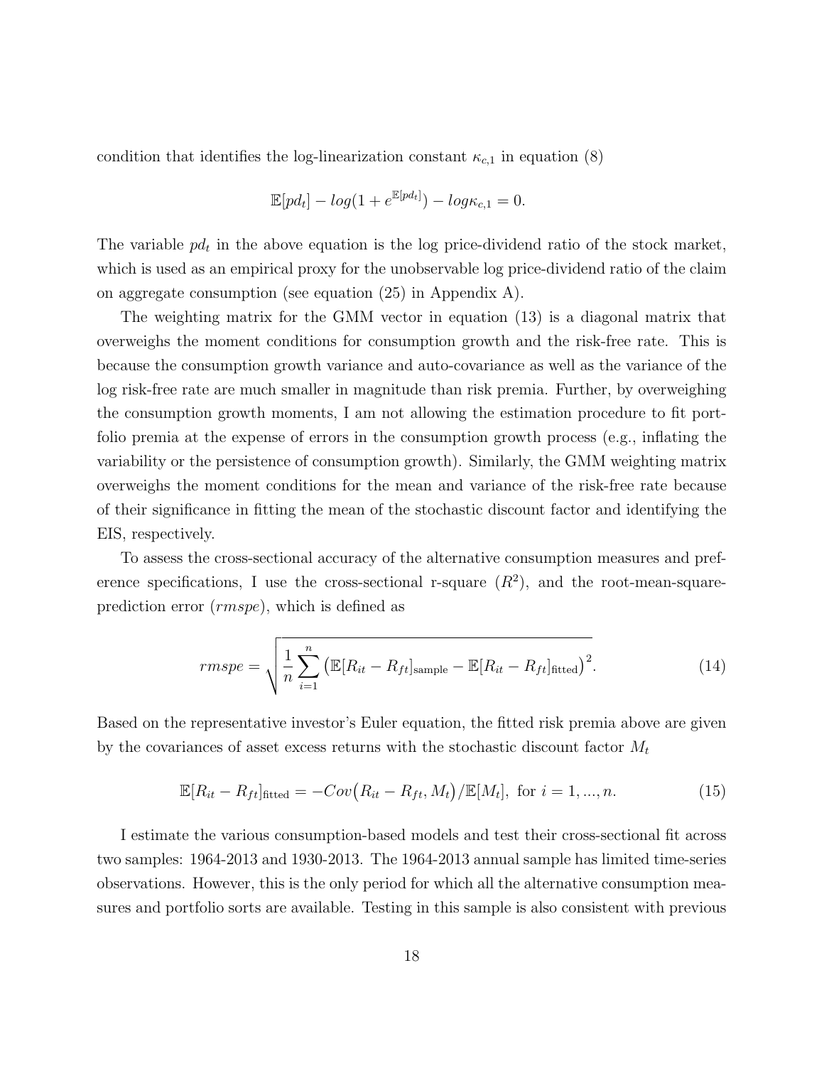condition that identifies the log-linearization constant $\kappa_{c,1}$ in equation (8)

$$\mathbb{E}[pd_t] - log(1 + e^{\mathbb{E}[pd_t]}) - log\kappa_{c,1} = 0.$$

The variable $pd_t$ in the above equation is the log price-dividend ratio of the stock market, which is used as an empirical proxy for the unobservable log price-dividend ratio of the claim on aggregate consumption (see equation (25) in Appendix A).

The weighting matrix for the GMM vector in equation (13) is a diagonal matrix that overweighs the moment conditions for consumption growth and the risk-free rate. This is because the consumption growth variance and auto-covariance as well as the variance of the log risk-free rate are much smaller in magnitude than risk premia. Further, by overweighing the consumption growth moments, I am not allowing the estimation procedure to fit portfolio premia at the expense of errors in the consumption growth process (e.g., inflating the variability or the persistence of consumption growth). Similarly, the GMM weighting matrix overweighs the moment conditions for the mean and variance of the risk-free rate because of their significance in fitting the mean of the stochastic discount factor and identifying the EIS, respectively.

To assess the cross-sectional accuracy of the alternative consumption measures and preference specifications, I use the cross-sectional r-square ($R^2$), and the root-mean-square-prediction error ($rmspe$), which is defined as

$$rmspe = \sqrt{\frac{1}{n}\sum_{i=1}^{n}\big(\mathbb{E}[R_{it} - R_{ft}]_{\text{sample}} - \mathbb{E}[R_{it} - R_{ft}]_{\text{fitted}}\big)^2}. \tag{14}$$

Based on the representative investor's Euler equation, the fitted risk premia above are given by the covariances of asset excess returns with the stochastic discount factor $M_t$

$$\mathbb{E}[R_{it} - R_{ft}]_{\text{fitted}} = -Cov\big(R_{it} - R_{ft}, M_t\big)/\mathbb{E}[M_t], \text{ for } i = 1, ..., n. \tag{15}$$

I estimate the various consumption-based models and test their cross-sectional fit across two samples: 1964-2013 and 1930-2013. The 1964-2013 annual sample has limited time-series observations. However, this is the only period for which all the alternative consumption measures and portfolio sorts are available. Testing in this sample is also consistent with previous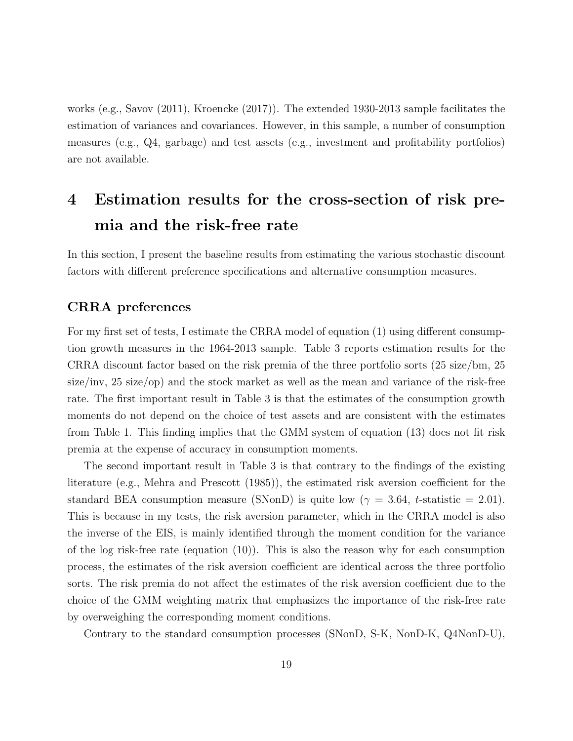works (e.g., Savov (2011), Kroencke (2017)). The extended 1930-2013 sample facilitates the estimation of variances and covariances. However, in this sample, a number of consumption measures (e.g., Q4, garbage) and test assets (e.g., investment and profitability portfolios) are not available.

# 4 Estimation results for the cross-section of risk premia and the risk-free rate

In this section, I present the baseline results from estimating the various stochastic discount factors with different preference specifications and alternative consumption measures.

### CRRA preferences

For my first set of tests, I estimate the CRRA model of equation (1) using different consumption growth measures in the 1964-2013 sample. Table 3 reports estimation results for the CRRA discount factor based on the risk premia of the three portfolio sorts (25 size/bm, 25 size/inv, 25 size/op) and the stock market as well as the mean and variance of the risk-free rate. The first important result in Table 3 is that the estimates of the consumption growth moments do not depend on the choice of test assets and are consistent with the estimates from Table 1. This finding implies that the GMM system of equation (13) does not fit risk premia at the expense of accuracy in consumption moments.

The second important result in Table 3 is that contrary to the findings of the existing literature (e.g., Mehra and Prescott (1985)), the estimated risk aversion coefficient for the standard BEA consumption measure (SNonD) is quite low ($\gamma = 3.64$, $t$-statistic = 2.01). This is because in my tests, the risk aversion parameter, which in the CRRA model is also the inverse of the EIS, is mainly identified through the moment condition for the variance of the log risk-free rate (equation (10)). This is also the reason why for each consumption process, the estimates of the risk aversion coefficient are identical across the three portfolio sorts. The risk premia do not affect the estimates of the risk aversion coefficient due to the choice of the GMM weighting matrix that emphasizes the importance of the risk-free rate by overweighing the corresponding moment conditions.

Contrary to the standard consumption processes (SNonD, S-K, NonD-K, Q4NonD-U),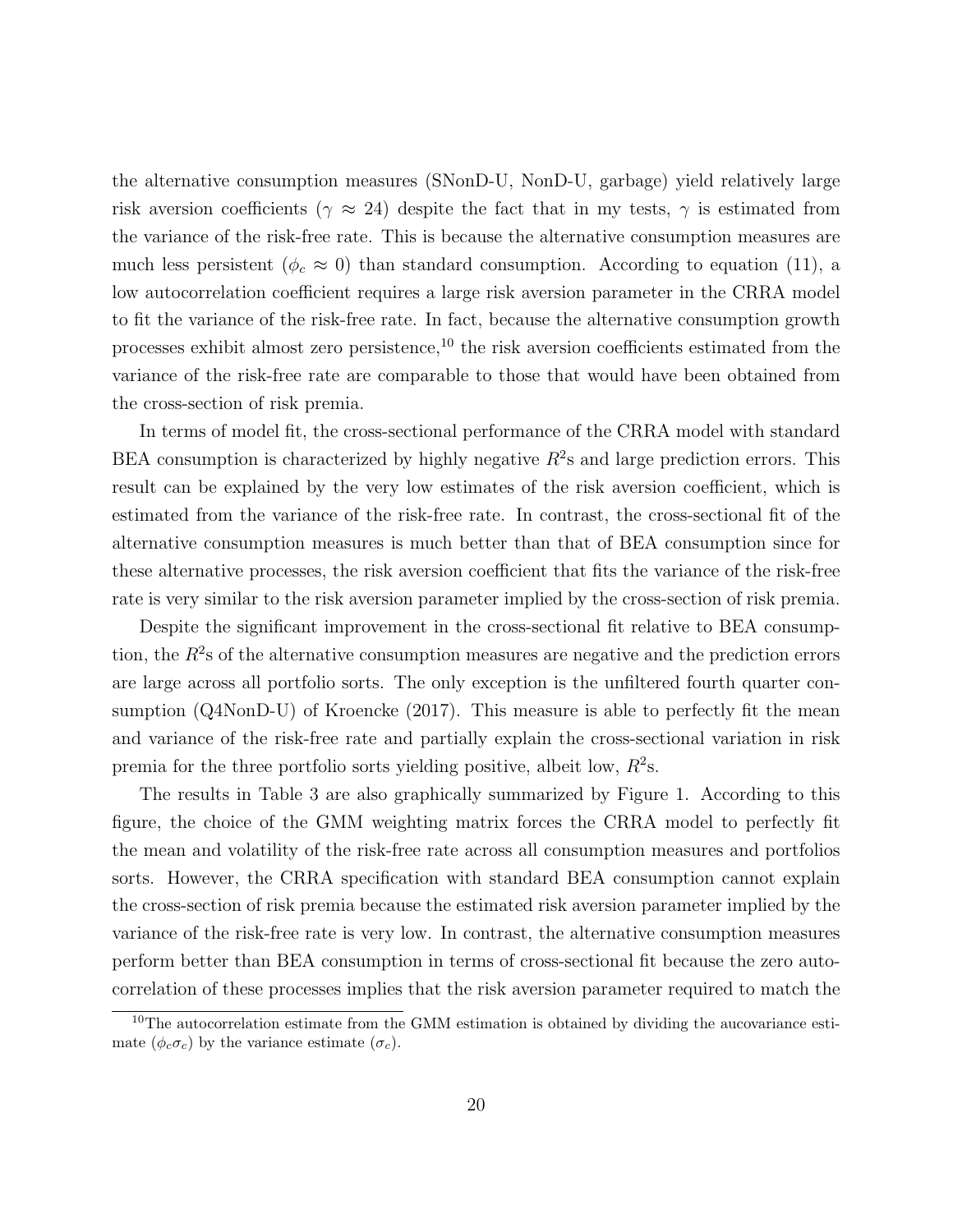the alternative consumption measures (SNonD-U, NonD-U, garbage) yield relatively large risk aversion coefficients ($\gamma \approx 24$) despite the fact that in my tests, $\gamma$ is estimated from the variance of the risk-free rate. This is because the alternative consumption measures are much less persistent ($\phi_c \approx 0$) than standard consumption. According to equation (11), a low autocorrelation coefficient requires a large risk aversion parameter in the CRRA model to fit the variance of the risk-free rate. In fact, because the alternative consumption growth processes exhibit almost zero persistence,[10] the risk aversion coefficients estimated from the variance of the risk-free rate are comparable to those that would have been obtained from the cross-section of risk premia.

In terms of model fit, the cross-sectional performance of the CRRA model with standard BEA consumption is characterized by highly negative $R^2$s and large prediction errors. This result can be explained by the very low estimates of the risk aversion coefficient, which is estimated from the variance of the risk-free rate. In contrast, the cross-sectional fit of the alternative consumption measures is much better than that of BEA consumption since for these alternative processes, the risk aversion coefficient that fits the variance of the risk-free rate is very similar to the risk aversion parameter implied by the cross-section of risk premia.

Despite the significant improvement in the cross-sectional fit relative to BEA consumption, the $R^2$s of the alternative consumption measures are negative and the prediction errors are large across all portfolio sorts. The only exception is the unfiltered fourth quarter consumption (Q4NonD-U) of Kroencke (2017). This measure is able to perfectly fit the mean and variance of the risk-free rate and partially explain the cross-sectional variation in risk premia for the three portfolio sorts yielding positive, albeit low, $R^2$s.

The results in Table 3 are also graphically summarized by Figure 1. According to this figure, the choice of the GMM weighting matrix forces the CRRA model to perfectly fit the mean and volatility of the risk-free rate across all consumption measures and portfolios sorts. However, the CRRA specification with standard BEA consumption cannot explain the cross-section of risk premia because the estimated risk aversion parameter implied by the variance of the risk-free rate is very low. In contrast, the alternative consumption measures perform better than BEA consumption in terms of cross-sectional fit because the zero autocorrelation of these processes implies that the risk aversion parameter required to match the

[10] The autocorrelation estimate from the GMM estimation is obtained by dividing the aucovariance estimate ($\phi_c \sigma_c$) by the variance estimate ($\sigma_c$).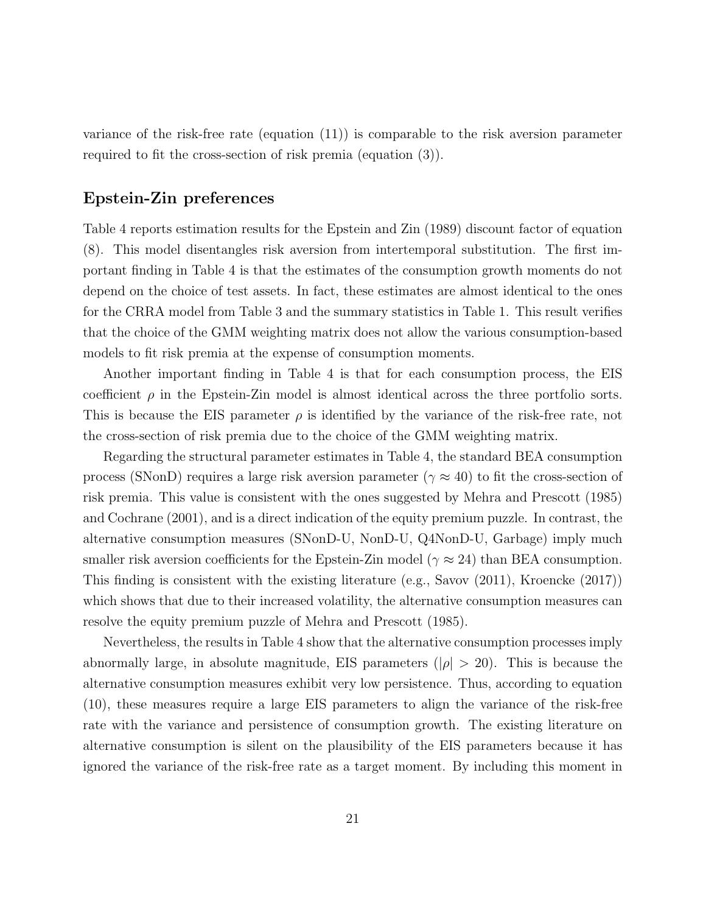variance of the risk-free rate (equation (11)) is comparable to the risk aversion parameter required to fit the cross-section of risk premia (equation (3)).

### Epstein-Zin preferences

Table 4 reports estimation results for the Epstein and Zin (1989) discount factor of equation (8). This model disentangles risk aversion from intertemporal substitution. The first important finding in Table 4 is that the estimates of the consumption growth moments do not depend on the choice of test assets. In fact, these estimates are almost identical to the ones for the CRRA model from Table 3 and the summary statistics in Table 1. This result verifies that the choice of the GMM weighting matrix does not allow the various consumption-based models to fit risk premia at the expense of consumption moments.

Another important finding in Table 4 is that for each consumption process, the EIS coefficient $\rho$ in the Epstein-Zin model is almost identical across the three portfolio sorts. This is because the EIS parameter $\rho$ is identified by the variance of the risk-free rate, not the cross-section of risk premia due to the choice of the GMM weighting matrix.

Regarding the structural parameter estimates in Table 4, the standard BEA consumption process (SNonD) requires a large risk aversion parameter ($\gamma \approx 40$) to fit the cross-section of risk premia. This value is consistent with the ones suggested by Mehra and Prescott (1985) and Cochrane (2001), and is a direct indication of the equity premium puzzle. In contrast, the alternative consumption measures (SNonD-U, NonD-U, Q4NonD-U, Garbage) imply much smaller risk aversion coefficients for the Epstein-Zin model ($\gamma \approx 24$) than BEA consumption. This finding is consistent with the existing literature (e.g., Savov (2011), Kroencke (2017)) which shows that due to their increased volatility, the alternative consumption measures can resolve the equity premium puzzle of Mehra and Prescott (1985).

Nevertheless, the results in Table 4 show that the alternative consumption processes imply abnormally large, in absolute magnitude, EIS parameters ($|\rho| > 20$). This is because the alternative consumption measures exhibit very low persistence. Thus, according to equation (10), these measures require a large EIS parameters to align the variance of the risk-free rate with the variance and persistence of consumption growth. The existing literature on alternative consumption is silent on the plausibility of the EIS parameters because it has ignored the variance of the risk-free rate as a target moment. By including this moment in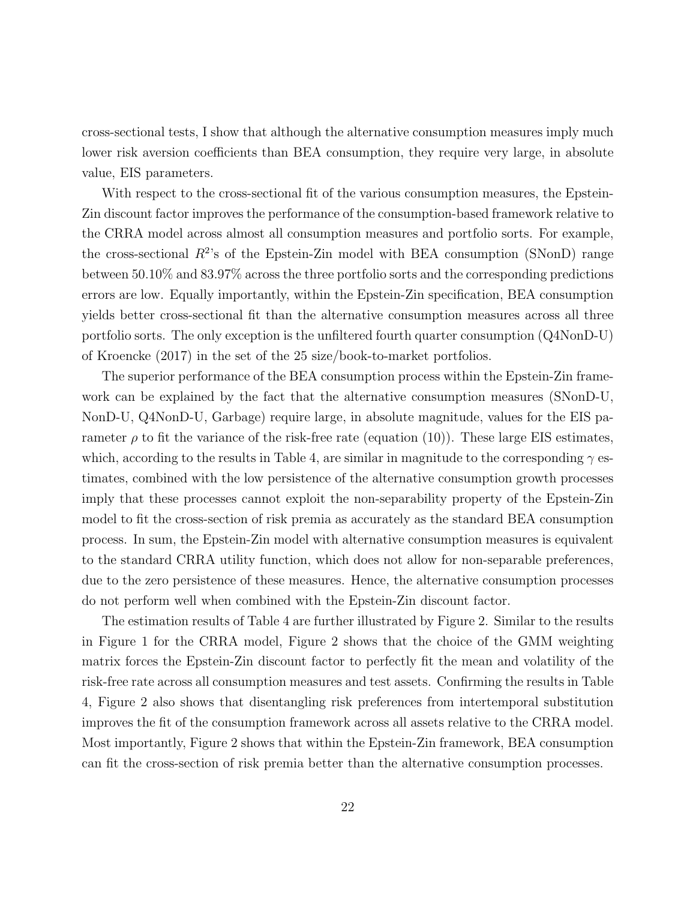cross-sectional tests, I show that although the alternative consumption measures imply much lower risk aversion coefficients than BEA consumption, they require very large, in absolute value, EIS parameters.

With respect to the cross-sectional fit of the various consumption measures, the Epstein-Zin discount factor improves the performance of the consumption-based framework relative to the CRRA model across almost all consumption measures and portfolio sorts. For example, the cross-sectional $R^2$'s of the Epstein-Zin model with BEA consumption (SNonD) range between 50.10% and 83.97% across the three portfolio sorts and the corresponding predictions errors are low. Equally importantly, within the Epstein-Zin specification, BEA consumption yields better cross-sectional fit than the alternative consumption measures across all three portfolio sorts. The only exception is the unfiltered fourth quarter consumption (Q4NonD-U) of Kroencke (2017) in the set of the 25 size/book-to-market portfolios.

The superior performance of the BEA consumption process within the Epstein-Zin framework can be explained by the fact that the alternative consumption measures (SNonD-U, NonD-U, Q4NonD-U, Garbage) require large, in absolute magnitude, values for the EIS parameter $\rho$ to fit the variance of the risk-free rate (equation (10)). These large EIS estimates, which, according to the results in Table 4, are similar in magnitude to the corresponding $\gamma$ estimates, combined with the low persistence of the alternative consumption growth processes imply that these processes cannot exploit the non-separability property of the Epstein-Zin model to fit the cross-section of risk premia as accurately as the standard BEA consumption process. In sum, the Epstein-Zin model with alternative consumption measures is equivalent to the standard CRRA utility function, which does not allow for non-separable preferences, due to the zero persistence of these measures. Hence, the alternative consumption processes do not perform well when combined with the Epstein-Zin discount factor.

The estimation results of Table 4 are further illustrated by Figure 2. Similar to the results in Figure 1 for the CRRA model, Figure 2 shows that the choice of the GMM weighting matrix forces the Epstein-Zin discount factor to perfectly fit the mean and volatility of the risk-free rate across all consumption measures and test assets. Confirming the results in Table 4, Figure 2 also shows that disentangling risk preferences from intertemporal substitution improves the fit of the consumption framework across all assets relative to the CRRA model. Most importantly, Figure 2 shows that within the Epstein-Zin framework, BEA consumption can fit the cross-section of risk premia better than the alternative consumption processes.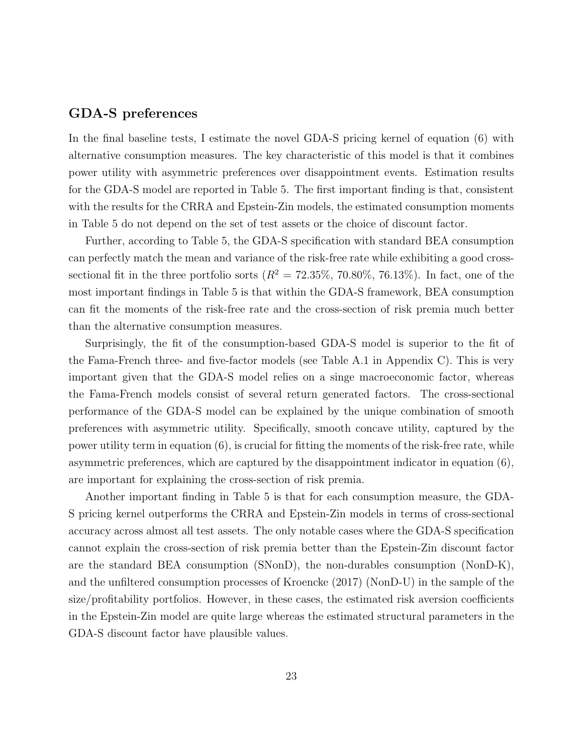### GDA-S preferences

In the final baseline tests, I estimate the novel GDA-S pricing kernel of equation (6) with alternative consumption measures. The key characteristic of this model is that it combines power utility with asymmetric preferences over disappointment events. Estimation results for the GDA-S model are reported in Table 5. The first important finding is that, consistent with the results for the CRRA and Epstein-Zin models, the estimated consumption moments in Table 5 do not depend on the set of test assets or the choice of discount factor.

Further, according to Table 5, the GDA-S specification with standard BEA consumption can perfectly match the mean and variance of the risk-free rate while exhibiting a good cross-sectional fit in the three portfolio sorts ($R^2 = 72.35\%$, $70.80\%$, $76.13\%$). In fact, one of the most important findings in Table 5 is that within the GDA-S framework, BEA consumption can fit the moments of the risk-free rate and the cross-section of risk premia much better than the alternative consumption measures.

Surprisingly, the fit of the consumption-based GDA-S model is superior to the fit of the Fama-French three- and five-factor models (see Table A.1 in Appendix C). This is very important given that the GDA-S model relies on a singe macroeconomic factor, whereas the Fama-French models consist of several return generated factors. The cross-sectional performance of the GDA-S model can be explained by the unique combination of smooth preferences with asymmetric utility. Specifically, smooth concave utility, captured by the power utility term in equation (6), is crucial for fitting the moments of the risk-free rate, while asymmetric preferences, which are captured by the disappointment indicator in equation (6), are important for explaining the cross-section of risk premia.

Another important finding in Table 5 is that for each consumption measure, the GDA-S pricing kernel outperforms the CRRA and Epstein-Zin models in terms of cross-sectional accuracy across almost all test assets. The only notable cases where the GDA-S specification cannot explain the cross-section of risk premia better than the Epstein-Zin discount factor are the standard BEA consumption (SNonD), the non-durables consumption (NonD-K), and the unfiltered consumption processes of Kroencke (2017) (NonD-U) in the sample of the size/profitability portfolios. However, in these cases, the estimated risk aversion coefficients in the Epstein-Zin model are quite large whereas the estimated structural parameters in the GDA-S discount factor have plausible values.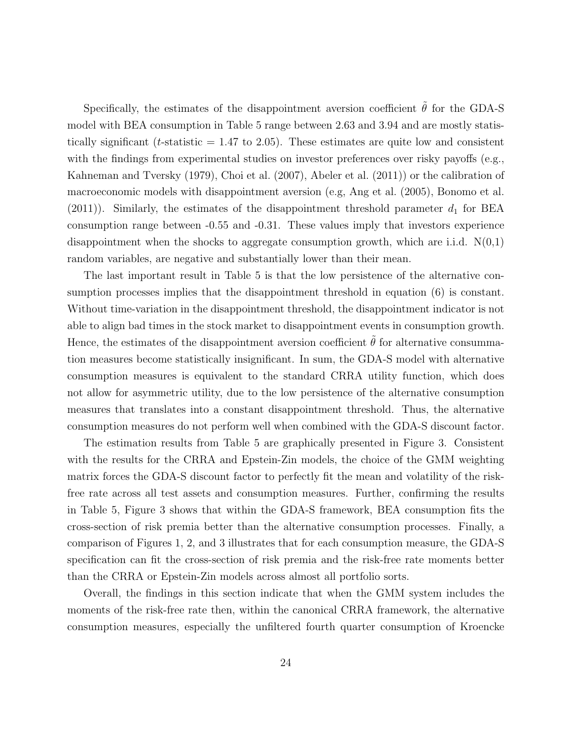Specifically, the estimates of the disappointment aversion coefficient $\tilde{\theta}$ for the GDA-S model with BEA consumption in Table 5 range between 2.63 and 3.94 and are mostly statistically significant ($t$-statistic = 1.47 to 2.05). These estimates are quite low and consistent with the findings from experimental studies on investor preferences over risky payoffs (e.g., Kahneman and Tversky (1979), Choi et al. (2007), Abeler et al. (2011)) or the calibration of macroeconomic models with disappointment aversion (e.g, Ang et al. (2005), Bonomo et al. (2011)). Similarly, the estimates of the disappointment threshold parameter $d_1$ for BEA consumption range between -0.55 and -0.31. These values imply that investors experience disappointment when the shocks to aggregate consumption growth, which are i.i.d. N(0,1) random variables, are negative and substantially lower than their mean.

The last important result in Table 5 is that the low persistence of the alternative consumption processes implies that the disappointment threshold in equation (6) is constant. Without time-variation in the disappointment threshold, the disappointment indicator is not able to align bad times in the stock market to disappointment events in consumption growth. Hence, the estimates of the disappointment aversion coefficient $\tilde{\theta}$ for alternative consummation measures become statistically insignificant. In sum, the GDA-S model with alternative consumption measures is equivalent to the standard CRRA utility function, which does not allow for asymmetric utility, due to the low persistence of the alternative consumption measures that translates into a constant disappointment threshold. Thus, the alternative consumption measures do not perform well when combined with the GDA-S discount factor.

The estimation results from Table 5 are graphically presented in Figure 3. Consistent with the results for the CRRA and Epstein-Zin models, the choice of the GMM weighting matrix forces the GDA-S discount factor to perfectly fit the mean and volatility of the risk-free rate across all test assets and consumption measures. Further, confirming the results in Table 5, Figure 3 shows that within the GDA-S framework, BEA consumption fits the cross-section of risk premia better than the alternative consumption processes. Finally, a comparison of Figures 1, 2, and 3 illustrates that for each consumption measure, the GDA-S specification can fit the cross-section of risk premia and the risk-free rate moments better than the CRRA or Epstein-Zin models across almost all portfolio sorts.

Overall, the findings in this section indicate that when the GMM system includes the moments of the risk-free rate then, within the canonical CRRA framework, the alternative consumption measures, especially the unfiltered fourth quarter consumption of Kroencke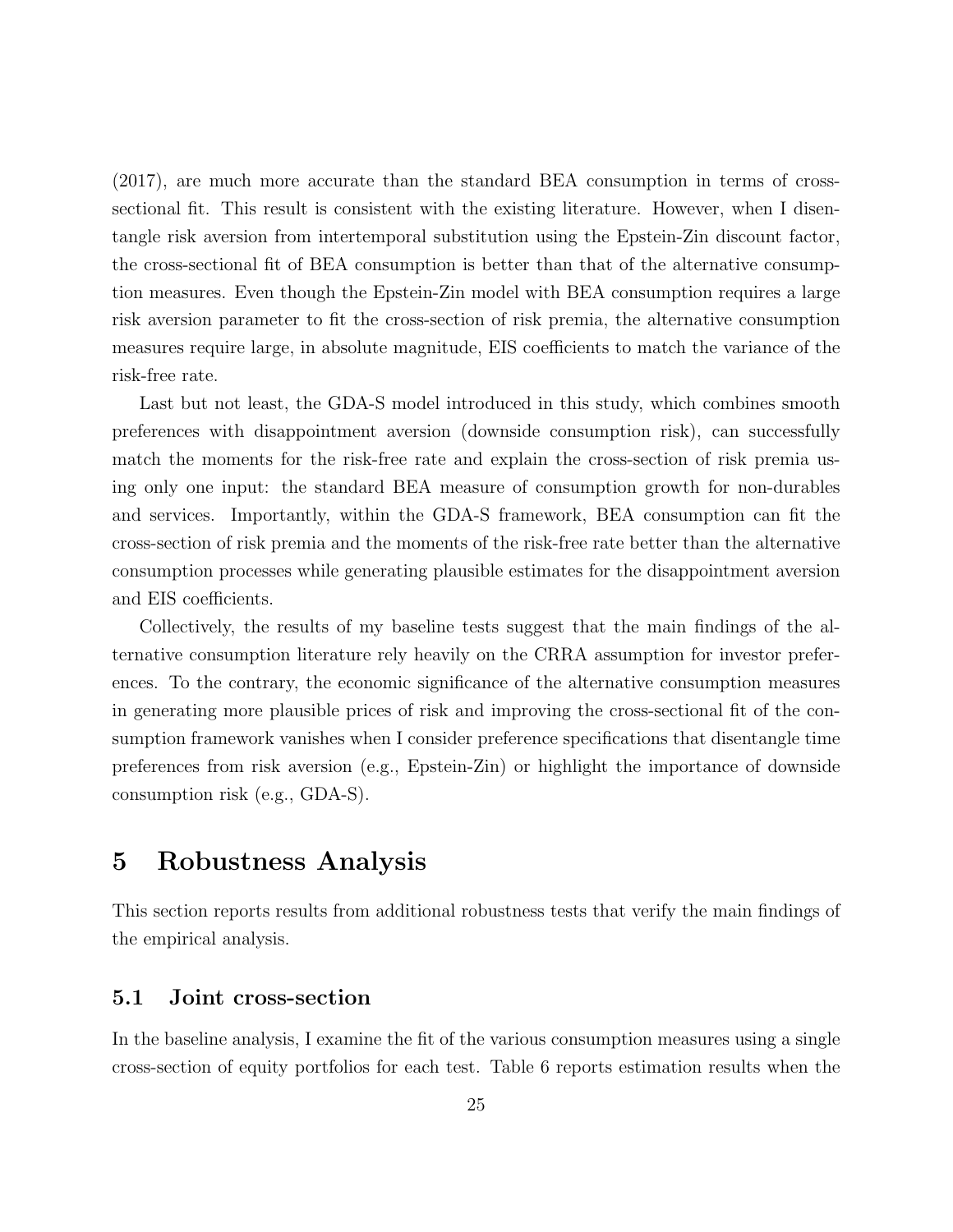(2017), are much more accurate than the standard BEA consumption in terms of cross-sectional fit. This result is consistent with the existing literature. However, when I disentangle risk aversion from intertemporal substitution using the Epstein-Zin discount factor, the cross-sectional fit of BEA consumption is better than that of the alternative consumption measures. Even though the Epstein-Zin model with BEA consumption requires a large risk aversion parameter to fit the cross-section of risk premia, the alternative consumption measures require large, in absolute magnitude, EIS coefficients to match the variance of the risk-free rate.

Last but not least, the GDA-S model introduced in this study, which combines smooth preferences with disappointment aversion (downside consumption risk), can successfully match the moments for the risk-free rate and explain the cross-section of risk premia using only one input: the standard BEA measure of consumption growth for non-durables and services. Importantly, within the GDA-S framework, BEA consumption can fit the cross-section of risk premia and the moments of the risk-free rate better than the alternative consumption processes while generating plausible estimates for the disappointment aversion and EIS coefficients.

Collectively, the results of my baseline tests suggest that the main findings of the alternative consumption literature rely heavily on the CRRA assumption for investor preferences. To the contrary, the economic significance of the alternative consumption measures in generating more plausible prices of risk and improving the cross-sectional fit of the consumption framework vanishes when I consider preference specifications that disentangle time preferences from risk aversion (e.g., Epstein-Zin) or highlight the importance of downside consumption risk (e.g., GDA-S).

# 5 Robustness Analysis

This section reports results from additional robustness tests that verify the main findings of the empirical analysis.

## 5.1 Joint cross-section

In the baseline analysis, I examine the fit of the various consumption measures using a single cross-section of equity portfolios for each test. Table 6 reports estimation results when the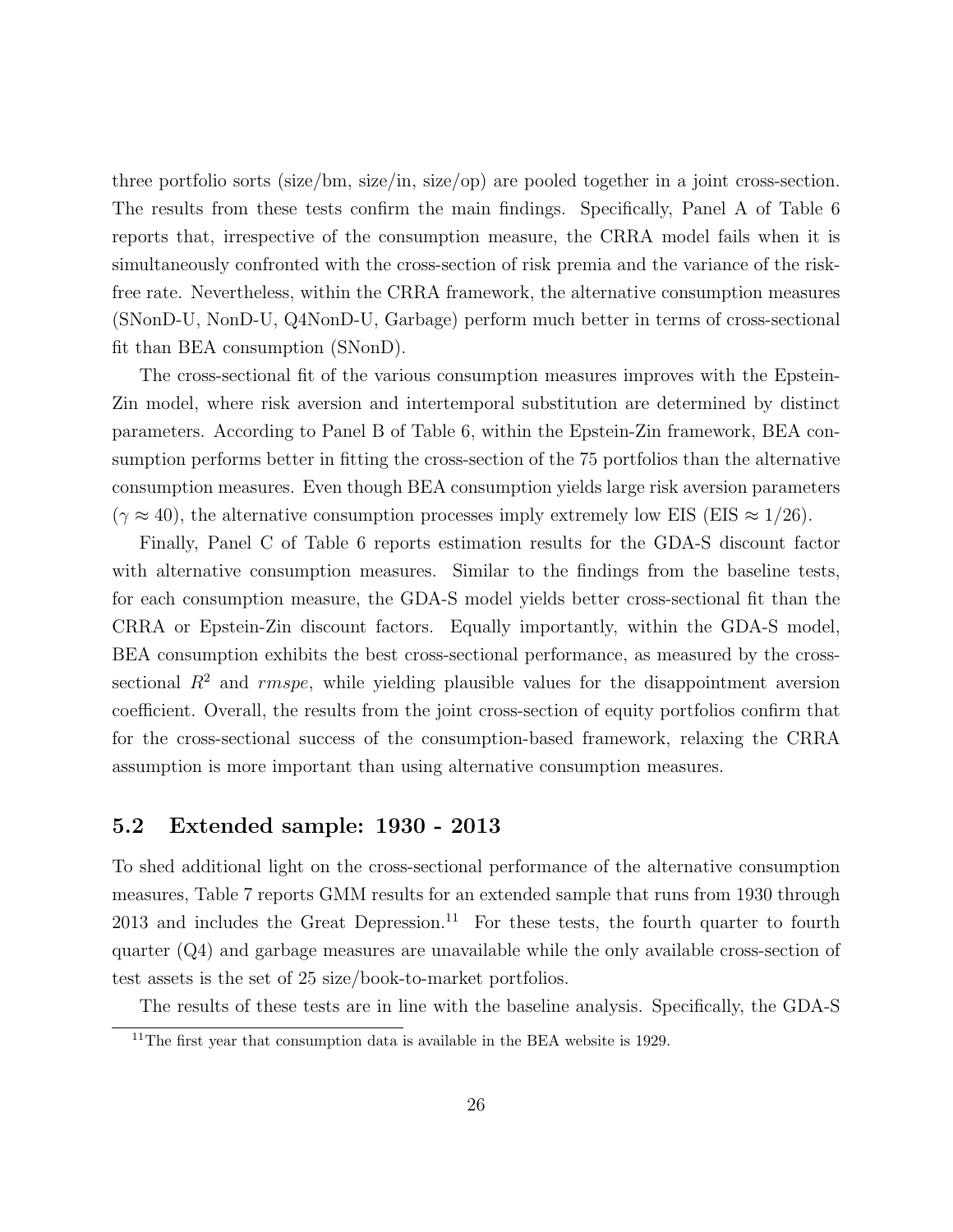three portfolio sorts (size/bm, size/in, size/op) are pooled together in a joint cross-section. The results from these tests confirm the main findings. Specifically, Panel A of Table 6 reports that, irrespective of the consumption measure, the CRRA model fails when it is simultaneously confronted with the cross-section of risk premia and the variance of the risk-free rate. Nevertheless, within the CRRA framework, the alternative consumption measures (SNonD-U, NonD-U, Q4NonD-U, Garbage) perform much better in terms of cross-sectional fit than BEA consumption (SNonD).

The cross-sectional fit of the various consumption measures improves with the Epstein-Zin model, where risk aversion and intertemporal substitution are determined by distinct parameters. According to Panel B of Table 6, within the Epstein-Zin framework, BEA consumption performs better in fitting the cross-section of the 75 portfolios than the alternative consumption measures. Even though BEA consumption yields large risk aversion parameters ($\gamma \approx 40$), the alternative consumption processes imply extremely low EIS (EIS $\approx 1/26$).

Finally, Panel C of Table 6 reports estimation results for the GDA-S discount factor with alternative consumption measures. Similar to the findings from the baseline tests, for each consumption measure, the GDA-S model yields better cross-sectional fit than the CRRA or Epstein-Zin discount factors. Equally importantly, within the GDA-S model, BEA consumption exhibits the best cross-sectional performance, as measured by the cross-sectional $R^2$ and *rmspe*, while yielding plausible values for the disappointment aversion coefficient. Overall, the results from the joint cross-section of equity portfolios confirm that for the cross-sectional success of the consumption-based framework, relaxing the CRRA assumption is more important than using alternative consumption measures.

## 5.2 Extended sample: 1930 - 2013

To shed additional light on the cross-sectional performance of the alternative consumption measures, Table 7 reports GMM results for an extended sample that runs from 1930 through 2013 and includes the Great Depression.[11] For these tests, the fourth quarter to fourth quarter (Q4) and garbage measures are unavailable while the only available cross-section of test assets is the set of 25 size/book-to-market portfolios.

The results of these tests are in line with the baseline analysis. Specifically, the GDA-S

[11] The first year that consumption data is available in the BEA website is 1929.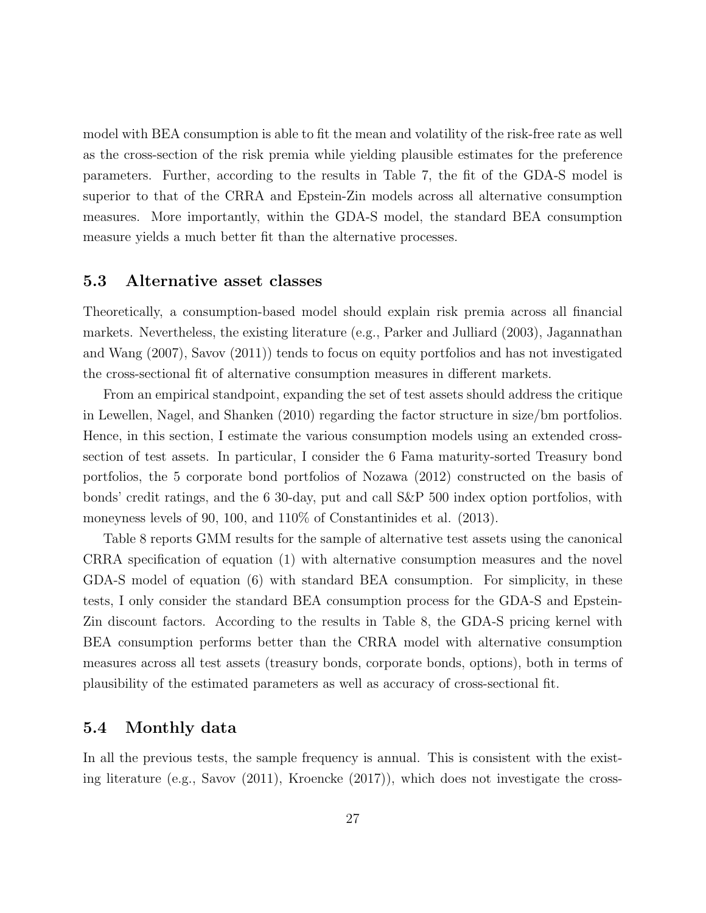model with BEA consumption is able to fit the mean and volatility of the risk-free rate as well as the cross-section of the risk premia while yielding plausible estimates for the preference parameters. Further, according to the results in Table 7, the fit of the GDA-S model is superior to that of the CRRA and Epstein-Zin models across all alternative consumption measures. More importantly, within the GDA-S model, the standard BEA consumption measure yields a much better fit than the alternative processes.

### 5.3 Alternative asset classes

Theoretically, a consumption-based model should explain risk premia across all financial markets. Nevertheless, the existing literature (e.g., Parker and Julliard (2003), Jagannathan and Wang (2007), Savov (2011)) tends to focus on equity portfolios and has not investigated the cross-sectional fit of alternative consumption measures in different markets.

From an empirical standpoint, expanding the set of test assets should address the critique in Lewellen, Nagel, and Shanken (2010) regarding the factor structure in size/bm portfolios. Hence, in this section, I estimate the various consumption models using an extended cross-section of test assets. In particular, I consider the 6 Fama maturity-sorted Treasury bond portfolios, the 5 corporate bond portfolios of Nozawa (2012) constructed on the basis of bonds' credit ratings, and the 6 30-day, put and call S&P 500 index option portfolios, with moneyness levels of 90, 100, and 110% of Constantinides et al. (2013).

Table 8 reports GMM results for the sample of alternative test assets using the canonical CRRA specification of equation (1) with alternative consumption measures and the novel GDA-S model of equation (6) with standard BEA consumption. For simplicity, in these tests, I only consider the standard BEA consumption process for the GDA-S and Epstein-Zin discount factors. According to the results in Table 8, the GDA-S pricing kernel with BEA consumption performs better than the CRRA model with alternative consumption measures across all test assets (treasury bonds, corporate bonds, options), both in terms of plausibility of the estimated parameters as well as accuracy of cross-sectional fit.

### 5.4 Monthly data

In all the previous tests, the sample frequency is annual. This is consistent with the existing literature (e.g., Savov (2011), Kroencke (2017)), which does not investigate the cross-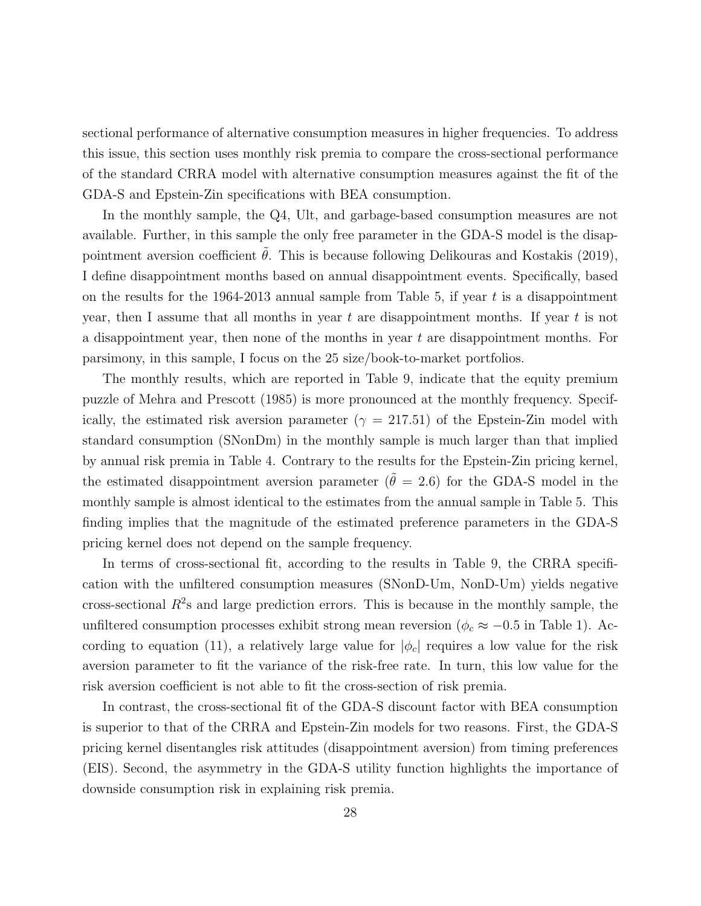sectional performance of alternative consumption measures in higher frequencies. To address this issue, this section uses monthly risk premia to compare the cross-sectional performance of the standard CRRA model with alternative consumption measures against the fit of the GDA-S and Epstein-Zin specifications with BEA consumption.

In the monthly sample, the Q4, Ult, and garbage-based consumption measures are not available. Further, in this sample the only free parameter in the GDA-S model is the disappointment aversion coefficient $\tilde{\theta}$. This is because following Delikouras and Kostakis (2019), I define disappointment months based on annual disappointment events. Specifically, based on the results for the 1964-2013 annual sample from Table 5, if year $t$ is a disappointment year, then I assume that all months in year $t$ are disappointment months. If year $t$ is not a disappointment year, then none of the months in year $t$ are disappointment months. For parsimony, in this sample, I focus on the 25 size/book-to-market portfolios.

The monthly results, which are reported in Table 9, indicate that the equity premium puzzle of Mehra and Prescott (1985) is more pronounced at the monthly frequency. Specifically, the estimated risk aversion parameter ($\gamma = 217.51$) of the Epstein-Zin model with standard consumption (SNonDm) in the monthly sample is much larger than that implied by annual risk premia in Table 4. Contrary to the results for the Epstein-Zin pricing kernel, the estimated disappointment aversion parameter ($\tilde{\theta} = 2.6$) for the GDA-S model in the monthly sample is almost identical to the estimates from the annual sample in Table 5. This finding implies that the magnitude of the estimated preference parameters in the GDA-S pricing kernel does not depend on the sample frequency.

In terms of cross-sectional fit, according to the results in Table 9, the CRRA specification with the unfiltered consumption measures (SNonD-Um, NonD-Um) yields negative cross-sectional $R^2$s and large prediction errors. This is because in the monthly sample, the unfiltered consumption processes exhibit strong mean reversion ($\phi_c \approx -0.5$ in Table 1). According to equation (11), a relatively large value for $|\phi_c|$ requires a low value for the risk aversion parameter to fit the variance of the risk-free rate. In turn, this low value for the risk aversion coefficient is not able to fit the cross-section of risk premia.

In contrast, the cross-sectional fit of the GDA-S discount factor with BEA consumption is superior to that of the CRRA and Epstein-Zin models for two reasons. First, the GDA-S pricing kernel disentangles risk attitudes (disappointment aversion) from timing preferences (EIS). Second, the asymmetry in the GDA-S utility function highlights the importance of downside consumption risk in explaining risk premia.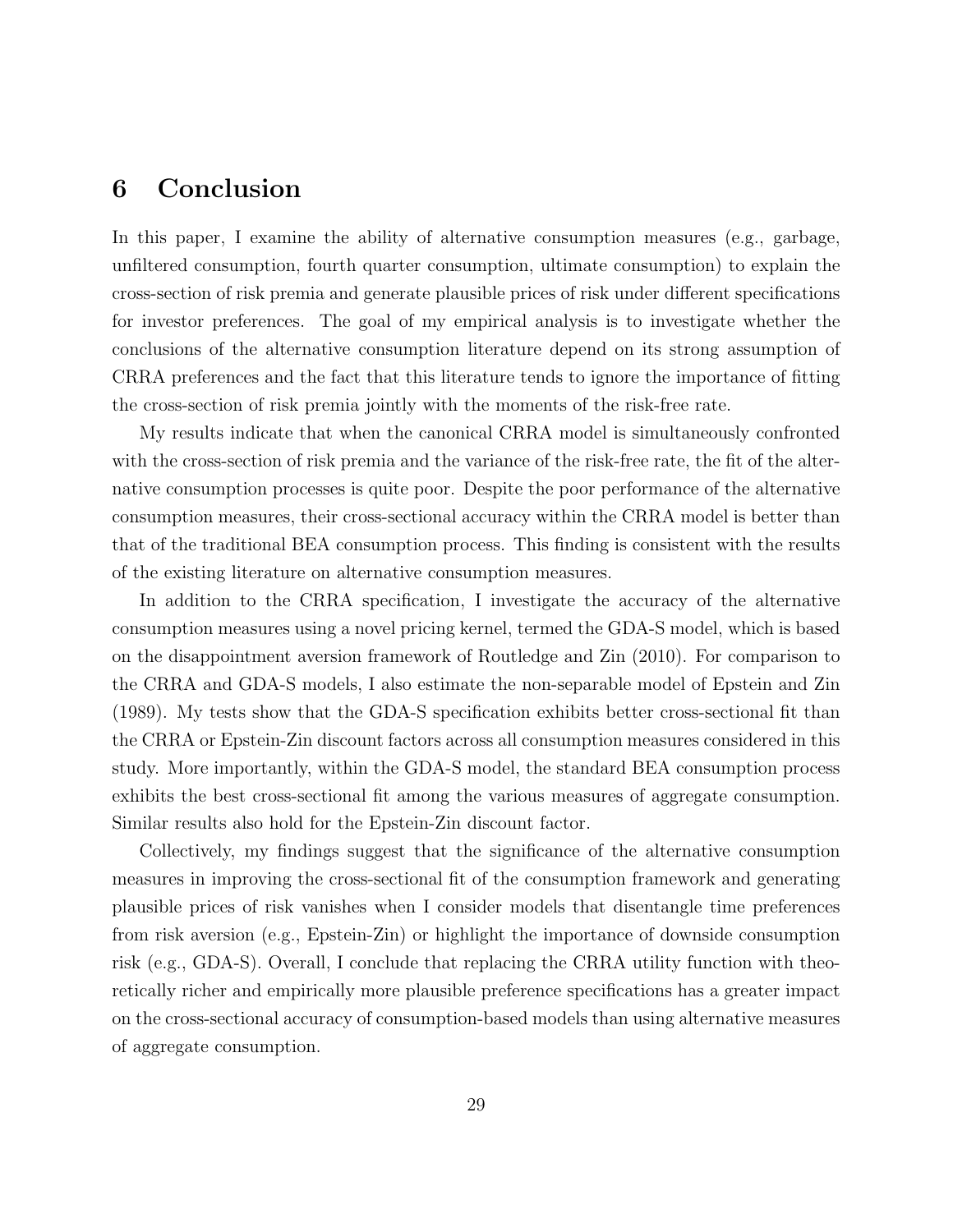# 6 Conclusion

In this paper, I examine the ability of alternative consumption measures (e.g., garbage, unfiltered consumption, fourth quarter consumption, ultimate consumption) to explain the cross-section of risk premia and generate plausible prices of risk under different specifications for investor preferences. The goal of my empirical analysis is to investigate whether the conclusions of the alternative consumption literature depend on its strong assumption of CRRA preferences and the fact that this literature tends to ignore the importance of fitting the cross-section of risk premia jointly with the moments of the risk-free rate.

My results indicate that when the canonical CRRA model is simultaneously confronted with the cross-section of risk premia and the variance of the risk-free rate, the fit of the alternative consumption processes is quite poor. Despite the poor performance of the alternative consumption measures, their cross-sectional accuracy within the CRRA model is better than that of the traditional BEA consumption process. This finding is consistent with the results of the existing literature on alternative consumption measures.

In addition to the CRRA specification, I investigate the accuracy of the alternative consumption measures using a novel pricing kernel, termed the GDA-S model, which is based on the disappointment aversion framework of Routledge and Zin (2010). For comparison to the CRRA and GDA-S models, I also estimate the non-separable model of Epstein and Zin (1989). My tests show that the GDA-S specification exhibits better cross-sectional fit than the CRRA or Epstein-Zin discount factors across all consumption measures considered in this study. More importantly, within the GDA-S model, the standard BEA consumption process exhibits the best cross-sectional fit among the various measures of aggregate consumption. Similar results also hold for the Epstein-Zin discount factor.

Collectively, my findings suggest that the significance of the alternative consumption measures in improving the cross-sectional fit of the consumption framework and generating plausible prices of risk vanishes when I consider models that disentangle time preferences from risk aversion (e.g., Epstein-Zin) or highlight the importance of downside consumption risk (e.g., GDA-S). Overall, I conclude that replacing the CRRA utility function with theoretically richer and empirically more plausible preference specifications has a greater impact on the cross-sectional accuracy of consumption-based models than using alternative measures of aggregate consumption.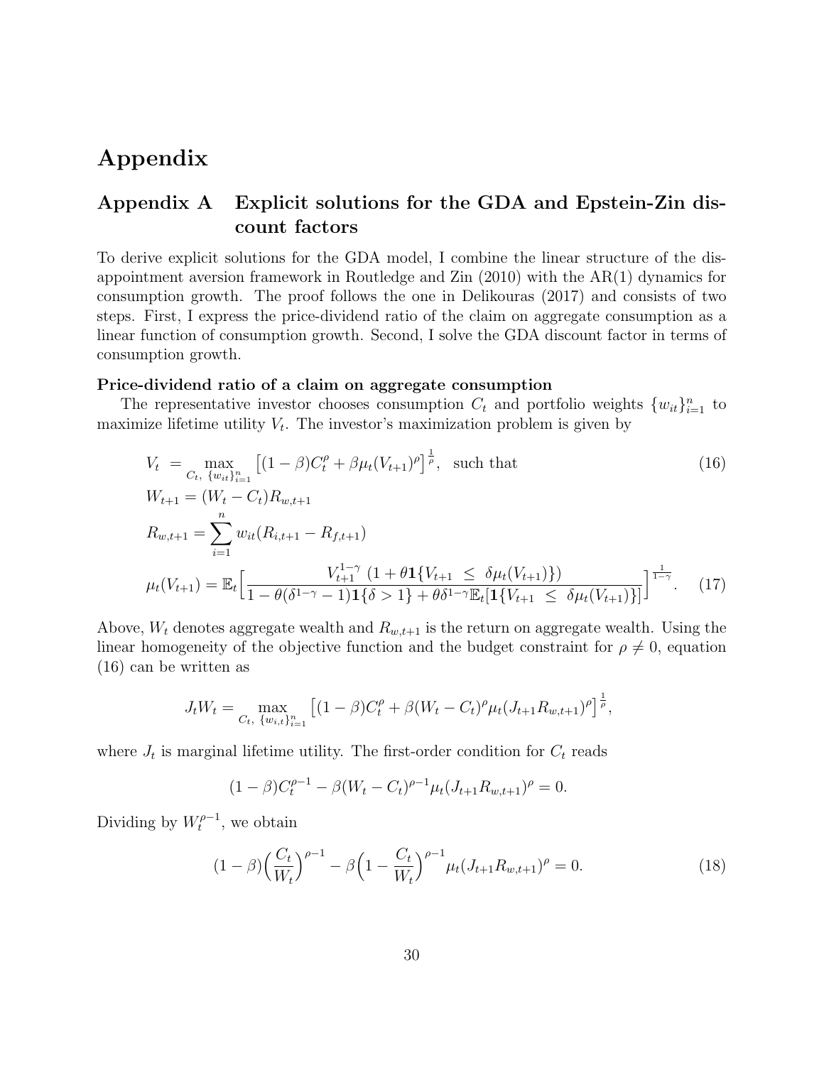# Appendix

## Appendix A Explicit solutions for the GDA and Epstein-Zin discount factors

To derive explicit solutions for the GDA model, I combine the linear structure of the disappointment aversion framework in Routledge and Zin (2010) with the AR(1) dynamics for consumption growth. The proof follows the one in Delikouras (2017) and consists of two steps. First, I express the price-dividend ratio of the claim on aggregate consumption as a linear function of consumption growth. Second, I solve the GDA discount factor in terms of consumption growth.

**Price-dividend ratio of a claim on aggregate consumption**

The representative investor chooses consumption $C_t$ and portfolio weights $\{w_{it}\}_{i=1}^n$ to maximize lifetime utility $V_t$. The investor's maximization problem is given by

$$
\begin{aligned}
V_t \; &= \max_{C_t,\; \{w_{it}\}_{i=1}^n} \left[(1-\beta)C_t^{\rho} + \beta \mu_t(V_{t+1})^{\rho}\right]^{\frac{1}{\rho}}, \quad \text{such that} \qquad (16)\\
W_{t+1} &= (W_t - C_t)R_{w,t+1}\\
R_{w,t+1} &= \sum_{i=1}^{n} w_{it}(R_{i,t+1} - R_{f,t+1})\\
\mu_t(V_{t+1}) &= \mathbb{E}_t\Big[\frac{V_{t+1}^{1-\gamma}\;(1+\theta\mathbf{1}\{V_{t+1} \;\le\; \delta\mu_t(V_{t+1})\})}{1-\theta(\delta^{1-\gamma}-1)\mathbf{1}\{\delta>1\} + \theta\delta^{1-\gamma}\mathbb{E}_t[\mathbf{1}\{V_{t+1} \;\le\; \delta\mu_t(V_{t+1})\}]}\Big]^{\frac{1}{1-\gamma}}. \qquad (17)
\end{aligned}
$$

Above, $W_t$ denotes aggregate wealth and $R_{w,t+1}$ is the return on aggregate wealth. Using the linear homogeneity of the objective function and the budget constraint for $\rho \neq 0$, equation (16) can be written as

$$
J_t W_t = \max_{C_t,\; \{w_{i,t}\}_{i=1}^n} \left[(1-\beta)C_t^{\rho} + \beta(W_t - C_t)^{\rho}\mu_t(J_{t+1}R_{w,t+1})^{\rho}\right]^{\frac{1}{\rho}},
$$

where $J_t$ is marginal lifetime utility. The first-order condition for $C_t$ reads

$$
(1-\beta)C_t^{\rho-1} - \beta(W_t - C_t)^{\rho-1}\mu_t(J_{t+1}R_{w,t+1})^{\rho} = 0.
$$

Dividing by $W_t^{\rho-1}$, we obtain

$$
(1-\beta)\Big(\frac{C_t}{W_t}\Big)^{\rho-1} - \beta\Big(1-\frac{C_t}{W_t}\Big)^{\rho-1}\mu_t(J_{t+1}R_{w,t+1})^{\rho} = 0. \qquad (18)
$$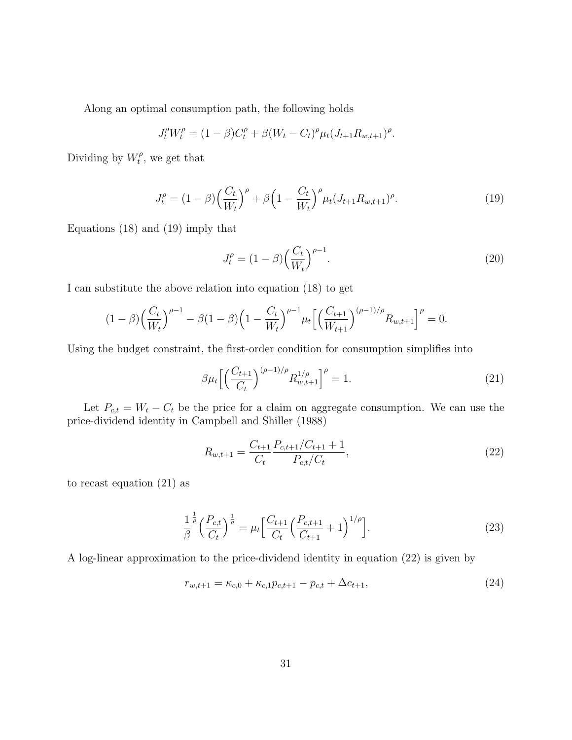Along an optimal consumption path, the following holds

$$J_t^\rho W_t^\rho = (1-\beta)C_t^\rho + \beta(W_t - C_t)^\rho \mu_t (J_{t+1} R_{w,t+1})^\rho.$$

Dividing by $W_t^\rho$, we get that

$$J_t^\rho = (1-\beta)\Big(\frac{C_t}{W_t}\Big)^\rho + \beta\Big(1 - \frac{C_t}{W_t}\Big)^\rho \mu_t (J_{t+1} R_{w,t+1})^\rho. \tag{19}$$

Equations (18) and (19) imply that

$$J_t^\rho = (1-\beta)\Big(\frac{C_t}{W_t}\Big)^{\rho-1}. \tag{20}$$

I can substitute the above relation into equation (18) to get

$$(1-\beta)\Big(\frac{C_t}{W_t}\Big)^{\rho-1} - \beta(1-\beta)\Big(1 - \frac{C_t}{W_t}\Big)^{\rho-1} \mu_t \Big[\Big(\frac{C_{t+1}}{W_{t+1}}\Big)^{(\rho-1)/\rho} R_{w,t+1}\Big]^\rho = 0.$$

Using the budget constraint, the first-order condition for consumption simplifies into

$$\beta \mu_t \Big[\Big(\frac{C_{t+1}}{C_t}\Big)^{(\rho-1)/\rho} R_{w,t+1}^{1/\rho}\Big]^\rho = 1. \tag{21}$$

Let $P_{c,t} = W_t - C_t$ be the price for a claim on aggregate consumption. We can use the price-dividend identity in Campbell and Shiller (1988)

$$R_{w,t+1} = \frac{C_{t+1}}{C_t} \frac{P_{c,t+1}/C_{t+1} + 1}{P_{c,t}/C_t}, \tag{22}$$

to recast equation (21) as

$$\frac{1}{\beta}^{\frac{1}{\rho}} \Big(\frac{P_{c,t}}{C_t}\Big)^{\frac{1}{\rho}} = \mu_t \Big[\frac{C_{t+1}}{C_t}\Big(\frac{P_{c,t+1}}{C_{t+1}} + 1\Big)^{1/\rho}\Big]. \tag{23}$$

A log-linear approximation to the price-dividend identity in equation (22) is given by

$$r_{w,t+1} = \kappa_{c,0} + \kappa_{c,1} p_{c,t+1} - p_{c,t} + \Delta c_{t+1}, \tag{24}$$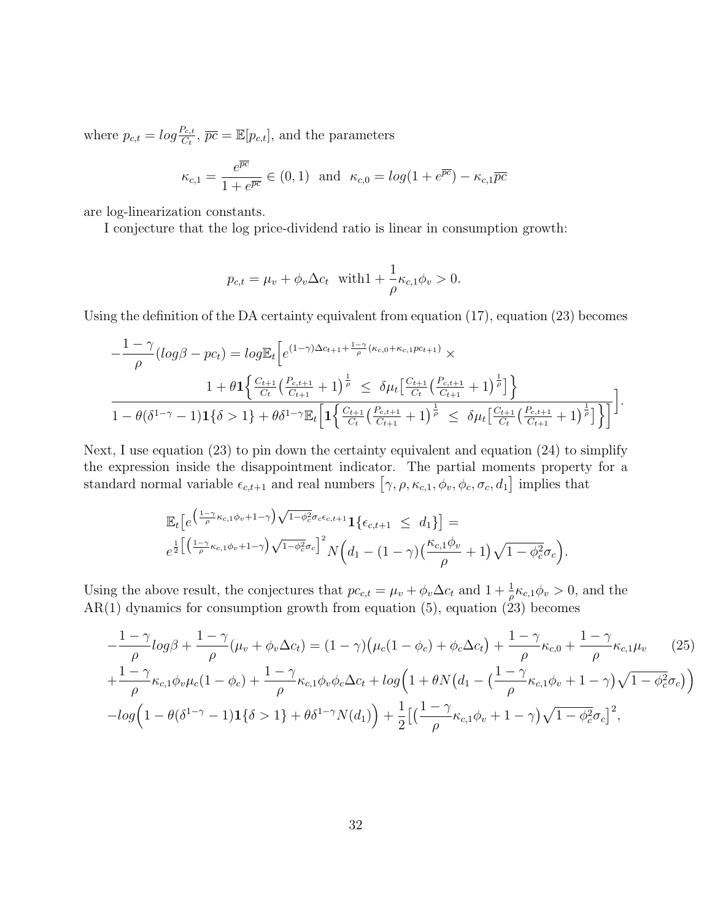where $p_{c,t} = log\frac{P_{c,t}}{C_t}$, $\overline{pc} = \mathbb{E}[p_{c,t}]$, and the parameters

$$\kappa_{c,1} = \frac{e^{\overline{pc}}}{1+e^{\overline{pc}}} \in (0,1) \quad \text{and} \quad \kappa_{c,0} = log(1+e^{\overline{pc}}) - \kappa_{c,1}\overline{pc}$$

are log-linearization constants.

I conjecture that the log price-dividend ratio is linear in consumption growth:

$$p_{c,t} = \mu_v + \phi_v \Delta c_t \quad \text{with} 1 + \frac{1}{\rho}\kappa_{c,1}\phi_v > 0.$$

Using the definition of the DA certainty equivalent from equation (17), equation (23) becomes

$$-\frac{1-\gamma}{\rho}(log\beta - pc_t) = log\mathbb{E}_t\Big[e^{(1-\gamma)\Delta c_{t+1} + \frac{1-\gamma}{\rho}(\kappa_{c,0}+\kappa_{c,1}pc_{t+1})} \times \frac{1+\theta\mathbf{1}\Big\{\frac{C_{t+1}}{C_t}\big(\frac{P_{c,t+1}}{C_{t+1}}+1\big)^{\frac{1}{\rho}} \ \le \ \delta\mu_t\big[\frac{C_{t+1}}{C_t}\big(\frac{P_{c,t+1}}{C_{t+1}}+1\big)^{\frac{1}{\rho}}\big]\Big\}}{1-\theta(\delta^{1-\gamma}-1)\mathbf{1}\{\delta>1\} + \theta\delta^{1-\gamma}\mathbb{E}_t\Big[\mathbf{1}\Big\{\frac{C_{t+1}}{C_t}\big(\frac{P_{c,t+1}}{C_{t+1}}+1\big)^{\frac{1}{\rho}} \ \le \ \delta\mu_t\big[\frac{C_{t+1}}{C_t}\big(\frac{P_{c,t+1}}{C_{t+1}}+1\big)^{\frac{1}{\rho}}\big]\Big\}\Big]}\Big].$$

Next, I use equation (23) to pin down the certainty equivalent and equation (24) to simplify the expression inside the disappointment indicator. The partial moments property for a standard normal variable $\epsilon_{c,t+1}$ and real numbers $\big[\gamma, \rho, \kappa_{c,1}, \phi_v, \phi_c, \sigma_c, d_1\big]$ implies that

$$\mathbb{E}_t\big[e^{\big(\frac{1-\gamma}{\rho}\kappa_{c,1}\phi_v+1-\gamma\big)\sqrt{1-\phi_c^2}\sigma_c\epsilon_{c,t+1}}\mathbf{1}\{\epsilon_{c,t+1} \ \le \ d_1\}\big] = e^{\frac{1}{2}\big[\big(\frac{1-\gamma}{\rho}\kappa_{c,1}\phi_v+1-\gamma\big)\sqrt{1-\phi_c^2}\sigma_c\big]^2} N\Big(d_1 - (1-\gamma)\big(\frac{\kappa_{c,1}\phi_v}{\rho}+1\big)\sqrt{1-\phi_c^2}\sigma_c\Big).$$

Using the above result, the conjectures that $pc_{c,t} = \mu_v + \phi_v\Delta c_t$ and $1 + \frac{1}{\rho}\kappa_{c,1}\phi_v > 0$, and the AR(1) dynamics for consumption growth from equation (5), equation (23) becomes

$$\begin{aligned}
-\frac{1-\gamma}{\rho}log\beta + \frac{1-\gamma}{\rho}(\mu_v + \phi_v\Delta c_t) &= (1-\gamma)\big(\mu_c(1-\phi_c) + \phi_c\Delta c_t\big) + \frac{1-\gamma}{\rho}\kappa_{c,0} + \frac{1-\gamma}{\rho}\kappa_{c,1}\mu_v \qquad (25)\\
&+\frac{1-\gamma}{\rho}\kappa_{c,1}\phi_v\mu_c(1-\phi_c) + \frac{1-\gamma}{\rho}\kappa_{c,1}\phi_v\phi_c\Delta c_t + log\Big(1+\theta N\big(d_1 - \big(\frac{1-\gamma}{\rho}\kappa_{c,1}\phi_v + 1-\gamma\big)\sqrt{1-\phi_c^2}\sigma_c\big)\Big)\\
&-log\Big(1-\theta(\delta^{1-\gamma}-1)\mathbf{1}\{\delta>1\} + \theta\delta^{1-\gamma}N(d_1)\Big) + \frac{1}{2}\big[\big(\frac{1-\gamma}{\rho}\kappa_{c,1}\phi_v + 1-\gamma\big)\sqrt{1-\phi_c^2}\sigma_c\big]^2,
\end{aligned}$$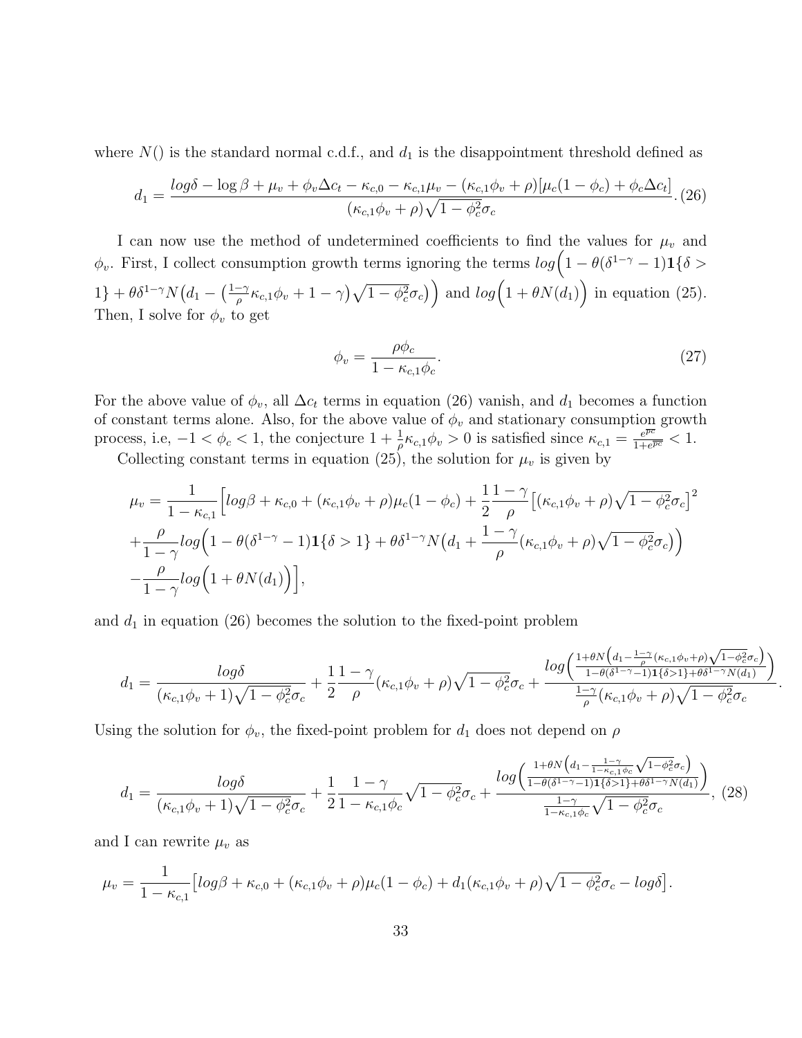where $N()$ is the standard normal c.d.f., and $d_1$ is the disappointment threshold defined as

$$d_1 = \frac{log\delta - \log\beta + \mu_v + \phi_v \Delta c_t - \kappa_{c,0} - \kappa_{c,1}\mu_v - (\kappa_{c,1}\phi_v + \rho)[\mu_c(1-\phi_c) + \phi_c \Delta c_t]}{(\kappa_{c,1}\phi_v + \rho)\sqrt{1-\phi_c^2}\sigma_c}. \quad (26)$$

I can now use the method of undetermined coefficients to find the values for $\mu_v$ and $\phi_v$. First, I collect consumption growth terms ignoring the terms $log\Big(1 - \theta(\delta^{1-\gamma}-1)\mathbf{1}\{\delta > 1\} + \theta\delta^{1-\gamma}N\big(d_1 - \big(\frac{1-\gamma}{\rho}\kappa_{c,1}\phi_v + 1 - \gamma\big)\sqrt{1-\phi_c^2}\sigma_c\big)\Big)$ and $log\Big(1+\theta N(d_1)\Big)$ in equation (25). Then, I solve for $\phi_v$ to get

$$\phi_v = \frac{\rho\phi_c}{1-\kappa_{c,1}\phi_c}. \quad (27)$$

For the above value of $\phi_v$, all $\Delta c_t$ terms in equation (26) vanish, and $d_1$ becomes a function of constant terms alone. Also, for the above value of $\phi_v$ and stationary consumption growth process, i.e, $-1 < \phi_c < 1$, the conjecture $1 + \frac{1}{\rho}\kappa_{c,1}\phi_v > 0$ is satisfied since $\kappa_{c,1} = \frac{e^{\overline{pc}}}{1+e^{\overline{pc}}} < 1$.

Collecting constant terms in equation (25), the solution for $\mu_v$ is given by

$$\begin{aligned}
\mu_v = \frac{1}{1-\kappa_{c,1}}\Big[&log\beta + \kappa_{c,0} + (\kappa_{c,1}\phi_v + \rho)\mu_c(1-\phi_c) + \frac{1}{2}\frac{1-\gamma}{\rho}\big[(\kappa_{c,1}\phi_v + \rho)\sqrt{1-\phi_c^2}\sigma_c\big]^2 \\
&+ \frac{\rho}{1-\gamma}log\Big(1 - \theta(\delta^{1-\gamma}-1)\mathbf{1}\{\delta > 1\} + \theta\delta^{1-\gamma}N\big(d_1 + \frac{1-\gamma}{\rho}(\kappa_{c,1}\phi_v + \rho)\sqrt{1-\phi_c^2}\sigma_c\big)\Big) \\
&- \frac{\rho}{1-\gamma}log\Big(1+\theta N(d_1)\Big)\Big],
\end{aligned}$$

and $d_1$ in equation (26) becomes the solution to the fixed-point problem

$$d_1 = \frac{log\delta}{(\kappa_{c,1}\phi_v + 1)\sqrt{1-\phi_c^2}\sigma_c} + \frac{1}{2}\frac{1-\gamma}{\rho}(\kappa_{c,1}\phi_v + \rho)\sqrt{1-\phi_c^2}\sigma_c + \frac{log\Big(\frac{1+\theta N\big(d_1 - \frac{1-\gamma}{\rho}(\kappa_{c,1}\phi_v + \rho)\sqrt{1-\phi_c^2}\sigma_c\big)}{1-\theta(\delta^{1-\gamma}-1)\mathbf{1}\{\delta>1\} + \theta\delta^{1-\gamma}N(d_1)}\Big)}{\frac{1-\gamma}{\rho}(\kappa_{c,1}\phi_v + \rho)\sqrt{1-\phi_c^2}\sigma_c}.$$

Using the solution for $\phi_v$, the fixed-point problem for $d_1$ does not depend on $\rho$

$$d_1 = \frac{log\delta}{(\kappa_{c,1}\phi_v + 1)\sqrt{1-\phi_c^2}\sigma_c} + \frac{1}{2}\frac{1-\gamma}{1-\kappa_{c,1}\phi_c}\sqrt{1-\phi_c^2}\sigma_c + \frac{log\Big(\frac{1+\theta N\big(d_1 - \frac{1-\gamma}{1-\kappa_{c,1}\phi_c}\sqrt{1-\phi_c^2}\sigma_c\big)}{1-\theta(\delta^{1-\gamma}-1)\mathbf{1}\{\delta>1\} + \theta\delta^{1-\gamma}N(d_1)}\Big)}{\frac{1-\gamma}{1-\kappa_{c,1}\phi_c}\sqrt{1-\phi_c^2}\sigma_c}, \quad (28)$$

and I can rewrite $\mu_v$ as

$$\mu_v = \frac{1}{1-\kappa_{c,1}}\big[log\beta + \kappa_{c,0} + (\kappa_{c,1}\phi_v + \rho)\mu_c(1-\phi_c) + d_1(\kappa_{c,1}\phi_v + \rho)\sqrt{1-\phi_c^2}\sigma_c - log\delta\big].$$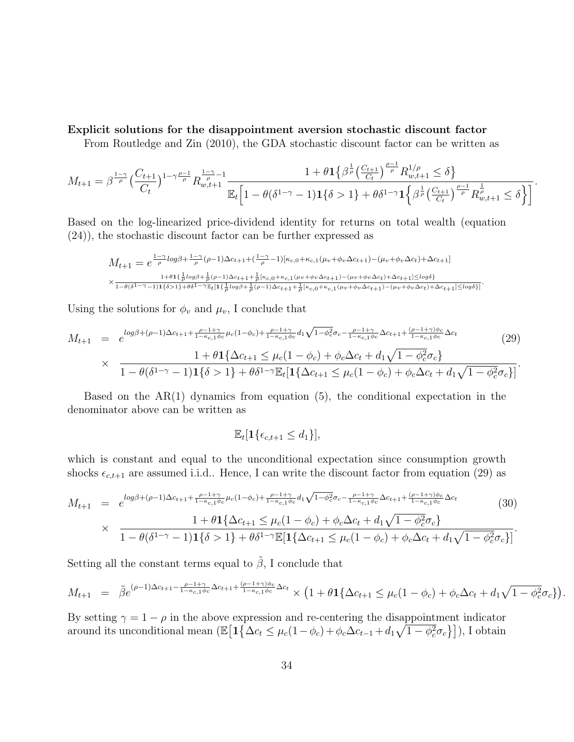**Explicit solutions for the disappointment aversion stochastic discount factor**

From Routledge and Zin (2010), the GDA stochastic discount factor can be written as

$$M_{t+1} = \beta^{\frac{1-\gamma}{\rho}} \Big(\frac{C_{t+1}}{C_t}\Big)^{1-\gamma\frac{\rho-1}{\rho}} R_{w,t+1}^{\frac{1-\gamma}{\rho}-1} \frac{1+\theta \mathbf{1}\big\{\beta^{\frac{1}{\rho}}\big(\frac{C_{t+1}}{C_t}\big)^{\frac{\rho-1}{\rho}} R_{w,t+1}^{1/\rho} \leq \delta\big\}}{\mathbb{E}_t\Big[1-\theta(\delta^{1-\gamma}-1)\mathbf{1}\{\delta>1\}+\theta\delta^{1-\gamma}\mathbf{1}\Big\{\beta^{\frac{1}{\rho}}\big(\frac{C_{t+1}}{C_t}\big)^{\frac{\rho-1}{\rho}} R_{w,t+1}^{\frac{1}{\rho}} \leq \delta\Big\}\Big]}.$$

Based on the log-linearized price-dividend identity for returns on total wealth (equation (24)), the stochastic discount factor can be further expressed as

$$M_{t+1} = e^{\frac{1-\gamma}{\rho}log\beta+\frac{1-\gamma}{\rho}(\rho-1)\Delta c_{t+1}+(\frac{1-\gamma}{\rho}-1)[\kappa_{c,0}+\kappa_{c,1}(\mu_v+\phi_v\Delta c_{t+1})-(\mu_v+\phi_v\Delta c_t)+\Delta c_{t+1}]}$$
$$\times\frac{1+\theta\mathbf{1}\{\frac{1}{\rho}log\beta+\frac{1}{\rho}(\rho-1)\Delta c_{t+1}+\frac{1}{\rho}[\kappa_{c,0}+\kappa_{c,1}(\mu_v+\phi_v\Delta c_{t+1})-(\mu_v+\phi_v\Delta c_t)+\Delta c_{t+1}]\leq log\delta\}}{1-\theta(\delta^{1-\gamma}-1)\mathbf{1}\{\delta>1\}+\theta\delta^{1-\gamma}\mathbb{E}_t[\mathbf{1}\{\frac{1}{\rho}log\beta+\frac{1}{\rho}(\rho-1)\Delta c_{t+1}+\frac{1}{\rho}[\kappa_{c,0}+\kappa_{c,1}(\mu_v+\phi_v\Delta c_{t+1})-(\mu_v+\phi_v\Delta c_t)+\Delta c_{t+1}]\leq log\delta\}]}.$$

Using the solutions for $\phi_v$ and $\mu_v$, I conclude that

$$\begin{aligned} M_{t+1} &= e^{log\beta+(\rho-1)\Delta c_{t+1}+\frac{\rho-1+\gamma}{1-\kappa_{c,1}\phi_c}\mu_c(1-\phi_c)+\frac{\rho-1+\gamma}{1-\kappa_{c,1}\phi_c}d_1\sqrt{1-\phi_c^2}\sigma_c-\frac{\rho-1+\gamma}{1-\kappa_{c,1}\phi_c}\Delta c_{t+1}+\frac{(\rho-1+\gamma)\phi_c}{1-\kappa_{c,1}\phi_c}\Delta c_t} \\ &\times \frac{1+\theta\mathbf{1}\{\Delta c_{t+1}\leq\mu_c(1-\phi_c)+\phi_c\Delta c_t+d_1\sqrt{1-\phi_c^2}\sigma_c\}}{1-\theta(\delta^{1-\gamma}-1)\mathbf{1}\{\delta>1\}+\theta\delta^{1-\gamma}\mathbb{E}_t[\mathbf{1}\{\Delta c_{t+1}\leq\mu_c(1-\phi_c)+\phi_c\Delta c_t+d_1\sqrt{1-\phi_c^2}\sigma_c\}]}. \end{aligned} \tag{29}$$

Based on the AR(1) dynamics from equation (5), the conditional expectation in the denominator above can be written as

$$\mathbb{E}_t[\mathbf{1}\{\epsilon_{c,t+1}\leq d_1\}],$$

which is constant and equal to the unconditional expectation since consumption growth shocks $\epsilon_{c,t+1}$ are assumed i.i.d.. Hence, I can write the discount factor from equation (29) as

$$\begin{aligned} M_{t+1} &= e^{log\beta+(\rho-1)\Delta c_{t+1}+\frac{\rho-1+\gamma}{1-\kappa_{c,1}\phi_c}\mu_c(1-\phi_c)+\frac{\rho-1+\gamma}{1-\kappa_{c,1}\phi_c}d_1\sqrt{1-\phi_c^2}\sigma_c-\frac{\rho-1+\gamma}{1-\kappa_{c,1}\phi_c}\Delta c_{t+1}+\frac{(\rho-1+\gamma)\phi_c}{1-\kappa_{c,1}\phi_c}\Delta c_t} \\ &\times \frac{1+\theta\mathbf{1}\{\Delta c_{t+1}\leq\mu_c(1-\phi_c)+\phi_c\Delta c_t+d_1\sqrt{1-\phi_c^2}\sigma_c\}}{1-\theta(\delta^{1-\gamma}-1)\mathbf{1}\{\delta>1\}+\theta\delta^{1-\gamma}\mathbb{E}[\mathbf{1}\{\Delta c_{t+1}\leq\mu_c(1-\phi_c)+\phi_c\Delta c_t+d_1\sqrt{1-\phi_c^2}\sigma_c\}]}. \end{aligned} \tag{30}$$

Setting all the constant terms equal to $\tilde{\beta}$, I conclude that

$$M_{t+1} = \tilde{\beta}e^{(\rho-1)\Delta c_{t+1}-\frac{\rho-1+\gamma}{1-\kappa_{c,1}\phi_c}\Delta c_{t+1}+\frac{(\rho-1+\gamma)\phi_c}{1-\kappa_{c,1}\phi_c}\Delta c_t}\times\big(1+\theta\mathbf{1}\{\Delta c_{t+1}\leq\mu_c(1-\phi_c)+\phi_c\Delta c_t+d_1\sqrt{1-\phi_c^2}\sigma_c\}\big).$$

By setting $\gamma = 1-\rho$ in the above expression and re-centering the disappointment indicator around its unconditional mean ($\mathbb{E}\big[\mathbf{1}\big\{\Delta c_t\leq\mu_c(1-\phi_c)+\phi_c\Delta c_{t-1}+d_1\sqrt{1-\phi_c^2}\sigma_c\big\}\big]$), I obtain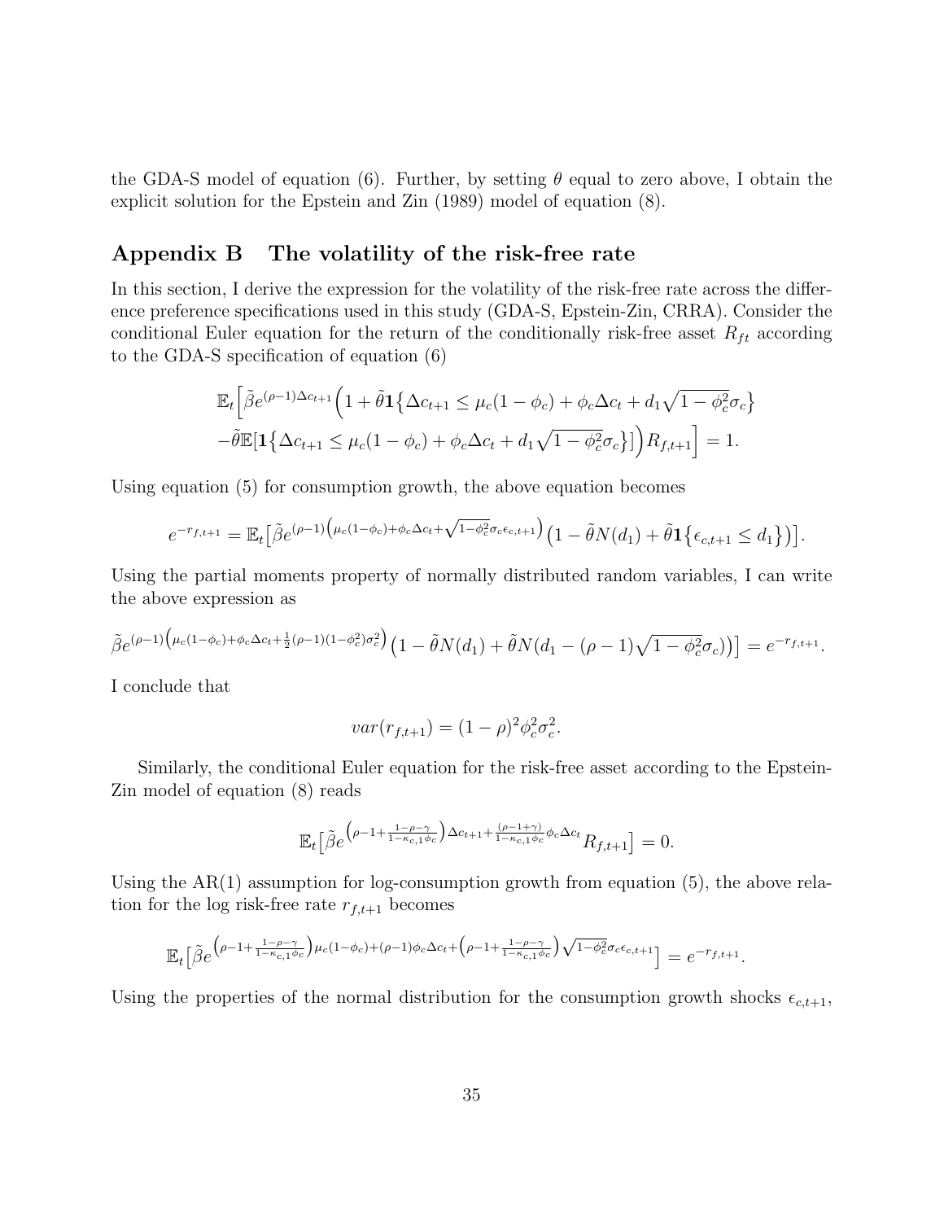the GDA-S model of equation (6). Further, by setting $\theta$ equal to zero above, I obtain the explicit solution for the Epstein and Zin (1989) model of equation (8).

## Appendix B The volatility of the risk-free rate

In this section, I derive the expression for the volatility of the risk-free rate across the difference preference specifications used in this study (GDA-S, Epstein-Zin, CRRA). Consider the conditional Euler equation for the return of the conditionally risk-free asset $R_{ft}$ according to the GDA-S specification of equation (6)

$$\mathbb{E}_t\Big[\tilde{\beta}e^{(\rho-1)\Delta c_{t+1}}\Big(1+\tilde{\theta}\mathbf{1}\big\{\Delta c_{t+1}\leq \mu_c(1-\phi_c)+\phi_c\Delta c_t+d_1\sqrt{1-\phi_c^2}\sigma_c\big\}$$
$$-\tilde{\theta}\mathbb{E}[\mathbf{1}\big\{\Delta c_{t+1}\leq \mu_c(1-\phi_c)+\phi_c\Delta c_t+d_1\sqrt{1-\phi_c^2}\sigma_c\big\}]\Big)R_{f,t+1}\Big]=1.$$

Using equation (5) for consumption growth, the above equation becomes

$$e^{-r_{f,t+1}}=\mathbb{E}_t\big[\tilde{\beta}e^{(\rho-1)\left(\mu_c(1-\phi_c)+\phi_c\Delta c_t+\sqrt{1-\phi_c^2}\sigma_c\epsilon_{c,t+1}\right)}\big(1-\tilde{\theta}N(d_1)+\tilde{\theta}\mathbf{1}\big\{\epsilon_{c,t+1}\leq d_1\big\}\big)\big].$$

Using the partial moments property of normally distributed random variables, I can write the above expression as

$$\tilde{\beta}e^{(\rho-1)\left(\mu_c(1-\phi_c)+\phi_c\Delta c_t+\frac{1}{2}(\rho-1)(1-\phi_c^2)\sigma_c^2\right)}\big(1-\tilde{\theta}N(d_1)+\tilde{\theta}N(d_1-(\rho-1)\sqrt{1-\phi_c^2}\sigma_c)\big)\big]=e^{-r_{f,t+1}}.$$

I conclude that

$$var(r_{f,t+1})=(1-\rho)^2\phi_c^2\sigma_c^2.$$

Similarly, the conditional Euler equation for the risk-free asset according to the Epstein-Zin model of equation (8) reads

$$\mathbb{E}_t\big[\tilde{\beta}e^{\left(\rho-1+\frac{1-\rho-\gamma}{1-\kappa_{c,1}\phi_c}\right)\Delta c_{t+1}+\frac{(\rho-1+\gamma)}{1-\kappa_{c,1}\phi_c}\phi_c\Delta c_t}R_{f,t+1}\big]=0.$$

Using the AR(1) assumption for log-consumption growth from equation (5), the above relation for the log risk-free rate $r_{f,t+1}$ becomes

$$\mathbb{E}_t\big[\tilde{\beta}e^{\left(\rho-1+\frac{1-\rho-\gamma}{1-\kappa_{c,1}\phi_c}\right)\mu_c(1-\phi_c)+(\rho-1)\phi_c\Delta c_t+\left(\rho-1+\frac{1-\rho-\gamma}{1-\kappa_{c,1}\phi_c}\right)\sqrt{1-\phi_c^2}\sigma_c\epsilon_{c,t+1}}\big]=e^{-r_{f,t+1}}.$$

Using the properties of the normal distribution for the consumption growth shocks $\epsilon_{c,t+1}$,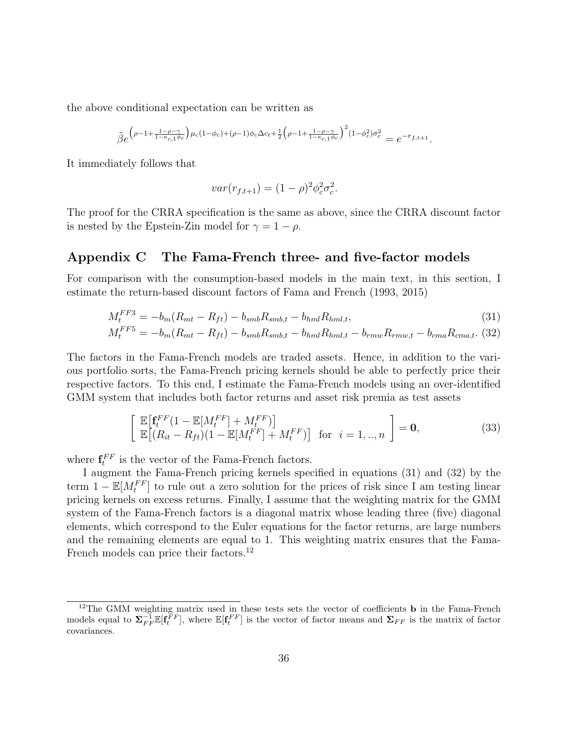the above conditional expectation can be written as

$$\tilde{\beta} e^{\left(\rho-1+\frac{1-\rho-\gamma}{1-\kappa_{c,1}\phi_c}\right)\mu_c(1-\phi_c)+(\rho-1)\phi_c\Delta c_t+\frac{1}{2}\left(\rho-1+\frac{1-\rho-\gamma}{1-\kappa_{c,1}\phi_c}\right)^2(1-\phi_c^2)\sigma_c^2} = e^{-r_{f,t+1}}.$$

It immediately follows that

$$var(r_{f,t+1}) = (1-\rho)^2\phi_c^2\sigma_c^2.$$

The proof for the CRRA specification is the same as above, since the CRRA discount factor is nested by the Epstein-Zin model for $\gamma = 1-\rho$.

## Appendix C The Fama-French three- and five-factor models

For comparison with the consumption-based models in the main text, in this section, I estimate the return-based discount factors of Fama and French (1993, 2015)

$$M_t^{FF3} = -b_m(R_{mt}-R_{ft}) - b_{smb}R_{smb,t} - b_{hml}R_{hml,t}, \tag{31}$$

$$M_t^{FF5} = -b_m(R_{mt}-R_{ft}) - b_{smb}R_{smb,t} - b_{hml}R_{hml,t} - b_{rmw}R_{rmw,t} - b_{cma}R_{cma,t}. \tag{32}$$

The factors in the Fama-French models are traded assets. Hence, in addition to the various portfolio sorts, the Fama-French pricing kernels should be able to perfectly price their respective factors. To this end, I estimate the Fama-French models using an over-identified GMM system that includes both factor returns and asset risk premia as test assets

$$\left[\begin{array}{l} \mathbb{E}\left[\mathbf{f}_t^{FF}(1-\mathbb{E}[M_t^{FF}]+M_t^{FF})\right] \\ \mathbb{E}\left[(R_{it}-R_{ft})(1-\mathbb{E}[M_t^{FF}]+M_t^{FF})\right] \quad \text{for} \quad i=1,..,n \end{array}\right] = \mathbf{0}, \tag{33}$$

where $\mathbf{f}_t^{FF}$ is the vector of the Fama-French factors.

I augment the Fama-French pricing kernels specified in equations (31) and (32) by the term $1-\mathbb{E}[M_t^{FF}]$ to rule out a zero solution for the prices of risk since I am testing linear pricing kernels on excess returns. Finally, I assume that the weighting matrix for the GMM system of the Fama-French factors is a diagonal matrix whose leading three (five) diagonal elements, which correspond to the Euler equations for the factor returns, are large numbers and the remaining elements are equal to 1. This weighting matrix ensures that the Fama-French models can price their factors.[12]

[12] The GMM weighting matrix used in these tests sets the vector of coefficients $\mathbf{b}$ in the Fama-French models equal to $\mathbf{\Sigma}_{FF}^{-1}\mathbb{E}[\mathbf{f}_t^{FF}]$, where $\mathbb{E}[\mathbf{f}_t^{FF}]$ is the vector of factor means and $\mathbf{\Sigma}_{FF}$ is the matrix of factor covariances.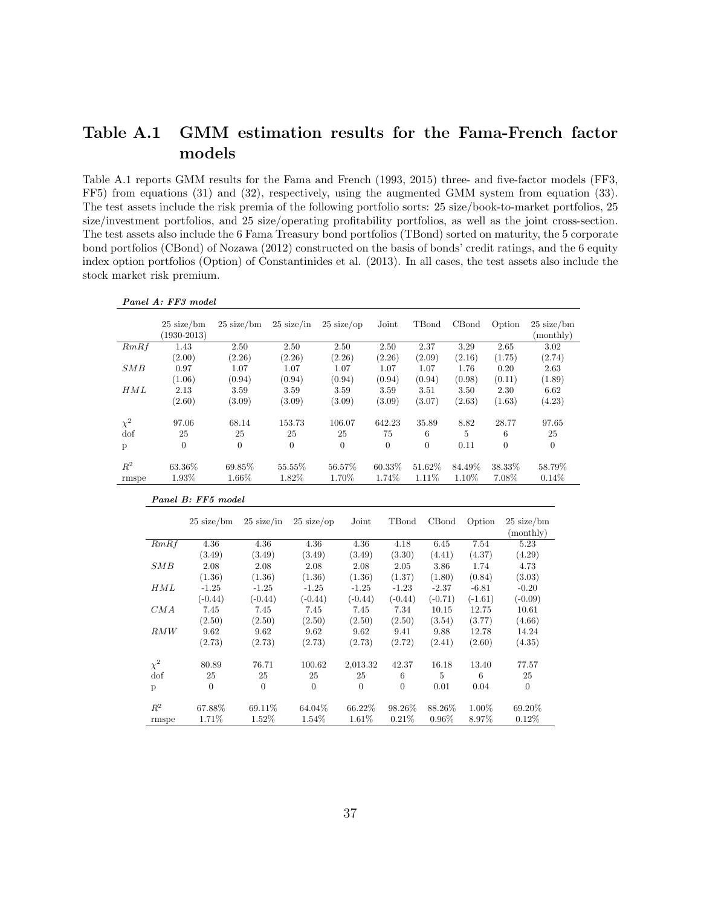## Table A.1 GMM estimation results for the Fama-French factor models

Table A.1 reports GMM results for the Fama and French (1993, 2015) three- and five-factor models (FF3, FF5) from equations (31) and (32), respectively, using the augmented GMM system from equation (33). The test assets include the risk premia of the following portfolio sorts: 25 size/book-to-market portfolios, 25 size/investment portfolios, and 25 size/operating profitability portfolios, as well as the joint cross-section. The test assets also include the 6 Fama Treasury bond portfolios (TBond) sorted on maturity, the 5 corporate bond portfolios (CBond) of Nozawa (2012) constructed on the basis of bonds' credit ratings, and the 6 equity index option portfolios (Option) of Constantinides et al. (2013). In all cases, the test assets also include the stock market risk premium.

***Panel A: FF3 model***

| | 25 size/bm (1930-2013) | 25 size/bm | 25 size/in | 25 size/op | Joint | TBond | CBond | Option | 25 size/bm (monthly) |
|---|---|---|---|---|---|---|---|---|---|
| $RmRf$ | 1.43 | 2.50 | 2.50 | 2.50 | 2.50 | 2.37 | 3.29 | 2.65 | 3.02 |
| | (2.00) | (2.26) | (2.26) | (2.26) | (2.26) | (2.09) | (2.16) | (1.75) | (2.74) |
| $SMB$ | 0.97 | 1.07 | 1.07 | 1.07 | 1.07 | 1.07 | 1.76 | 0.20 | 2.63 |
| | (1.06) | (0.94) | (0.94) | (0.94) | (0.94) | (0.94) | (0.98) | (0.11) | (1.89) |
| $HML$ | 2.13 | 3.59 | 3.59 | 3.59 | 3.59 | 3.51 | 3.50 | 2.30 | 6.62 |
| | (2.60) | (3.09) | (3.09) | (3.09) | (3.09) | (3.07) | (2.63) | (1.63) | (4.23) |
| $\chi^2$ | 97.06 | 68.14 | 153.73 | 106.07 | 642.23 | 35.89 | 8.82 | 28.77 | 97.65 |
| dof | 25 | 25 | 25 | 25 | 75 | 6 | 5 | 6 | 25 |
| p | 0 | 0 | 0 | 0 | 0 | 0 | 0.11 | 0 | 0 |
| $R^2$ | 63.36% | 69.85% | 55.55% | 56.57% | 60.33% | 51.62% | 84.49% | 38.33% | 58.79% |
| rmspe | 1.93% | 1.66% | 1.82% | 1.70% | 1.74% | 1.11% | 1.10% | 7.08% | 0.14% |

***Panel B: FF5 model***

| | 25 size/bm | 25 size/in | 25 size/op | Joint | TBond | CBond | Option | 25 size/bm (monthly) |
|---|---|---|---|---|---|---|---|---|
| $RmRf$ | 4.36 | 4.36 | 4.36 | 4.36 | 4.18 | 6.45 | 7.54 | 5.23 |
| | (3.49) | (3.49) | (3.49) | (3.49) | (3.30) | (4.41) | (4.37) | (4.29) |
| $SMB$ | 2.08 | 2.08 | 2.08 | 2.08 | 2.05 | 3.86 | 1.74 | 4.73 |
| | (1.36) | (1.36) | (1.36) | (1.36) | (1.37) | (1.80) | (0.84) | (3.03) |
| $HML$ | -1.25 | -1.25 | -1.25 | -1.25 | -1.23 | -2.37 | -6.81 | -0.20 |
| | (-0.44) | (-0.44) | (-0.44) | (-0.44) | (-0.44) | (-0.71) | (-1.61) | (-0.09) |
| $CMA$ | 7.45 | 7.45 | 7.45 | 7.45 | 7.34 | 10.15 | 12.75 | 10.61 |
| | (2.50) | (2.50) | (2.50) | (2.50) | (2.50) | (3.54) | (3.77) | (4.66) |
| $RMW$ | 9.62 | 9.62 | 9.62 | 9.62 | 9.41 | 9.88 | 12.78 | 14.24 |
| | (2.73) | (2.73) | (2.73) | (2.73) | (2.72) | (2.41) | (2.60) | (4.35) |
| $\chi^2$ | 80.89 | 76.71 | 100.62 | 2,013.32 | 42.37 | 16.18 | 13.40 | 77.57 |
| dof | 25 | 25 | 25 | 25 | 6 | 5 | 6 | 25 |
| p | 0 | 0 | 0 | 0 | 0 | 0.01 | 0.04 | 0 |
| $R^2$ | 67.88% | 69.11% | 64.04% | 66.22% | 98.26% | 88.26% | 1.00% | 69.20% |
| rmspe | 1.71% | 1.52% | 1.54% | 1.61% | 0.21% | 0.96% | 8.97% | 0.12% |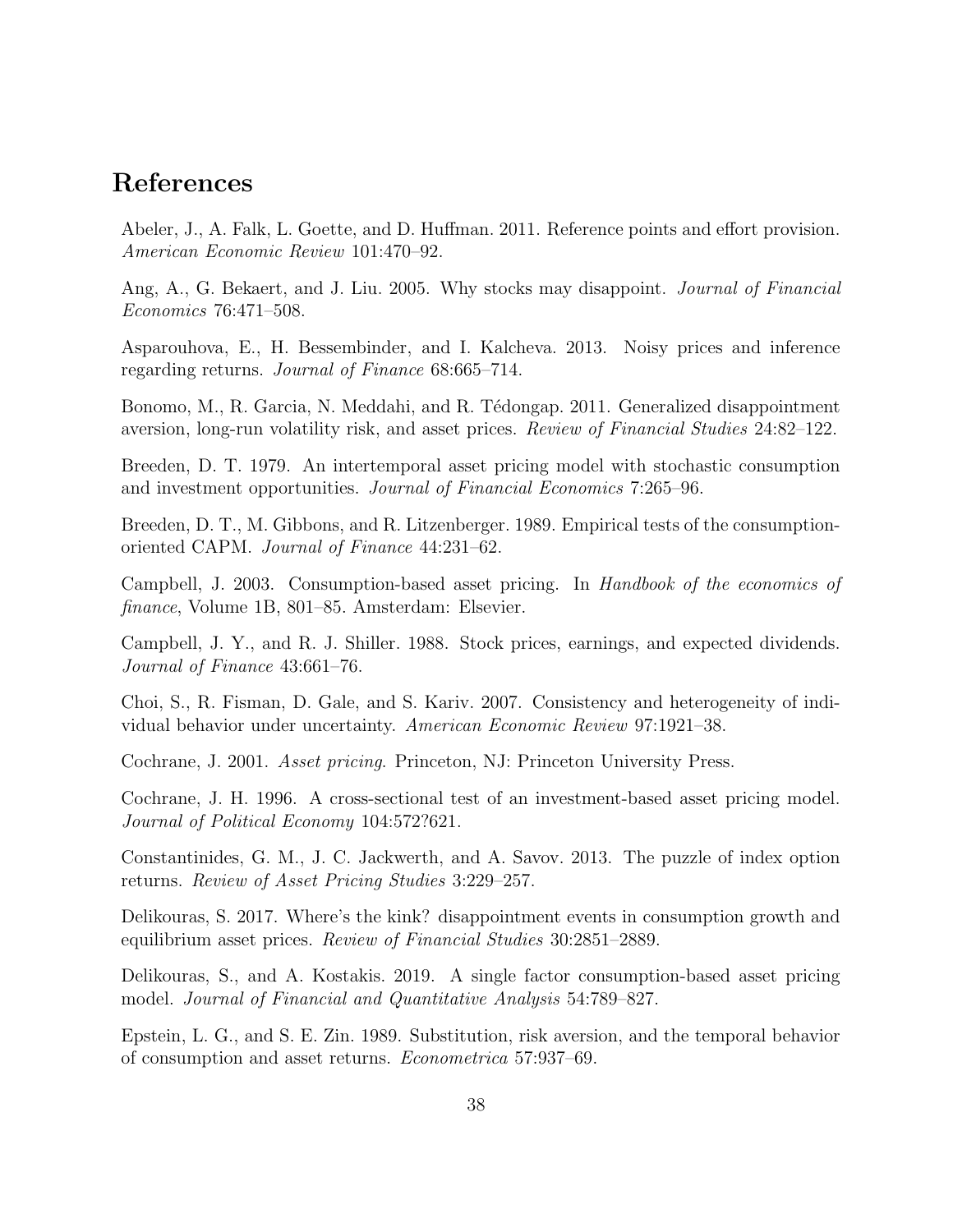# References

Abeler, J., A. Falk, L. Goette, and D. Huffman. 2011. Reference points and effort provision. *American Economic Review* 101:470–92.

Ang, A., G. Bekaert, and J. Liu. 2005. Why stocks may disappoint. *Journal of Financial Economics* 76:471–508.

Asparouhova, E., H. Bessembinder, and I. Kalcheva. 2013. Noisy prices and inference regarding returns. *Journal of Finance* 68:665–714.

Bonomo, M., R. Garcia, N. Meddahi, and R. Tédongap. 2011. Generalized disappointment aversion, long-run volatility risk, and asset prices. *Review of Financial Studies* 24:82–122.

Breeden, D. T. 1979. An intertemporal asset pricing model with stochastic consumption and investment opportunities. *Journal of Financial Economics* 7:265–96.

Breeden, D. T., M. Gibbons, and R. Litzenberger. 1989. Empirical tests of the consumption-oriented CAPM. *Journal of Finance* 44:231–62.

Campbell, J. 2003. Consumption-based asset pricing. In *Handbook of the economics of finance*, Volume 1B, 801–85. Amsterdam: Elsevier.

Campbell, J. Y., and R. J. Shiller. 1988. Stock prices, earnings, and expected dividends. *Journal of Finance* 43:661–76.

Choi, S., R. Fisman, D. Gale, and S. Kariv. 2007. Consistency and heterogeneity of individual behavior under uncertainty. *American Economic Review* 97:1921–38.

Cochrane, J. 2001. *Asset pricing*. Princeton, NJ: Princeton University Press.

Cochrane, J. H. 1996. A cross-sectional test of an investment-based asset pricing model. *Journal of Political Economy* 104:572?621.

Constantinides, G. M., J. C. Jackwerth, and A. Savov. 2013. The puzzle of index option returns. *Review of Asset Pricing Studies* 3:229–257.

Delikouras, S. 2017. Where's the kink? disappointment events in consumption growth and equilibrium asset prices. *Review of Financial Studies* 30:2851–2889.

Delikouras, S., and A. Kostakis. 2019. A single factor consumption-based asset pricing model. *Journal of Financial and Quantitative Analysis* 54:789–827.

Epstein, L. G., and S. E. Zin. 1989. Substitution, risk aversion, and the temporal behavior of consumption and asset returns. *Econometrica* 57:937–69.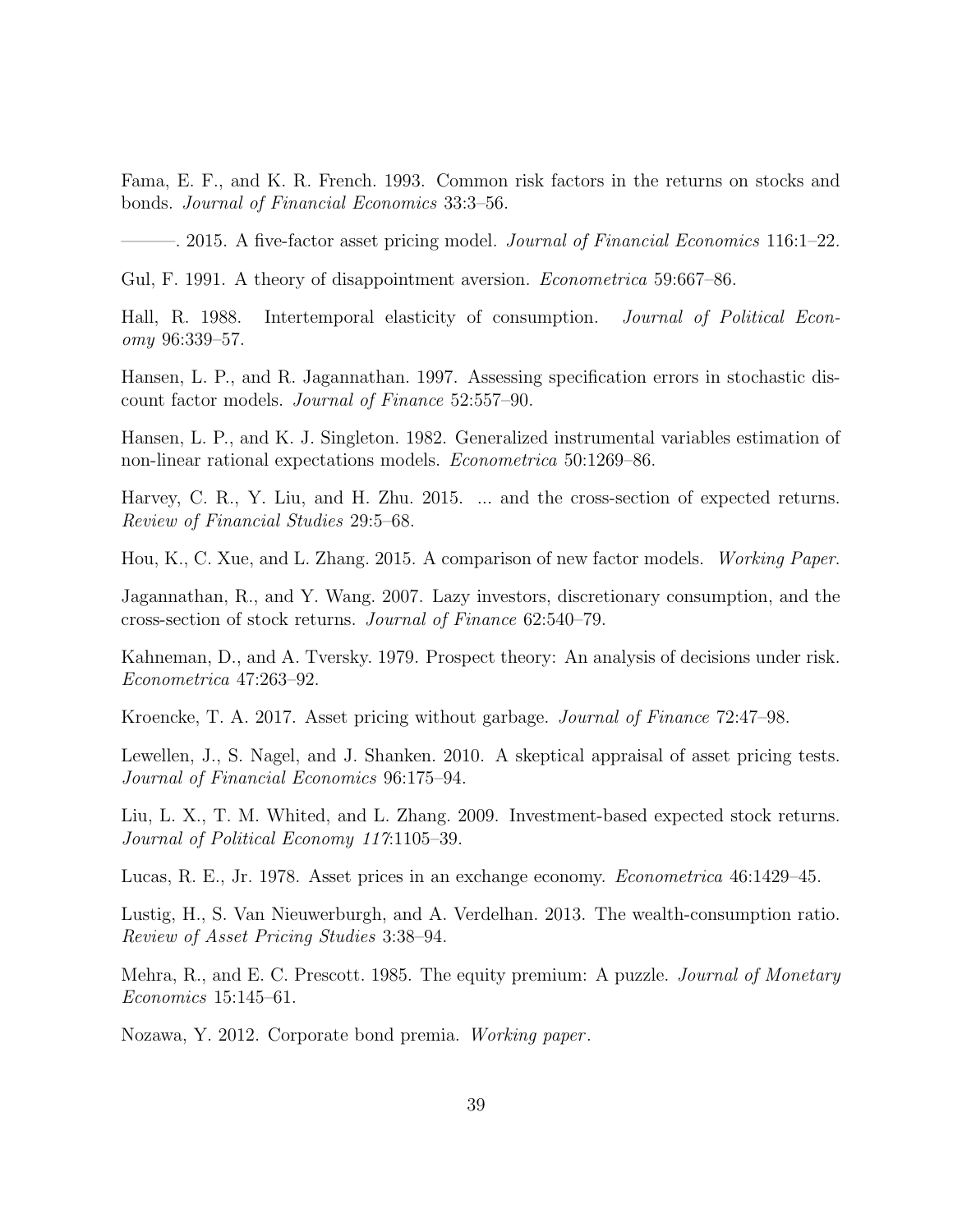Fama, E. F., and K. R. French. 1993. Common risk factors in the returns on stocks and bonds. *Journal of Financial Economics* 33:3–56.

———. 2015. A five-factor asset pricing model. *Journal of Financial Economics* 116:1–22.

Gul, F. 1991. A theory of disappointment aversion. *Econometrica* 59:667–86.

Hall, R. 1988. Intertemporal elasticity of consumption. *Journal of Political Economy* 96:339–57.

Hansen, L. P., and R. Jagannathan. 1997. Assessing specification errors in stochastic discount factor models. *Journal of Finance* 52:557–90.

Hansen, L. P., and K. J. Singleton. 1982. Generalized instrumental variables estimation of non-linear rational expectations models. *Econometrica* 50:1269–86.

Harvey, C. R., Y. Liu, and H. Zhu. 2015. ... and the cross-section of expected returns. *Review of Financial Studies* 29:5–68.

Hou, K., C. Xue, and L. Zhang. 2015. A comparison of new factor models. *Working Paper*.

Jagannathan, R., and Y. Wang. 2007. Lazy investors, discretionary consumption, and the cross-section of stock returns. *Journal of Finance* 62:540–79.

Kahneman, D., and A. Tversky. 1979. Prospect theory: An analysis of decisions under risk. *Econometrica* 47:263–92.

Kroencke, T. A. 2017. Asset pricing without garbage. *Journal of Finance* 72:47–98.

Lewellen, J., S. Nagel, and J. Shanken. 2010. A skeptical appraisal of asset pricing tests. *Journal of Financial Economics* 96:175–94.

Liu, L. X., T. M. Whited, and L. Zhang. 2009. Investment-based expected stock returns. *Journal of Political Economy 117*:1105–39.

Lucas, R. E., Jr. 1978. Asset prices in an exchange economy. *Econometrica* 46:1429–45.

Lustig, H., S. Van Nieuwerburgh, and A. Verdelhan. 2013. The wealth-consumption ratio. *Review of Asset Pricing Studies* 3:38–94.

Mehra, R., and E. C. Prescott. 1985. The equity premium: A puzzle. *Journal of Monetary Economics* 15:145–61.

Nozawa, Y. 2012. Corporate bond premia. *Working paper*.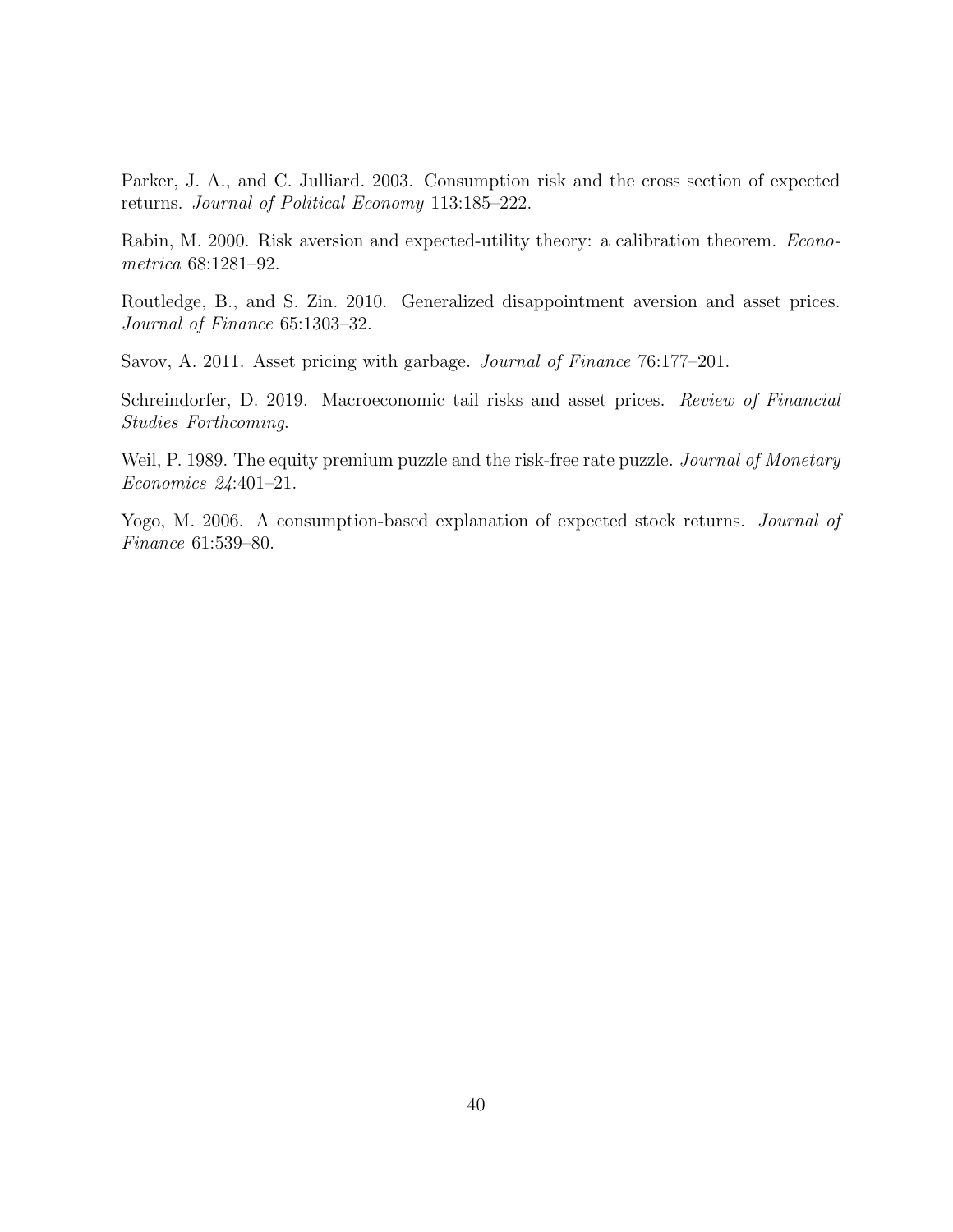Parker, J. A., and C. Julliard. 2003. Consumption risk and the cross section of expected returns. *Journal of Political Economy* 113:185–222.

Rabin, M. 2000. Risk aversion and expected-utility theory: a calibration theorem. *Econometrica* 68:1281–92.

Routledge, B., and S. Zin. 2010. Generalized disappointment aversion and asset prices. *Journal of Finance* 65:1303–32.

Savov, A. 2011. Asset pricing with garbage. *Journal of Finance* 76:177–201.

Schreindorfer, D. 2019. Macroeconomic tail risks and asset prices. *Review of Financial Studies Forthcoming*.

Weil, P. 1989. The equity premium puzzle and the risk-free rate puzzle. *Journal of Monetary Economics 24*:401–21.

Yogo, M. 2006. A consumption-based explanation of expected stock returns. *Journal of Finance* 61:539–80.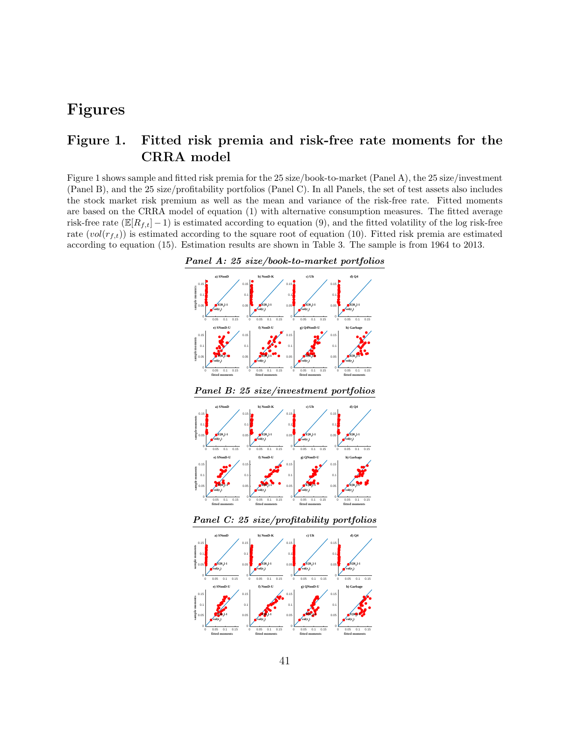# Figures

## Figure 1. Fitted risk premia and risk-free rate moments for the CRRA model

Figure 1 shows sample and fitted risk premia for the 25 size/book-to-market (Panel A), the 25 size/investment (Panel B), and the 25 size/profitability portfolios (Panel C). In all Panels, the set of test assets also includes the stock market risk premium as well as the mean and variance of the risk-free rate. Fitted moments are based on the CRRA model of equation (1) with alternative consumption measures. The fitted average risk-free rate ($\mathbb{E}[R_{f,t}] - 1$) is estimated according to equation (9), and the fitted volatility of the log risk-free rate ($vol(r_{f,t})$) is estimated according to the square root of equation (10). Fitted risk premia are estimated according to equation (15). Estimation results are shown in Table 3. The sample is from 1964 to 2013.

***Panel A: 25 size/book-to-market portfolios***

***Panel B: 25 size/investment portfolios***

***Panel C: 25 size/profitability portfolios***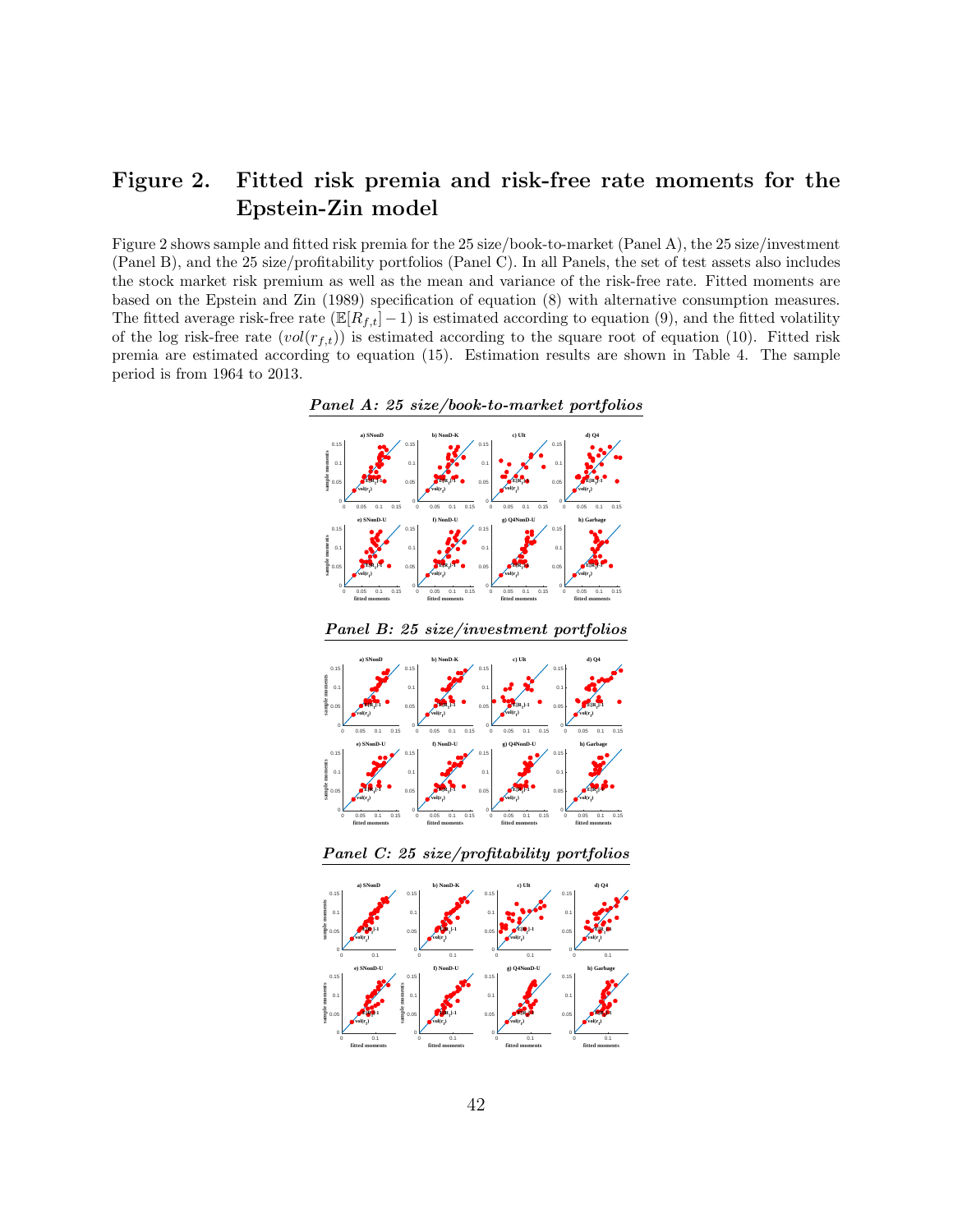# Figure 2. Fitted risk premia and risk-free rate moments for the Epstein-Zin model

Figure 2 shows sample and fitted risk premia for the 25 size/book-to-market (Panel A), the 25 size/investment (Panel B), and the 25 size/profitability portfolios (Panel C). In all Panels, the set of test assets also includes the stock market risk premium as well as the mean and variance of the risk-free rate. Fitted moments are based on the Epstein and Zin (1989) specification of equation (8) with alternative consumption measures. The fitted average risk-free rate ($\mathbb{E}[R_{f,t}] - 1$) is estimated according to equation (9), and the fitted volatility of the log risk-free rate ($vol(r_{f,t})$) is estimated according to the square root of equation (10). Fitted risk premia are estimated according to equation (15). Estimation results are shown in Table 4. The sample period is from 1964 to 2013.

***Panel A: 25 size/book-to-market portfolios***

***Panel B: 25 size/investment portfolios***

***Panel C: 25 size/profitability portfolios***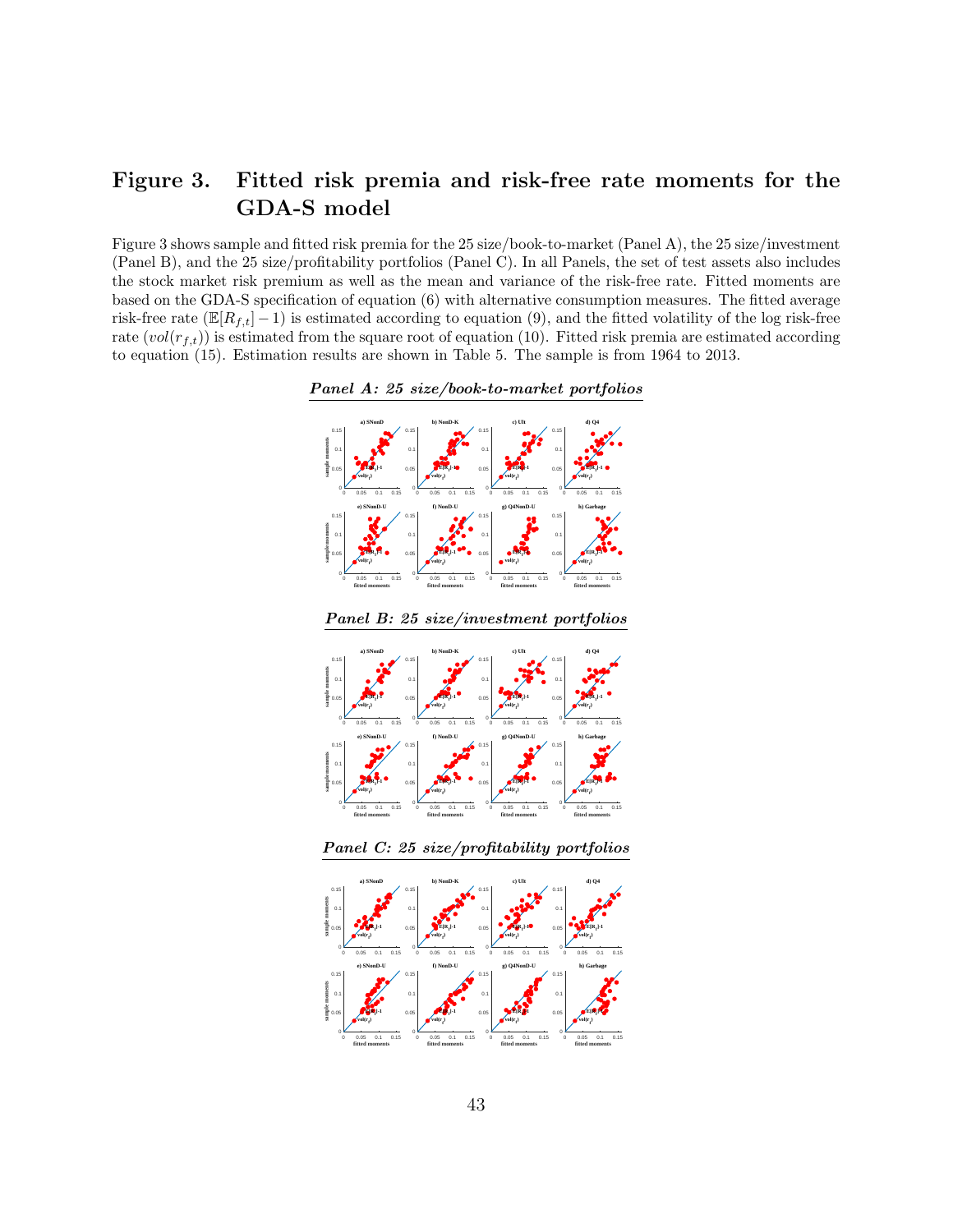# Figure 3. Fitted risk premia and risk-free rate moments for the GDA-S model

Figure 3 shows sample and fitted risk premia for the 25 size/book-to-market (Panel A), the 25 size/investment (Panel B), and the 25 size/profitability portfolios (Panel C). In all Panels, the set of test assets also includes the stock market risk premium as well as the mean and variance of the risk-free rate. Fitted moments are based on the GDA-S specification of equation (6) with alternative consumption measures. The fitted average risk-free rate ($\mathbb{E}[R_{f,t}]-1$) is estimated according to equation (9), and the fitted volatility of the log risk-free rate ($vol(r_{f,t})$) is estimated from the square root of equation (10). Fitted risk premia are estimated according to equation (15). Estimation results are shown in Table 5. The sample is from 1964 to 2013.

***Panel A: 25 size/book-to-market portfolios***

***Panel B: 25 size/investment portfolios***

***Panel C: 25 size/profitability portfolios***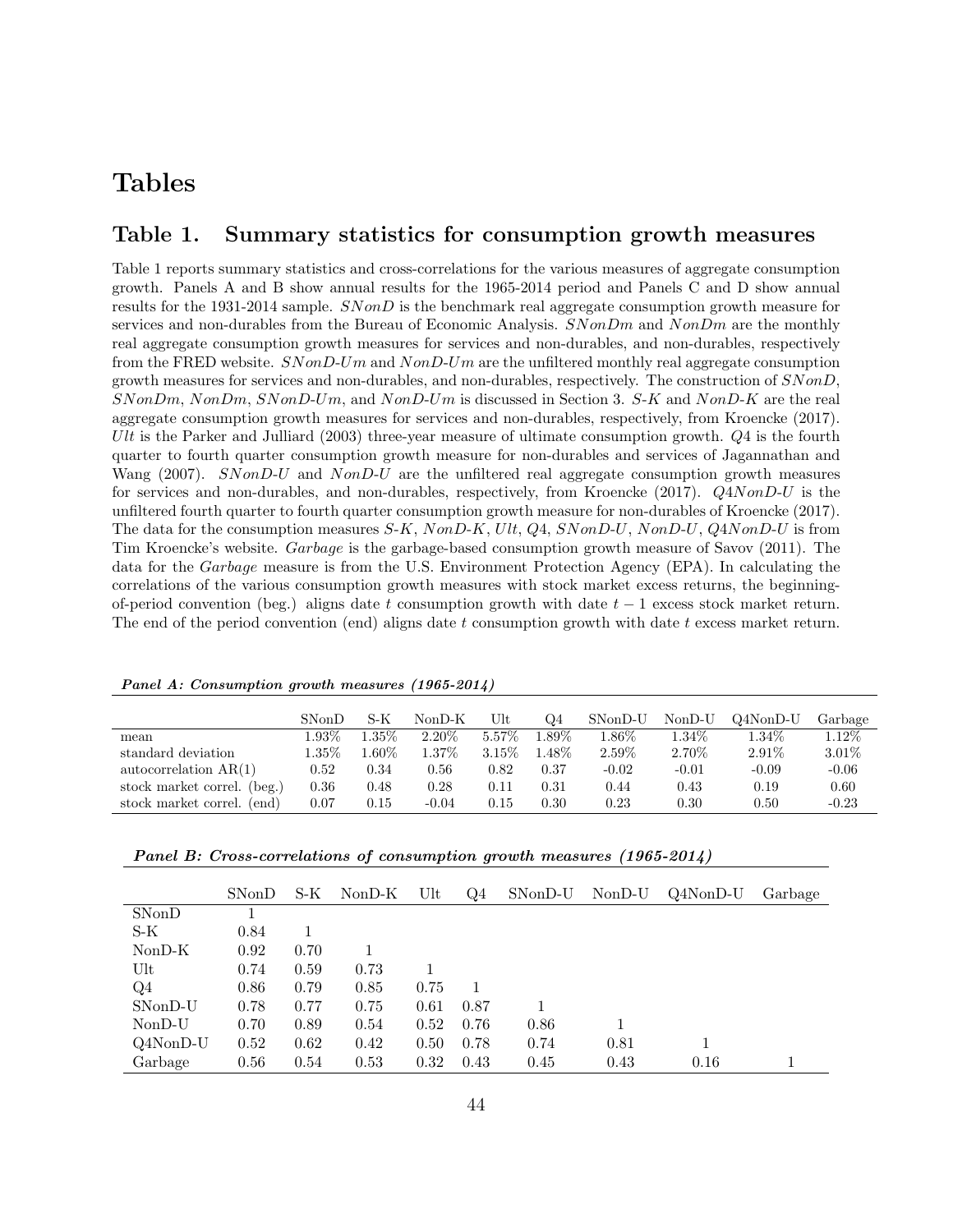# Tables

## Table 1. Summary statistics for consumption growth measures

Table 1 reports summary statistics and cross-correlations for the various measures of aggregate consumption growth. Panels A and B show annual results for the 1965-2014 period and Panels C and D show annual results for the 1931-2014 sample. *SNonD* is the benchmark real aggregate consumption growth measure for services and non-durables from the Bureau of Economic Analysis. *SNonDm* and *NonDm* are the monthly real aggregate consumption growth measures for services and non-durables, and non-durables, respectively from the FRED website. *SNonD-Um* and *NonD-Um* are the unfiltered monthly real aggregate consumption growth measures for services and non-durables, and non-durables, respectively. The construction of *SNonD*, *SNonDm*, *NonDm*, *SNonD-Um*, and *NonD-Um* is discussed in Section 3. *S-K* and *NonD-K* are the real aggregate consumption growth measures for services and non-durables, respectively, from Kroencke (2017). *Ult* is the Parker and Julliard (2003) three-year measure of ultimate consumption growth. *Q4* is the fourth quarter to fourth quarter consumption growth measure for non-durables and services of Jagannathan and Wang (2007). *SNonD-U* and *NonD-U* are the unfiltered real aggregate consumption growth measures for services and non-durables, and non-durables, respectively, from Kroencke (2017). *Q4NonD-U* is the unfiltered fourth quarter to fourth quarter consumption growth measure for non-durables of Kroencke (2017). The data for the consumption measures *S-K*, *NonD-K*, *Ult*, *Q4*, *SNonD-U*, *NonD-U*, *Q4NonD-U* is from Tim Kroencke's website. *Garbage* is the garbage-based consumption growth measure of Savov (2011). The data for the *Garbage* measure is from the U.S. Environment Protection Agency (EPA). In calculating the correlations of the various consumption growth measures with stock market excess returns, the beginning-of-period convention (beg.) aligns date $t$ consumption growth with date $t-1$ excess stock market return. The end of the period convention (end) aligns date $t$ consumption growth with date $t$ excess market return.

***Panel A: Consumption growth measures (1965-2014)***

| | SNonD | S-K | NonD-K | Ult | Q4 | SNonD-U | NonD-U | Q4NonD-U | Garbage |
|---|---|---|---|---|---|---|---|---|---|
| mean | 1.93% | 1.35% | 2.20% | 5.57% | 1.89% | 1.86% | 1.34% | 1.34% | 1.12% |
| standard deviation | 1.35% | 1.60% | 1.37% | 3.15% | 1.48% | 2.59% | 2.70% | 2.91% | 3.01% |
| autocorrelation AR(1) | 0.52 | 0.34 | 0.56 | 0.82 | 0.37 | -0.02 | -0.01 | -0.09 | -0.06 |
| stock market correl. (beg.) | 0.36 | 0.48 | 0.28 | 0.11 | 0.31 | 0.44 | 0.43 | 0.19 | 0.60 |
| stock market correl. (end) | 0.07 | 0.15 | -0.04 | 0.15 | 0.30 | 0.23 | 0.30 | 0.50 | -0.23 |

***Panel B: Cross-correlations of consumption growth measures (1965-2014)***

| | SNonD | S-K | NonD-K | Ult | Q4 | SNonD-U | NonD-U | Q4NonD-U | Garbage |
|---|---|---|---|---|---|---|---|---|---|
| SNonD | 1 | | | | | | | | |
| S-K | 0.84 | 1 | | | | | | | |
| NonD-K | 0.92 | 0.70 | 1 | | | | | | |
| Ult | 0.74 | 0.59 | 0.73 | 1 | | | | | |
| Q4 | 0.86 | 0.79 | 0.85 | 0.75 | 1 | | | | |
| SNonD-U | 0.78 | 0.77 | 0.75 | 0.61 | 0.87 | 1 | | | |
| NonD-U | 0.70 | 0.89 | 0.54 | 0.52 | 0.76 | 0.86 | 1 | | |
| Q4NonD-U | 0.52 | 0.62 | 0.42 | 0.50 | 0.78 | 0.74 | 0.81 | 1 | |
| Garbage | 0.56 | 0.54 | 0.53 | 0.32 | 0.43 | 0.45 | 0.43 | 0.16 | 1 |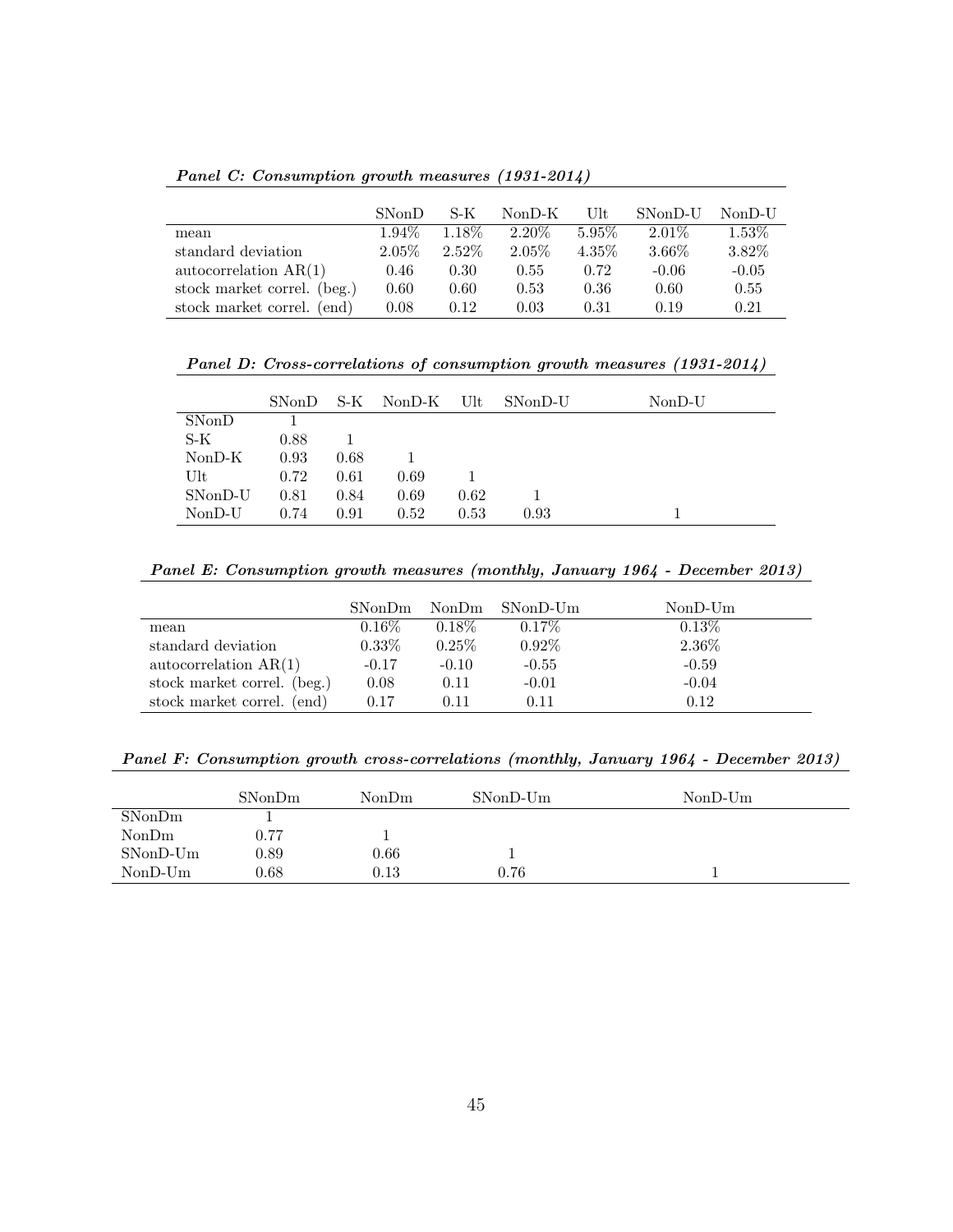***Panel C: Consumption growth measures (1931-2014)***

| | SNonD | S-K | NonD-K | Ult | SNonD-U | NonD-U |
|---|---|---|---|---|---|---|
| mean | 1.94% | 1.18% | 2.20% | 5.95% | 2.01% | 1.53% |
| standard deviation | 2.05% | 2.52% | 2.05% | 4.35% | 3.66% | 3.82% |
| autocorrelation AR(1) | 0.46 | 0.30 | 0.55 | 0.72 | -0.06 | -0.05 |
| stock market correl. (beg.) | 0.60 | 0.60 | 0.53 | 0.36 | 0.60 | 0.55 |
| stock market correl. (end) | 0.08 | 0.12 | 0.03 | 0.31 | 0.19 | 0.21 |

***Panel D: Cross-correlations of consumption growth measures (1931-2014)***

| | SNonD | S-K | NonD-K | Ult | SNonD-U | NonD-U |
|---|---|---|---|---|---|---|
| SNonD | 1 | | | | | |
| S-K | 0.88 | 1 | | | | |
| NonD-K | 0.93 | 0.68 | 1 | | | |
| Ult | 0.72 | 0.61 | 0.69 | 1 | | |
| SNonD-U | 0.81 | 0.84 | 0.69 | 0.62 | 1 | |
| NonD-U | 0.74 | 0.91 | 0.52 | 0.53 | 0.93 | 1 |

***Panel E: Consumption growth measures (monthly, January 1964 - December 2013)***

| | SNonDm | NonDm | SNonD-Um | NonD-Um |
|---|---|---|---|---|
| mean | 0.16% | 0.18% | 0.17% | 0.13% |
| standard deviation | 0.33% | 0.25% | 0.92% | 2.36% |
| autocorrelation AR(1) | -0.17 | -0.10 | -0.55 | -0.59 |
| stock market correl. (beg.) | 0.08 | 0.11 | -0.01 | -0.04 |
| stock market correl. (end) | 0.17 | 0.11 | 0.11 | 0.12 |

***Panel F: Consumption growth cross-correlations (monthly, January 1964 - December 2013)***

| | SNonDm | NonDm | SNonD-Um | NonD-Um |
|---|---|---|---|---|
| SNonDm | 1 | | | |
| NonDm | 0.77 | 1 | | |
| SNonD-Um | 0.89 | 0.66 | 1 | |
| NonD-Um | 0.68 | 0.13 | 0.76 | 1 |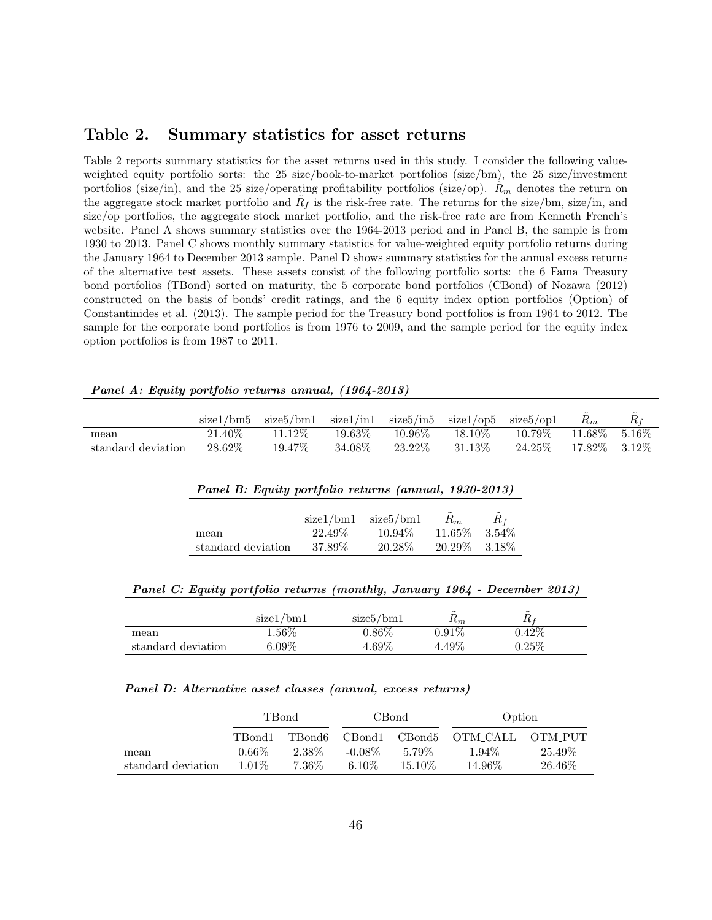## Table 2. Summary statistics for asset returns

Table 2 reports summary statistics for the asset returns used in this study. I consider the following value-weighted equity portfolio sorts: the 25 size/book-to-market portfolios (size/bm), the 25 size/investment portfolios (size/in), and the 25 size/operating profitability portfolios (size/op). $\tilde{R}_m$ denotes the return on the aggregate stock market portfolio and $\tilde{R}_f$ is the risk-free rate. The returns for the size/bm, size/in, and size/op portfolios, the aggregate stock market portfolio, and the risk-free rate are from Kenneth French's website. Panel A shows summary statistics over the 1964-2013 period and in Panel B, the sample is from 1930 to 2013. Panel C shows monthly summary statistics for value-weighted equity portfolio returns during the January 1964 to December 2013 sample. Panel D shows summary statistics for the annual excess returns of the alternative test assets. These assets consist of the following portfolio sorts: the 6 Fama Treasury bond portfolios (TBond) sorted on maturity, the 5 corporate bond portfolios (CBond) of Nozawa (2012) constructed on the basis of bonds' credit ratings, and the 6 equity index option portfolios (Option) of Constantinides et al. (2013). The sample period for the Treasury bond portfolios is from 1964 to 2012. The sample for the corporate bond portfolios is from 1976 to 2009, and the sample period for the equity index option portfolios is from 1987 to 2011.

***Panel A: Equity portfolio returns annual, (1964-2013)***

| | size1/bm5 | size5/bm1 | size1/in1 | size5/in5 | size1/op5 | size5/op1 | $\tilde{R}_m$ | $\tilde{R}_f$ |
|---|---|---|---|---|---|---|---|---|
| mean | 21.40% | 11.12% | 19.63% | 10.96% | 18.10% | 10.79% | 11.68% | 5.16% |
| standard deviation | 28.62% | 19.47% | 34.08% | 23.22% | 31.13% | 24.25% | 17.82% | 3.12% |

***Panel B: Equity portfolio returns (annual, 1930-2013)***

| | size1/bm1 | size5/bm1 | $\tilde{R}_m$ | $\tilde{R}_f$ |
|---|---|---|---|---|
| mean | 22.49% | 10.94% | 11.65% | 3.54% |
| standard deviation | 37.89% | 20.28% | 20.29% | 3.18% |

***Panel C: Equity portfolio returns (monthly, January 1964 - December 2013)***

| | size1/bm1 | size5/bm1 | $\tilde{R}_m$ | $\tilde{R}_f$ |
|---|---|---|---|---|
| mean | 1.56% | 0.86% | 0.91% | 0.42% |
| standard deviation | 6.09% | 4.69% | 4.49% | 0.25% |

***Panel D: Alternative asset classes (annual, excess returns)***

| | TBond | | CBond | | Option | |
|---|---|---|---|---|---|---|
| | TBond1 | TBond6 | CBond1 | CBond5 | OTM_CALL | OTM_PUT |
| mean | 0.66% | 2.38% | -0.08% | 5.79% | 1.94% | 25.49% |
| standard deviation | 1.01% | 7.36% | 6.10% | 15.10% | 14.96% | 26.46% |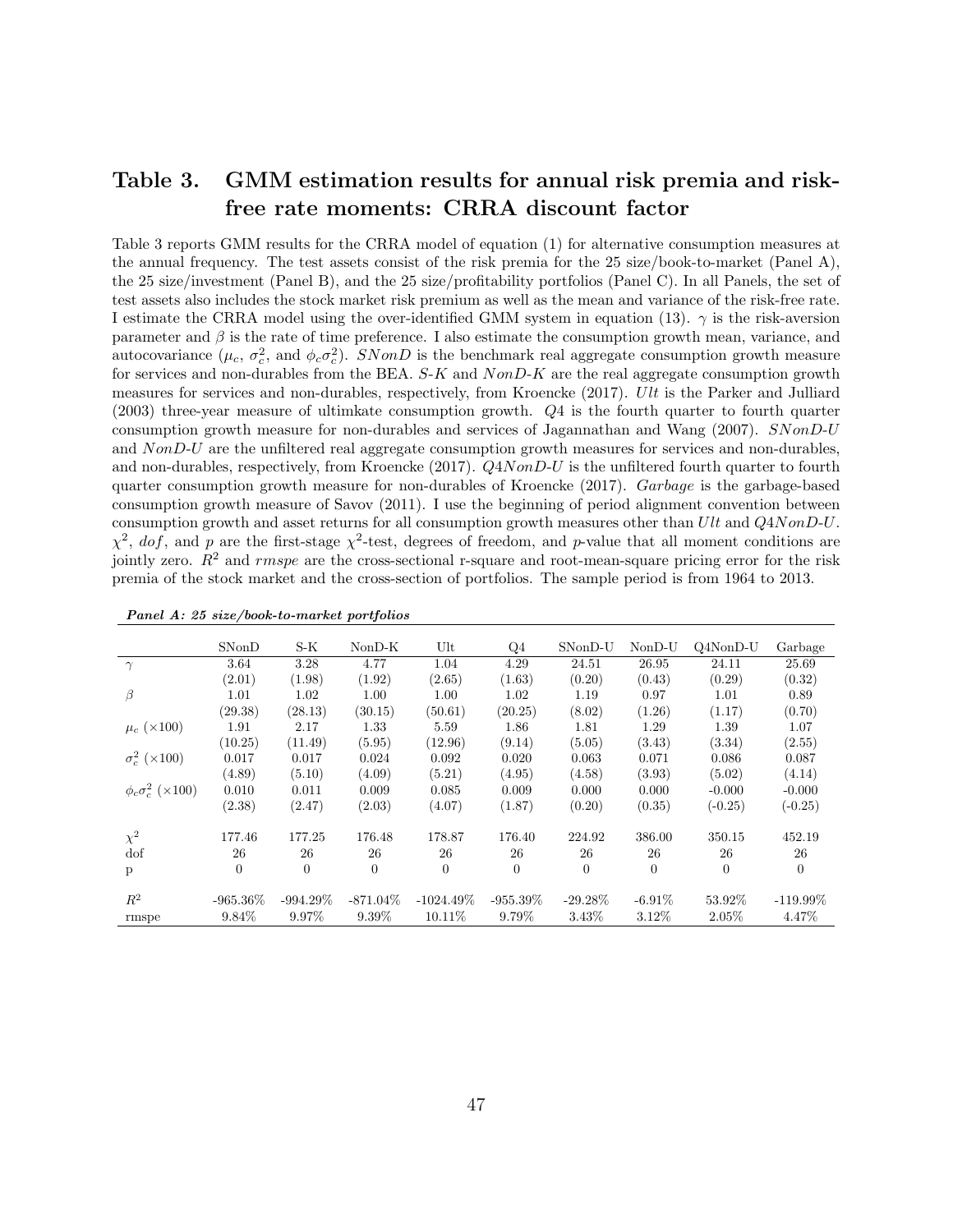## Table 3. GMM estimation results for annual risk premia and risk-free rate moments: CRRA discount factor

Table 3 reports GMM results for the CRRA model of equation (1) for alternative consumption measures at the annual frequency. The test assets consist of the risk premia for the 25 size/book-to-market (Panel A), the 25 size/investment (Panel B), and the 25 size/profitability portfolios (Panel C). In all Panels, the set of test assets also includes the stock market risk premium as well as the mean and variance of the risk-free rate. I estimate the CRRA model using the over-identified GMM system in equation (13). $\gamma$ is the risk-aversion parameter and $\beta$ is the rate of time preference. I also estimate the consumption growth mean, variance, and autocovariance ($\mu_c$, $\sigma_c^2$, and $\phi_c\sigma_c^2$). *SNonD* is the benchmark real aggregate consumption growth measure for services and non-durables from the BEA. *S-K* and *NonD-K* are the real aggregate consumption growth measures for services and non-durables, respectively, from Kroencke (2017). *Ult* is the Parker and Julliard (2003) three-year measure of ultimkate consumption growth. *Q4* is the fourth quarter to fourth quarter consumption growth measure for non-durables and services of Jagannathan and Wang (2007). *SNonD-U* and *NonD-U* are the unfiltered real aggregate consumption growth measures for services and non-durables, and non-durables, respectively, from Kroencke (2017). *Q4NonD-U* is the unfiltered fourth quarter to fourth quarter consumption growth measure for non-durables of Kroencke (2017). *Garbage* is the garbage-based consumption growth measure of Savov (2011). I use the beginning of period alignment convention between consumption growth and asset returns for all consumption growth measures other than *Ult* and *Q4NonD-U*. $\chi^2$, *dof*, and *p* are the first-stage $\chi^2$-test, degrees of freedom, and *p*-value that all moment conditions are jointly zero. $R^2$ and *rmspe* are the cross-sectional r-square and root-mean-square pricing error for the risk premia of the stock market and the cross-section of portfolios. The sample period is from 1964 to 2013.

***Panel A: 25 size/book-to-market portfolios***

| | SNonD | S-K | NonD-K | Ult | Q4 | SNonD-U | NonD-U | Q4NonD-U | Garbage |
|---|---|---|---|---|---|---|---|---|---|
| $\gamma$ | 3.64 | 3.28 | 4.77 | 1.04 | 4.29 | 24.51 | 26.95 | 24.11 | 25.69 |
| | (2.01) | (1.98) | (1.92) | (2.65) | (1.63) | (0.20) | (0.43) | (0.29) | (0.32) |
| $\beta$ | 1.01 | 1.02 | 1.00 | 1.00 | 1.02 | 1.19 | 0.97 | 1.01 | 0.89 |
| | (29.38) | (28.13) | (30.15) | (50.61) | (20.25) | (8.02) | (1.26) | (1.17) | (0.70) |
| $\mu_c$ ($\times 100$) | 1.91 | 2.17 | 1.33 | 5.59 | 1.86 | 1.81 | 1.29 | 1.39 | 1.07 |
| | (10.25) | (11.49) | (5.95) | (12.96) | (9.14) | (5.05) | (3.43) | (3.34) | (2.55) |
| $\sigma_c^2$ ($\times 100$) | 0.017 | 0.017 | 0.024 | 0.092 | 0.020 | 0.063 | 0.071 | 0.086 | 0.087 |
| | (4.89) | (5.10) | (4.09) | (5.21) | (4.95) | (4.58) | (3.93) | (5.02) | (4.14) |
| $\phi_c\sigma_c^2$ ($\times 100$) | 0.010 | 0.011 | 0.009 | 0.085 | 0.009 | 0.000 | 0.000 | -0.000 | -0.000 |
| | (2.38) | (2.47) | (2.03) | (4.07) | (1.87) | (0.20) | (0.35) | (-0.25) | (-0.25) |
| | | | | | | | | | |
| $\chi^2$ | 177.46 | 177.25 | 176.48 | 178.87 | 176.40 | 224.92 | 386.00 | 350.15 | 452.19 |
| dof | 26 | 26 | 26 | 26 | 26 | 26 | 26 | 26 | 26 |
| p | 0 | 0 | 0 | 0 | 0 | 0 | 0 | 0 | 0 |
| | | | | | | | | | |
| $R^2$ | -965.36% | -994.29% | -871.04% | -1024.49% | -955.39% | -29.28% | -6.91% | 53.92% | -119.99% |
| rmspe | 9.84% | 9.97% | 9.39% | 10.11% | 9.79% | 3.43% | 3.12% | 2.05% | 4.47% |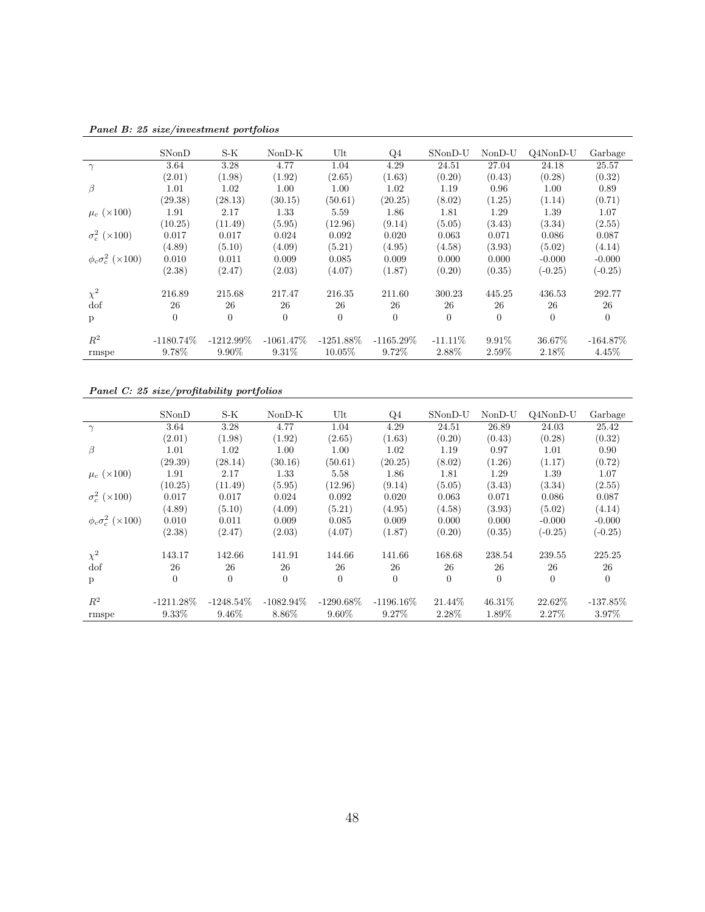***Panel B: 25 size/investment portfolios***

| | SNonD | S-K | NonD-K | Ult | Q4 | SNonD-U | NonD-U | Q4NonD-U | Garbage |
|---|---|---|---|---|---|---|---|---|---|
| $\gamma$ | 3.64 | 3.28 | 4.77 | 1.04 | 4.29 | 24.51 | 27.04 | 24.18 | 25.57 |
| | (2.01) | (1.98) | (1.92) | (2.65) | (1.63) | (0.20) | (0.43) | (0.28) | (0.32) |
| $\beta$ | 1.01 | 1.02 | 1.00 | 1.00 | 1.02 | 1.19 | 0.96 | 1.00 | 0.89 |
| | (29.38) | (28.13) | (30.15) | (50.61) | (20.25) | (8.02) | (1.25) | (1.14) | (0.71) |
| $\mu_c$ ($\times 100$) | 1.91 | 2.17 | 1.33 | 5.59 | 1.86 | 1.81 | 1.29 | 1.39 | 1.07 |
| | (10.25) | (11.49) | (5.95) | (12.96) | (9.14) | (5.05) | (3.43) | (3.34) | (2.55) |
| $\sigma_c^2$ ($\times 100$) | 0.017 | 0.017 | 0.024 | 0.092 | 0.020 | 0.063 | 0.071 | 0.086 | 0.087 |
| | (4.89) | (5.10) | (4.09) | (5.21) | (4.95) | (4.58) | (3.93) | (5.02) | (4.14) |
| $\phi_c\sigma_c^2$ ($\times 100$) | 0.010 | 0.011 | 0.009 | 0.085 | 0.009 | 0.000 | 0.000 | -0.000 | -0.000 |
| | (2.38) | (2.47) | (2.03) | (4.07) | (1.87) | (0.20) | (0.35) | (-0.25) | (-0.25) |
| $\chi^2$ | 216.89 | 215.68 | 217.47 | 216.35 | 211.60 | 300.23 | 445.25 | 436.53 | 292.77 |
| dof | 26 | 26 | 26 | 26 | 26 | 26 | 26 | 26 | 26 |
| p | 0 | 0 | 0 | 0 | 0 | 0 | 0 | 0 | 0 |
| $R^2$ | -1180.74% | -1212.99% | -1061.47% | -1251.88% | -1165.29% | -11.11% | 9.91% | 36.67% | -164.87% |
| rmspe | 9.78% | 9.90% | 9.31% | 10.05% | 9.72% | 2.88% | 2.59% | 2.18% | 4.45% |

***Panel C: 25 size/profitability portfolios***

| | SNonD | S-K | NonD-K | Ult | Q4 | SNonD-U | NonD-U | Q4NonD-U | Garbage |
|---|---|---|---|---|---|---|---|---|---|
| $\gamma$ | 3.64 | 3.28 | 4.77 | 1.04 | 4.29 | 24.51 | 26.89 | 24.03 | 25.42 |
| | (2.01) | (1.98) | (1.92) | (2.65) | (1.63) | (0.20) | (0.43) | (0.28) | (0.32) |
| $\beta$ | 1.01 | 1.02 | 1.00 | 1.00 | 1.02 | 1.19 | 0.97 | 1.01 | 0.90 |
| | (29.39) | (28.14) | (30.16) | (50.61) | (20.25) | (8.02) | (1.26) | (1.17) | (0.72) |
| $\mu_c$ ($\times 100$) | 1.91 | 2.17 | 1.33 | 5.58 | 1.86 | 1.81 | 1.29 | 1.39 | 1.07 |
| | (10.25) | (11.49) | (5.95) | (12.96) | (9.14) | (5.05) | (3.43) | (3.34) | (2.55) |
| $\sigma_c^2$ ($\times 100$) | 0.017 | 0.017 | 0.024 | 0.092 | 0.020 | 0.063 | 0.071 | 0.086 | 0.087 |
| | (4.89) | (5.10) | (4.09) | (5.21) | (4.95) | (4.58) | (3.93) | (5.02) | (4.14) |
| $\phi_c\sigma_c^2$ ($\times 100$) | 0.010 | 0.011 | 0.009 | 0.085 | 0.009 | 0.000 | 0.000 | -0.000 | -0.000 |
| | (2.38) | (2.47) | (2.03) | (4.07) | (1.87) | (0.20) | (0.35) | (-0.25) | (-0.25) |
| $\chi^2$ | 143.17 | 142.66 | 141.91 | 144.66 | 141.66 | 168.68 | 238.54 | 239.55 | 225.25 |
| dof | 26 | 26 | 26 | 26 | 26 | 26 | 26 | 26 | 26 |
| p | 0 | 0 | 0 | 0 | 0 | 0 | 0 | 0 | 0 |
| $R^2$ | -1211.28% | -1248.54% | -1082.94% | -1290.68% | -1196.16% | 21.44% | 46.31% | 22.62% | -137.85% |
| rmspe | 9.33% | 9.46% | 8.86% | 9.60% | 9.27% | 2.28% | 1.89% | 2.27% | 3.97% |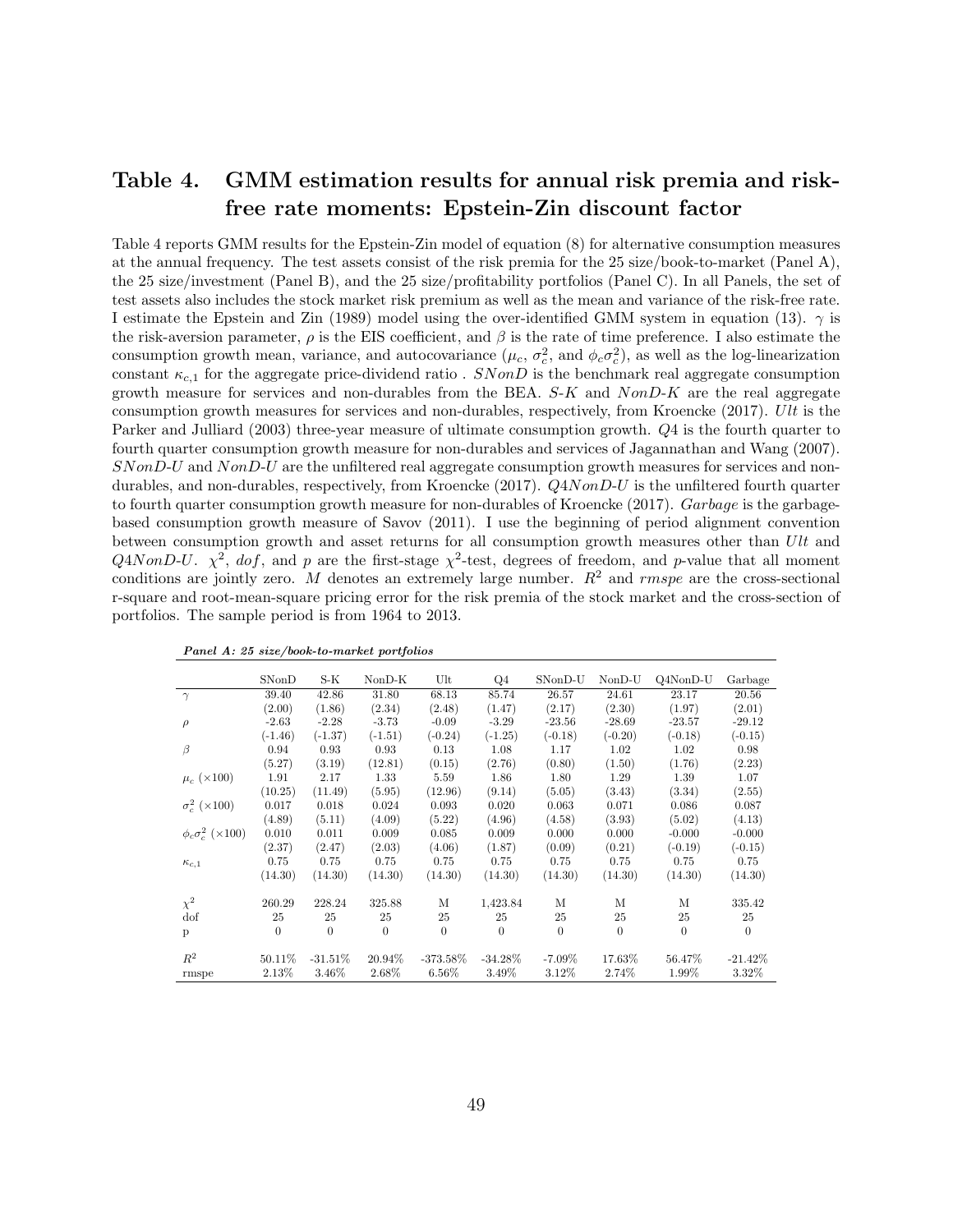# Table 4. GMM estimation results for annual risk premia and risk-free rate moments: Epstein-Zin discount factor

Table 4 reports GMM results for the Epstein-Zin model of equation (8) for alternative consumption measures at the annual frequency. The test assets consist of the risk premia for the 25 size/book-to-market (Panel A), the 25 size/investment (Panel B), and the 25 size/profitability portfolios (Panel C). In all Panels, the set of test assets also includes the stock market risk premium as well as the mean and variance of the risk-free rate. I estimate the Epstein and Zin (1989) model using the over-identified GMM system in equation (13). $\gamma$ is the risk-aversion parameter, $\rho$ is the EIS coefficient, and $\beta$ is the rate of time preference. I also estimate the consumption growth mean, variance, and autocovariance ($\mu_c$, $\sigma_c^2$, and $\phi_c\sigma_c^2$), as well as the log-linearization constant $\kappa_{c,1}$ for the aggregate price-dividend ratio . *SNonD* is the benchmark real aggregate consumption growth measure for services and non-durables from the BEA. *S-K* and *NonD-K* are the real aggregate consumption growth measures for services and non-durables, respectively, from Kroencke (2017). *Ult* is the Parker and Julliard (2003) three-year measure of ultimate consumption growth. *Q4* is the fourth quarter to fourth quarter consumption growth measure for non-durables and services of Jagannathan and Wang (2007). *SNonD-U* and *NonD-U* are the unfiltered real aggregate consumption growth measures for services and non-durables, and non-durables, respectively, from Kroencke (2017). *Q4NonD-U* is the unfiltered fourth quarter to fourth quarter consumption growth measure for non-durables of Kroencke (2017). *Garbage* is the garbage-based consumption growth measure of Savov (2011). I use the beginning of period alignment convention between consumption growth and asset returns for all consumption growth measures other than *Ult* and *Q4NonD-U*. $\chi^2$, *dof*, and *p* are the first-stage $\chi^2$-test, degrees of freedom, and *p*-value that all moment conditions are jointly zero. *M* denotes an extremely large number. $R^2$ and *rmspe* are the cross-sectional r-square and root-mean-square pricing error for the risk premia of the stock market and the cross-section of portfolios. The sample period is from 1964 to 2013.

***Panel A: 25 size/book-to-market portfolios***

| | SNonD | S-K | NonD-K | Ult | Q4 | SNonD-U | NonD-U | Q4NonD-U | Garbage |
|---|---|---|---|---|---|---|---|---|---|
| $\gamma$ | 39.40 | 42.86 | 31.80 | 68.13 | 85.74 | 26.57 | 24.61 | 23.17 | 20.56 |
| | (2.00) | (1.86) | (2.34) | (2.48) | (1.47) | (2.17) | (2.30) | (1.97) | (2.01) |
| $\rho$ | -2.63 | -2.28 | -3.73 | -0.09 | -3.29 | -23.56 | -28.69 | -23.57 | -29.12 |
| | (-1.46) | (-1.37) | (-1.51) | (-0.24) | (-1.25) | (-0.18) | (-0.20) | (-0.18) | (-0.15) |
| $\beta$ | 0.94 | 0.93 | 0.93 | 0.13 | 1.08 | 1.17 | 1.02 | 1.02 | 0.98 |
| | (5.27) | (3.19) | (12.81) | (0.15) | (2.76) | (0.80) | (1.50) | (1.76) | (2.23) |
| $\mu_c$ ($\times 100$) | 1.91 | 2.17 | 1.33 | 5.59 | 1.86 | 1.80 | 1.29 | 1.39 | 1.07 |
| | (10.25) | (11.49) | (5.95) | (12.96) | (9.14) | (5.05) | (3.43) | (3.34) | (2.55) |
| $\sigma_c^2$ ($\times 100$) | 0.017 | 0.018 | 0.024 | 0.093 | 0.020 | 0.063 | 0.071 | 0.086 | 0.087 |
| | (4.89) | (5.11) | (4.09) | (5.22) | (4.96) | (4.58) | (3.93) | (5.02) | (4.13) |
| $\phi_c\sigma_c^2$ ($\times 100$) | 0.010 | 0.011 | 0.009 | 0.085 | 0.009 | 0.000 | 0.000 | -0.000 | -0.000 |
| | (2.37) | (2.47) | (2.03) | (4.06) | (1.87) | (0.09) | (0.21) | (-0.19) | (-0.15) |
| $\kappa_{c,1}$ | 0.75 | 0.75 | 0.75 | 0.75 | 0.75 | 0.75 | 0.75 | 0.75 | 0.75 |
| | (14.30) | (14.30) | (14.30) | (14.30) | (14.30) | (14.30) | (14.30) | (14.30) | (14.30) |
| $\chi^2$ | 260.29 | 228.24 | 325.88 | M | 1,423.84 | M | M | M | 335.42 |
| dof | 25 | 25 | 25 | 25 | 25 | 25 | 25 | 25 | 25 |
| p | 0 | 0 | 0 | 0 | 0 | 0 | 0 | 0 | 0 |
| $R^2$ | 50.11% | -31.51% | 20.94% | -373.58% | -34.28% | -7.09% | 17.63% | 56.47% | -21.42% |
| rmspe | 2.13% | 3.46% | 2.68% | 6.56% | 3.49% | 3.12% | 2.74% | 1.99% | 3.32% |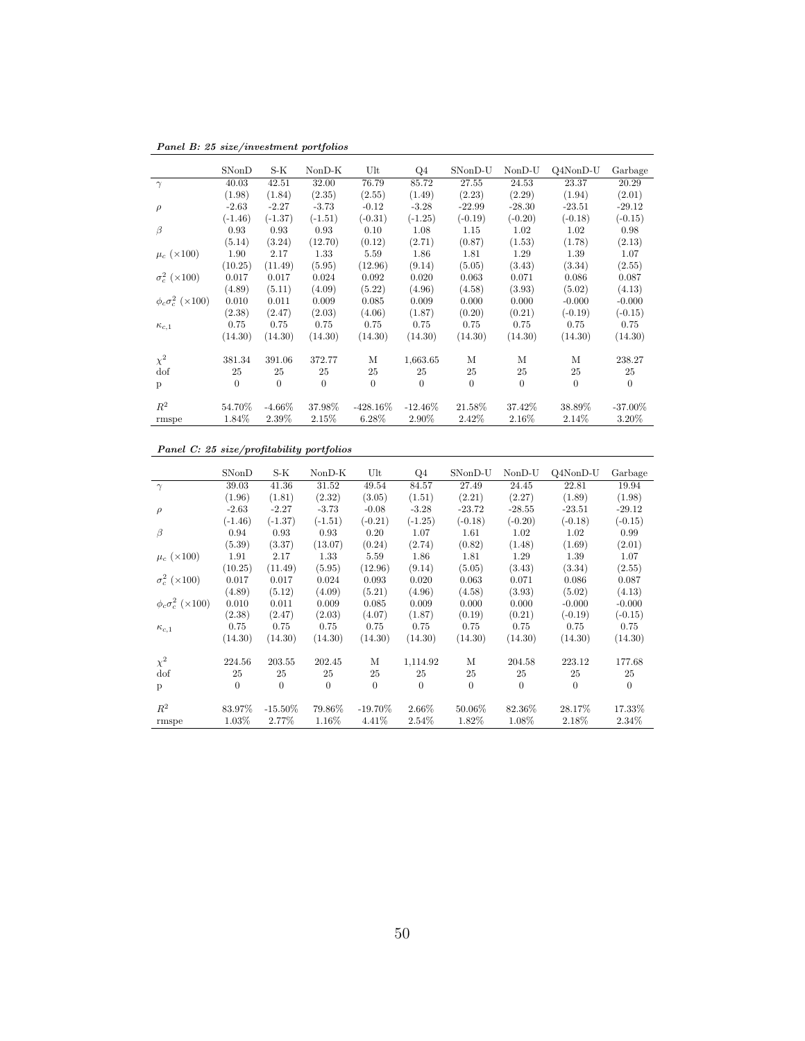***Panel B: 25 size/investment portfolios***

| | SNonD | S-K | NonD-K | Ult | Q4 | SNonD-U | NonD-U | Q4NonD-U | Garbage |
|---|---|---|---|---|---|---|---|---|---|
| $\gamma$ | 40.03 | 42.51 | 32.00 | 76.79 | 85.72 | 27.55 | 24.53 | 23.37 | 20.29 |
| | (1.98) | (1.84) | (2.35) | (2.55) | (1.49) | (2.23) | (2.29) | (1.94) | (2.01) |
| $\rho$ | -2.63 | -2.27 | -3.73 | -0.12 | -3.28 | -22.99 | -28.30 | -23.51 | -29.12 |
| | (-1.46) | (-1.37) | (-1.51) | (-0.31) | (-1.25) | (-0.19) | (-0.20) | (-0.18) | (-0.15) |
| $\beta$ | 0.93 | 0.93 | 0.93 | 0.10 | 1.08 | 1.15 | 1.02 | 1.02 | 0.98 |
| | (5.14) | (3.24) | (12.70) | (0.12) | (2.71) | (0.87) | (1.53) | (1.78) | (2.13) |
| $\mu_c$ ($\times 100$) | 1.90 | 2.17 | 1.33 | 5.59 | 1.86 | 1.81 | 1.29 | 1.39 | 1.07 |
| | (10.25) | (11.49) | (5.95) | (12.96) | (9.14) | (5.05) | (3.43) | (3.34) | (2.55) |
| $\sigma_c^2$ ($\times 100$) | 0.017 | 0.017 | 0.024 | 0.092 | 0.020 | 0.063 | 0.071 | 0.086 | 0.087 |
| | (4.89) | (5.11) | (4.09) | (5.22) | (4.96) | (4.58) | (3.93) | (5.02) | (4.13) |
| $\phi_c \sigma_c^2$ ($\times 100$) | 0.010 | 0.011 | 0.009 | 0.085 | 0.009 | 0.000 | 0.000 | -0.000 | -0.000 |
| | (2.38) | (2.47) | (2.03) | (4.06) | (1.87) | (0.20) | (0.21) | (-0.19) | (-0.15) |
| $\kappa_{c,1}$ | 0.75 | 0.75 | 0.75 | 0.75 | 0.75 | 0.75 | 0.75 | 0.75 | 0.75 |
| | (14.30) | (14.30) | (14.30) | (14.30) | (14.30) | (14.30) | (14.30) | (14.30) | (14.30) |
| $\chi^2$ | 381.34 | 391.06 | 372.77 | M | 1,663.65 | M | M | M | 238.27 |
| dof | 25 | 25 | 25 | 25 | 25 | 25 | 25 | 25 | 25 |
| p | 0 | 0 | 0 | 0 | 0 | 0 | 0 | 0 | 0 |
| $R^2$ | 54.70% | -4.66% | 37.98% | -428.16% | -12.46% | 21.58% | 37.42% | 38.89% | -37.00% |
| rmspe | 1.84% | 2.39% | 2.15% | 6.28% | 2.90% | 2.42% | 2.16% | 2.14% | 3.20% |

***Panel C: 25 size/profitability portfolios***

| | SNonD | S-K | NonD-K | Ult | Q4 | SNonD-U | NonD-U | Q4NonD-U | Garbage |
|---|---|---|---|---|---|---|---|---|---|
| $\gamma$ | 39.03 | 41.36 | 31.52 | 49.54 | 84.57 | 27.49 | 24.45 | 22.81 | 19.94 |
| | (1.96) | (1.81) | (2.32) | (3.05) | (1.51) | (2.21) | (2.27) | (1.89) | (1.98) |
| $\rho$ | -2.63 | -2.27 | -3.73 | -0.08 | -3.28 | -23.72 | -28.55 | -23.51 | -29.12 |
| | (-1.46) | (-1.37) | (-1.51) | (-0.21) | (-1.25) | (-0.18) | (-0.20) | (-0.18) | (-0.15) |
| $\beta$ | 0.94 | 0.93 | 0.93 | 0.20 | 1.07 | 1.61 | 1.02 | 1.02 | 0.99 |
| | (5.39) | (3.37) | (13.07) | (0.24) | (2.74) | (0.82) | (1.48) | (1.69) | (2.01) |
| $\mu_c$ ($\times 100$) | 1.91 | 2.17 | 1.33 | 5.59 | 1.86 | 1.81 | 1.29 | 1.39 | 1.07 |
| | (10.25) | (11.49) | (5.95) | (12.96) | (9.14) | (5.05) | (3.43) | (3.34) | (2.55) |
| $\sigma_c^2$ ($\times 100$) | 0.017 | 0.017 | 0.024 | 0.093 | 0.020 | 0.063 | 0.071 | 0.086 | 0.087 |
| | (4.89) | (5.12) | (4.09) | (5.21) | (4.96) | (4.58) | (3.93) | (5.02) | (4.13) |
| $\phi_c \sigma_c^2$ ($\times 100$) | 0.010 | 0.011 | 0.009 | 0.085 | 0.009 | 0.000 | 0.000 | -0.000 | -0.000 |
| | (2.38) | (2.47) | (2.03) | (4.07) | (1.87) | (0.19) | (0.21) | (-0.19) | (-0.15) |
| $\kappa_{c,1}$ | 0.75 | 0.75 | 0.75 | 0.75 | 0.75 | 0.75 | 0.75 | 0.75 | 0.75 |
| | (14.30) | (14.30) | (14.30) | (14.30) | (14.30) | (14.30) | (14.30) | (14.30) | (14.30) |
| $\chi^2$ | 224.56 | 203.55 | 202.45 | M | 1,114.92 | M | 204.58 | 223.12 | 177.68 |
| dof | 25 | 25 | 25 | 25 | 25 | 25 | 25 | 25 | 25 |
| p | 0 | 0 | 0 | 0 | 0 | 0 | 0 | 0 | 0 |
| $R^2$ | 83.97% | -15.50% | 79.86% | -19.70% | 2.66% | 50.06% | 82.36% | 28.17% | 17.33% |
| rmspe | 1.03% | 2.77% | 1.16% | 4.41% | 2.54% | 1.82% | 1.08% | 2.18% | 2.34% |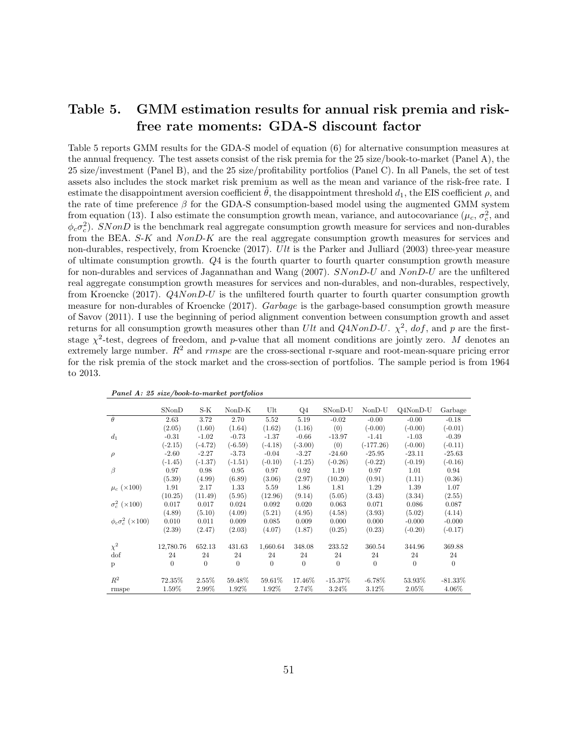## Table 5. GMM estimation results for annual risk premia and risk-free rate moments: GDA-S discount factor

Table 5 reports GMM results for the GDA-S model of equation (6) for alternative consumption measures at the annual frequency. The test assets consist of the risk premia for the 25 size/book-to-market (Panel A), the 25 size/investment (Panel B), and the 25 size/profitability portfolios (Panel C). In all Panels, the set of test assets also includes the stock market risk premium as well as the mean and variance of the risk-free rate. I estimate the disappointment aversion coefficient $\tilde{\theta}$, the disappointment threshold $d_1$, the EIS coefficient $\rho$, and the rate of time preference $\beta$ for the GDA-S consumption-based model using the augmented GMM system from equation (13). I also estimate the consumption growth mean, variance, and autocovariance ($\mu_c$, $\sigma_c^2$, and $\phi_c\sigma_c^2$). *SNonD* is the benchmark real aggregate consumption growth measure for services and non-durables from the BEA. *S-K* and *NonD-K* are the real aggregate consumption growth measures for services and non-durables, respectively, from Kroencke (2017). *Ult* is the Parker and Julliard (2003) three-year measure of ultimate consumption growth. *Q4* is the fourth quarter to fourth quarter consumption growth measure for non-durables and services of Jagannathan and Wang (2007). *SNonD-U* and *NonD-U* are the unfiltered real aggregate consumption growth measures for services and non-durables, and non-durables, respectively, from Kroencke (2017). *Q4NonD-U* is the unfiltered fourth quarter to fourth quarter consumption growth measure for non-durables of Kroencke (2017). *Garbage* is the garbage-based consumption growth measure of Savov (2011). I use the beginning of period alignment convention between consumption growth and asset returns for all consumption growth measures other than *Ult* and *Q4NonD-U*. $\chi^2$, *dof*, and $p$ are the first-stage $\chi^2$-test, degrees of freedom, and $p$-value that all moment conditions are jointly zero. $M$ denotes an extremely large number. $R^2$ and *rmspe* are the cross-sectional r-square and root-mean-square pricing error for the risk premia of the stock market and the cross-section of portfolios. The sample period is from 1964 to 2013.

***Panel A: 25 size/book-to-market portfolios***

| | SNonD | S-K | NonD-K | Ult | Q4 | SNonD-U | NonD-U | Q4NonD-U | Garbage |
|---|---|---|---|---|---|---|---|---|---|
| $\theta$ | 2.63 | 3.72 | 2.70 | 5.52 | 5.19 | -0.02 | -0.00 | -0.00 | -0.18 |
| | (2.05) | (1.60) | (1.64) | (1.62) | (1.16) | (0) | (-0.00) | (-0.00) | (-0.01) |
| $d_1$ | -0.31 | -1.02 | -0.73 | -1.37 | -0.66 | -13.97 | -1.41 | -1.03 | -0.39 |
| | (-2.15) | (-4.72) | (-6.59) | (-4.18) | (-3.00) | (0) | (-177.26) | (-0.00) | (-0.11) |
| $\rho$ | -2.60 | -2.27 | -3.73 | -0.04 | -3.27 | -24.60 | -25.95 | -23.11 | -25.63 |
| | (-1.45) | (-1.37) | (-1.51) | (-0.10) | (-1.25) | (-0.26) | (-0.22) | (-0.19) | (-0.16) |
| $\beta$ | 0.97 | 0.98 | 0.95 | 0.97 | 0.92 | 1.19 | 0.97 | 1.01 | 0.94 |
| | (5.39) | (4.99) | (6.89) | (3.06) | (2.97) | (10.20) | (0.91) | (1.11) | (0.36) |
| $\mu_c$ ($\times 100$) | 1.91 | 2.17 | 1.33 | 5.59 | 1.86 | 1.81 | 1.29 | 1.39 | 1.07 |
| | (10.25) | (11.49) | (5.95) | (12.96) | (9.14) | (5.05) | (3.43) | (3.34) | (2.55) |
| $\sigma_c^2$ ($\times 100$) | 0.017 | 0.017 | 0.024 | 0.092 | 0.020 | 0.063 | 0.071 | 0.086 | 0.087 |
| | (4.89) | (5.10) | (4.09) | (5.21) | (4.95) | (4.58) | (3.93) | (5.02) | (4.14) |
| $\phi_c\sigma_c^2$ ($\times 100$) | 0.010 | 0.011 | 0.009 | 0.085 | 0.009 | 0.000 | 0.000 | -0.000 | -0.000 |
| | (2.39) | (2.47) | (2.03) | (4.07) | (1.87) | (0.25) | (0.23) | (-0.20) | (-0.17) |
| $\chi^2$ | 12,780.76 | 652.13 | 431.63 | 1,660.64 | 348.08 | 233.52 | 360.54 | 344.96 | 369.88 |
| dof | 24 | 24 | 24 | 24 | 24 | 24 | 24 | 24 | 24 |
| p | 0 | 0 | 0 | 0 | 0 | 0 | 0 | 0 | 0 |
| $R^2$ | 72.35% | 2.55% | 59.48% | 59.61% | 17.46% | -15.37% | -6.78% | 53.93% | -81.33% |
| rmspe | 1.59% | 2.99% | 1.92% | 1.92% | 2.74% | 3.24% | 3.12% | 2.05% | 4.06% |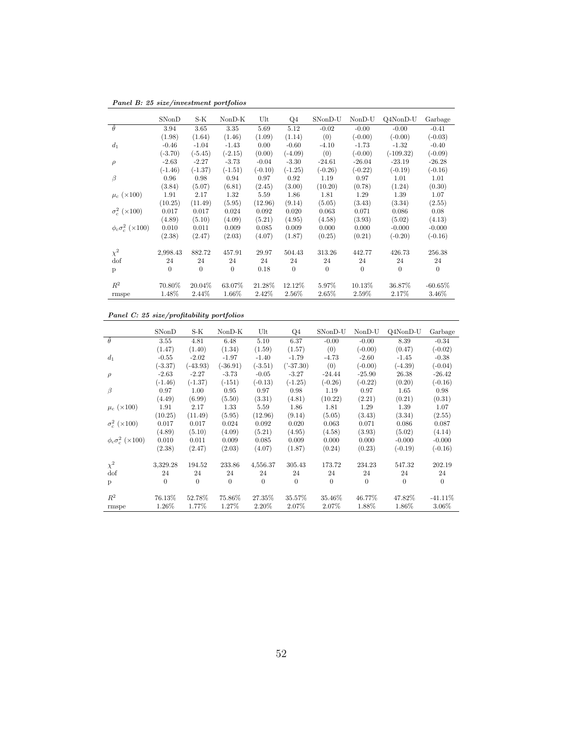***Panel B: 25 size/investment portfolios***

| | SNonD | S-K | NonD-K | Ult | Q4 | SNonD-U | NonD-U | Q4NonD-U | Garbage |
|---|---|---|---|---|---|---|---|---|---|
| $\theta$ | 3.94 | 3.65 | 3.35 | 5.69 | 5.12 | -0.02 | -0.00 | -0.00 | -0.41 |
| | (1.98) | (1.64) | (1.46) | (1.09) | (1.14) | (0) | (-0.00) | (-0.00) | (-0.03) |
| $d_1$ | -0.46 | -1.04 | -1.43 | 0.00 | -0.60 | -4.10 | -1.73 | -1.32 | -0.40 |
| | (-3.70) | (-5.45) | (-2.15) | (0.00) | (-4.09) | (0) | (-0.00) | (-109.32) | (-0.09) |
| $\rho$ | -2.63 | -2.27 | -3.73 | -0.04 | -3.30 | -24.61 | -26.04 | -23.19 | -26.28 |
| | (-1.46) | (-1.37) | (-1.51) | (-0.10) | (-1.25) | (-0.26) | (-0.22) | (-0.19) | (-0.16) |
| $\beta$ | 0.96 | 0.98 | 0.94 | 0.97 | 0.92 | 1.19 | 0.97 | 1.01 | 1.01 |
| | (3.84) | (5.07) | (6.81) | (2.45) | (3.00) | (10.20) | (0.78) | (1.24) | (0.30) |
| $\mu_c$ ($\times 100$) | 1.91 | 2.17 | 1.32 | 5.59 | 1.86 | 1.81 | 1.29 | 1.39 | 1.07 |
| | (10.25) | (11.49) | (5.95) | (12.96) | (9.14) | (5.05) | (3.43) | (3.34) | (2.55) |
| $\sigma_c^2$ ($\times 100$) | 0.017 | 0.017 | 0.024 | 0.092 | 0.020 | 0.063 | 0.071 | 0.086 | 0.08 |
| | (4.89) | (5.10) | (4.09) | (5.21) | (4.95) | (4.58) | (3.93) | (5.02) | (4.13) |
| $\phi_c \sigma_c^2$ ($\times 100$) | 0.010 | 0.011 | 0.009 | 0.085 | 0.009 | 0.000 | 0.000 | -0.000 | -0.000 |
| | (2.38) | (2.47) | (2.03) | (4.07) | (1.87) | (0.25) | (0.21) | (-0.20) | (-0.16) |
| $\chi^2$ | 2,998.43 | 882.72 | 457.91 | 29.97 | 504.43 | 313.26 | 442.77 | 426.73 | 256.38 |
| dof | 24 | 24 | 24 | 24 | 24 | 24 | 24 | 24 | 24 |
| p | 0 | 0 | 0 | 0.18 | 0 | 0 | 0 | 0 | 0 |
| $R^2$ | 70.80% | 20.04% | 63.07% | 21.28% | 12.12% | 5.97% | 10.13% | 36.87% | -60.65% |
| rmspe | 1.48% | 2.44% | 1.66% | 2.42% | 2.56% | 2.65% | 2.59% | 2.17% | 3.46% |

***Panel C: 25 size/profitability portfolios***

| | SNonD | S-K | NonD-K | Ult | Q4 | SNonD-U | NonD-U | Q4NonD-U | Garbage |
|---|---|---|---|---|---|---|---|---|---|
| $\theta$ | 3.55 | 4.81 | 6.48 | 5.10 | 6.37 | -0.00 | -0.00 | 8.39 | -0.34 |
| | (1.47) | (1.40) | (1.34) | (1.59) | (1.57) | (0) | (-0.00) | (0.47) | (-0.02) |
| $d_1$ | -0.55 | -2.02 | -1.97 | -1.40 | -1.79 | -4.73 | -2.60 | -1.45 | -0.38 |
| | (-3.37) | (-43.93) | (-36.91) | (-3.51) | ('-37.30) | (0) | (-0.00) | (-4.39) | (-0.04) |
| $\rho$ | -2.63 | -2.27 | -3.73 | -0.05 | -3.27 | -24.44 | -25.90 | 26.38 | -26.42 |
| | (-1.46) | (-1.37) | (-151) | (-0.13) | (-1.25) | (-0.26) | (-0.22) | (0.20) | (-0.16) |
| $\beta$ | 0.97 | 1.00 | 0.95 | 0.97 | 0.98 | 1.19 | 0.97 | 1.65 | 0.98 |
| | (4.49) | (6.99) | (5.50) | (3.31) | (4.81) | (10.22) | (2.21) | (0.21) | (0.31) |
| $\mu_c$ ($\times 100$) | 1.91 | 2.17 | 1.33 | 5.59 | 1.86 | 1.81 | 1.29 | 1.39 | 1.07 |
| | (10.25) | (11.49) | (5.95) | (12.96) | (9.14) | (5.05) | (3.43) | (3.34) | (2.55) |
| $\sigma_c^2$ ($\times 100$) | 0.017 | 0.017 | 0.024 | 0.092 | 0.020 | 0.063 | 0.071 | 0.086 | 0.087 |
| | (4.89) | (5.10) | (4.09) | (5.21) | (4.95) | (4.58) | (3.93) | (5.02) | (4.14) |
| $\phi_c \sigma_c^2$ ($\times 100$) | 0.010 | 0.011 | 0.009 | 0.085 | 0.009 | 0.000 | 0.000 | -0.000 | -0.000 |
| | (2.38) | (2.47) | (2.03) | (4.07) | (1.87) | (0.24) | (0.23) | (-0.19) | (-0.16) |
| $\chi^2$ | 3,329.28 | 194.52 | 233.86 | 4,556.37 | 305.43 | 173.72 | 234.23 | 547.32 | 202.19 |
| dof | 24 | 24 | 24 | 24 | 24 | 24 | 24 | 24 | 24 |
| p | 0 | 0 | 0 | 0 | 0 | 0 | 0 | 0 | 0 |
| $R^2$ | 76.13% | 52.78% | 75.86% | 27.35% | 35.57% | 35.46% | 46.77% | 47.82% | -41.11% |
| rmspe | 1.26% | 1.77% | 1.27% | 2.20% | 2.07% | 2.07% | 1.88% | 1.86% | 3.06% |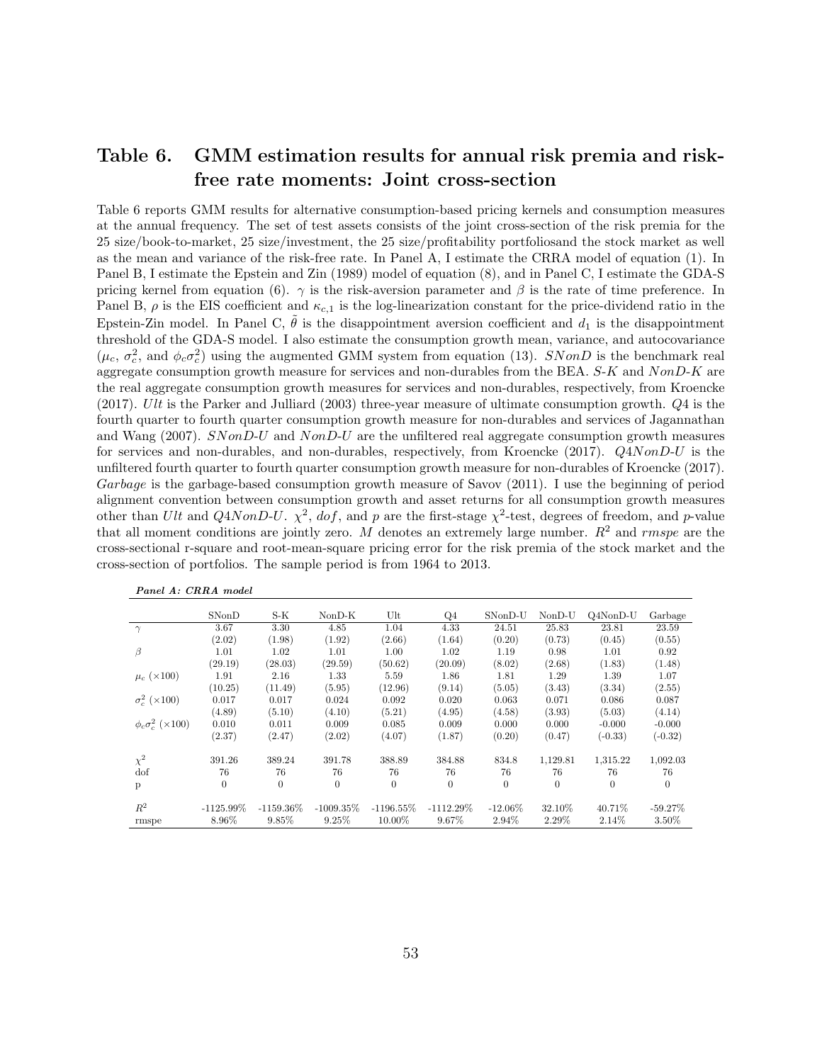## Table 6. GMM estimation results for annual risk premia and risk-free rate moments: Joint cross-section

Table 6 reports GMM results for alternative consumption-based pricing kernels and consumption measures at the annual frequency. The set of test assets consists of the joint cross-section of the risk premia for the 25 size/book-to-market, 25 size/investment, the 25 size/profitability portfoliosand the stock market as well as the mean and variance of the risk-free rate. In Panel A, I estimate the CRRA model of equation (1). In Panel B, I estimate the Epstein and Zin (1989) model of equation (8), and in Panel C, I estimate the GDA-S pricing kernel from equation (6). $\gamma$ is the risk-aversion parameter and $\beta$ is the rate of time preference. In Panel B, $\rho$ is the EIS coefficient and $\kappa_{c,1}$ is the log-linearization constant for the price-dividend ratio in the Epstein-Zin model. In Panel C, $\tilde{\theta}$ is the disappointment aversion coefficient and $d_1$ is the disappointment threshold of the GDA-S model. I also estimate the consumption growth mean, variance, and autocovariance ($\mu_c$, $\sigma_c^2$, and $\phi_c\sigma_c^2$) using the augmented GMM system from equation (13). *SNonD* is the benchmark real aggregate consumption growth measure for services and non-durables from the BEA. *S-K* and *NonD-K* are the real aggregate consumption growth measures for services and non-durables, respectively, from Kroencke (2017). *Ult* is the Parker and Julliard (2003) three-year measure of ultimate consumption growth. *Q4* is the fourth quarter to fourth quarter consumption growth measure for non-durables and services of Jagannathan and Wang (2007). *SNonD-U* and *NonD-U* are the unfiltered real aggregate consumption growth measures for services and non-durables, and non-durables, respectively, from Kroencke (2017). *Q4NonD-U* is the unfiltered fourth quarter to fourth quarter consumption growth measure for non-durables of Kroencke (2017). *Garbage* is the garbage-based consumption growth measure of Savov (2011). I use the beginning of period alignment convention between consumption growth and asset returns for all consumption growth measures other than *Ult* and *Q4NonD-U*. $\chi^2$, $dof$, and $p$ are the first-stage $\chi^2$-test, degrees of freedom, and $p$-value that all moment conditions are jointly zero. $M$ denotes an extremely large number. $R^2$ and $rmspe$ are the cross-sectional r-square and root-mean-square pricing error for the risk premia of the stock market and the cross-section of portfolios. The sample period is from 1964 to 2013.

***Panel A: CRRA model***

| | SNonD | S-K | NonD-K | Ult | Q4 | SNonD-U | NonD-U | Q4NonD-U | Garbage |
|---|---|---|---|---|---|---|---|---|---|
| $\gamma$ | 3.67 | 3.30 | 4.85 | 1.04 | 4.33 | 24.51 | 25.83 | 23.81 | 23.59 |
| | (2.02) | (1.98) | (1.92) | (2.66) | (1.64) | (0.20) | (0.73) | (0.45) | (0.55) |
| $\beta$ | 1.01 | 1.02 | 1.01 | 1.00 | 1.02 | 1.19 | 0.98 | 1.01 | 0.92 |
| | (29.19) | (28.03) | (29.59) | (50.62) | (20.09) | (8.02) | (2.68) | (1.83) | (1.48) |
| $\mu_c$ ($\times$100) | 1.91 | 2.16 | 1.33 | 5.59 | 1.86 | 1.81 | 1.29 | 1.39 | 1.07 |
| | (10.25) | (11.49) | (5.95) | (12.96) | (9.14) | (5.05) | (3.43) | (3.34) | (2.55) |
| $\sigma_c^2$ ($\times$100) | 0.017 | 0.017 | 0.024 | 0.092 | 0.020 | 0.063 | 0.071 | 0.086 | 0.087 |
| | (4.89) | (5.10) | (4.10) | (5.21) | (4.95) | (4.58) | (3.93) | (5.03) | (4.14) |
| $\phi_c\sigma_c^2$ ($\times$100) | 0.010 | 0.011 | 0.009 | 0.085 | 0.009 | 0.000 | 0.000 | -0.000 | -0.000 |
| | (2.37) | (2.47) | (2.02) | (4.07) | (1.87) | (0.20) | (0.47) | (-0.33) | (-0.32) |
| $\chi^2$ | 391.26 | 389.24 | 391.78 | 388.89 | 384.88 | 834.8 | 1,129.81 | 1,315.22 | 1,092.03 |
| dof | 76 | 76 | 76 | 76 | 76 | 76 | 76 | 76 | 76 |
| p | 0 | 0 | 0 | 0 | 0 | 0 | 0 | 0 | 0 |
| $R^2$ | -1125.99% | -1159.36% | -1009.35% | -1196.55% | -1112.29% | -12.06% | 32.10% | 40.71% | -59.27% |
| rmspe | 8.96% | 9.85% | 9.25% | 10.00% | 9.67% | 2.94% | 2.29% | 2.14% | 3.50% |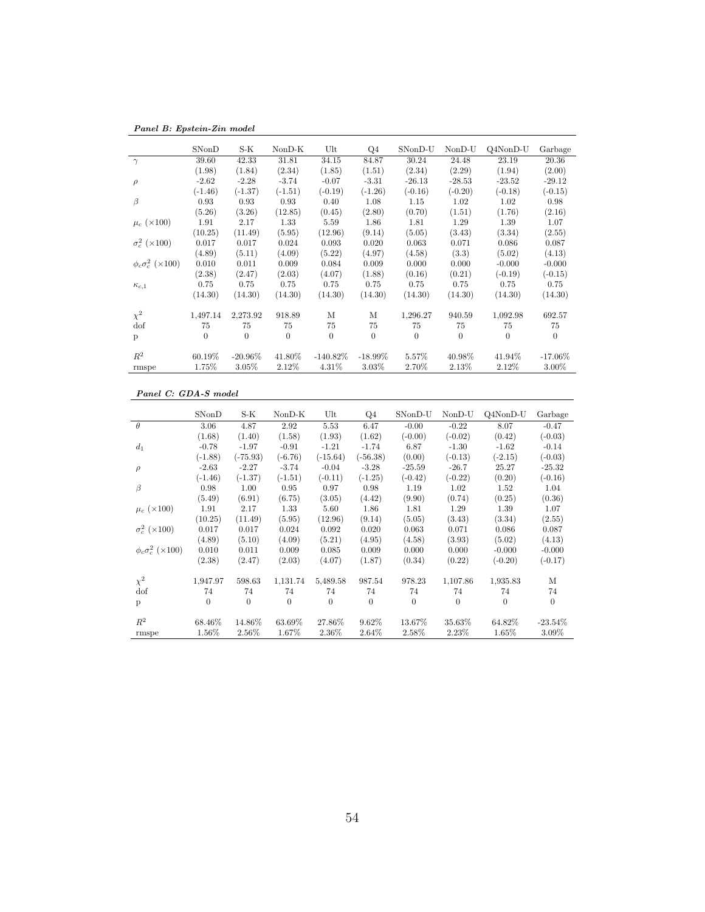***Panel B: Epstein-Zin model***

| | SNonD | S-K | NonD-K | Ult | Q4 | SNonD-U | NonD-U | Q4NonD-U | Garbage |
|---|---|---|---|---|---|---|---|---|---|
| $\gamma$ | 39.60 | 42.33 | 31.81 | 34.15 | 84.87 | 30.24 | 24.48 | 23.19 | 20.36 |
| | (1.98) | (1.84) | (2.34) | (1.85) | (1.51) | (2.34) | (2.29) | (1.94) | (2.00) |
| $\rho$ | -2.62 | -2.28 | -3.74 | -0.07 | -3.31 | -26.13 | -28.53 | -23.52 | -29.12 |
| | (-1.46) | (-1.37) | (-1.51) | (-0.19) | (-1.26) | (-0.16) | (-0.20) | (-0.18) | (-0.15) |
| $\beta$ | 0.93 | 0.93 | 0.93 | 0.40 | 1.08 | 1.15 | 1.02 | 1.02 | 0.98 |
| | (5.26) | (3.26) | (12.85) | (0.45) | (2.80) | (0.70) | (1.51) | (1.76) | (2.16) |
| $\mu_c$ ($\times 100$) | 1.91 | 2.17 | 1.33 | 5.59 | 1.86 | 1.81 | 1.29 | 1.39 | 1.07 |
| | (10.25) | (11.49) | (5.95) | (12.96) | (9.14) | (5.05) | (3.43) | (3.34) | (2.55) |
| $\sigma_c^2$ ($\times 100$) | 0.017 | 0.017 | 0.024 | 0.093 | 0.020 | 0.063 | 0.071 | 0.086 | 0.087 |
| | (4.89) | (5.11) | (4.09) | (5.22) | (4.97) | (4.58) | (3.3) | (5.02) | (4.13) |
| $\phi_c \sigma_c^2$ ($\times 100$) | 0.010 | 0.011 | 0.009 | 0.084 | 0.009 | 0.000 | 0.000 | -0.000 | -0.000 |
| | (2.38) | (2.47) | (2.03) | (4.07) | (1.88) | (0.16) | (0.21) | (-0.19) | (-0.15) |
| $\kappa_{c,1}$ | 0.75 | 0.75 | 0.75 | 0.75 | 0.75 | 0.75 | 0.75 | 0.75 | 0.75 |
| | (14.30) | (14.30) | (14.30) | (14.30) | (14.30) | (14.30) | (14.30) | (14.30) | (14.30) |
| $\chi^2$ | 1,497.14 | 2,273.92 | 918.89 | M | M | 1,296.27 | 940.59 | 1,092.98 | 692.57 |
| dof | 75 | 75 | 75 | 75 | 75 | 75 | 75 | 75 | 75 |
| p | 0 | 0 | 0 | 0 | 0 | 0 | 0 | 0 | 0 |
| $R^2$ | 60.19% | -20.96% | 41.80% | -140.82% | -18.99% | 5.57% | 40.98% | 41.94% | -17.06% |
| rmspe | 1.75% | 3.05% | 2.12% | 4.31% | 3.03% | 2.70% | 2.13% | 2.12% | 3.00% |

***Panel C: GDA-S model***

| | SNonD | S-K | NonD-K | Ult | Q4 | SNonD-U | NonD-U | Q4NonD-U | Garbage |
|---|---|---|---|---|---|---|---|---|---|
| $\theta$ | 3.06 | 4.87 | 2.92 | 5.53 | 6.47 | -0.00 | -0.22 | 8.07 | -0.47 |
| | (1.68) | (1.40) | (1.58) | (1.93) | (1.62) | (-0.00) | (-0.02) | (0.42) | (-0.03) |
| $d_1$ | -0.78 | -1.97 | -0.91 | -1.21 | -1.74 | 6.87 | -1.30 | -1.62 | -0.14 |
| | (-1.88) | (-75.93) | (-6.76) | (-15.64) | (-56.38) | (0.00) | (-0.13) | (-2.15) | (-0.03) |
| $\rho$ | -2.63 | -2.27 | -3.74 | -0.04 | -3.28 | -25.59 | -26.7 | 25.27 | -25.32 |
| | (-1.46) | (-1.37) | (-1.51) | (-0.11) | (-1.25) | (-0.42) | (-0.22) | (0.20) | (-0.16) |
| $\beta$ | 0.98 | 1.00 | 0.95 | 0.97 | 0.98 | 1.19 | 1.02 | 1.52 | 1.04 |
| | (5.49) | (6.91) | (6.75) | (3.05) | (4.42) | (9.90) | (0.74) | (0.25) | (0.36) |
| $\mu_c$ ($\times 100$) | 1.91 | 2.17 | 1.33 | 5.60 | 1.86 | 1.81 | 1.29 | 1.39 | 1.07 |
| | (10.25) | (11.49) | (5.95) | (12.96) | (9.14) | (5.05) | (3.43) | (3.34) | (2.55) |
| $\sigma_c^2$ ($\times 100$) | 0.017 | 0.017 | 0.024 | 0.092 | 0.020 | 0.063 | 0.071 | 0.086 | 0.087 |
| | (4.89) | (5.10) | (4.09) | (5.21) | (4.95) | (4.58) | (3.93) | (5.02) | (4.13) |
| $\phi_c \sigma_c^2$ ($\times 100$) | 0.010 | 0.011 | 0.009 | 0.085 | 0.009 | 0.000 | 0.000 | -0.000 | -0.000 |
| | (2.38) | (2.47) | (2.03) | (4.07) | (1.87) | (0.34) | (0.22) | (-0.20) | (-0.17) |
| $\chi^2$ | 1,947.97 | 598.63 | 1,131.74 | 5,489.58 | 987.54 | 978.23 | 1,107.86 | 1,935.83 | M |
| dof | 74 | 74 | 74 | 74 | 74 | 74 | 74 | 74 | 74 |
| p | 0 | 0 | 0 | 0 | 0 | 0 | 0 | 0 | 0 |
| $R^2$ | 68.46% | 14.86% | 63.69% | 27.86% | 9.62% | 13.67% | 35.63% | 64.82% | -23.54% |
| rmspe | 1.56% | 2.56% | 1.67% | 2.36% | 2.64% | 2.58% | 2.23% | 1.65% | 3.09% |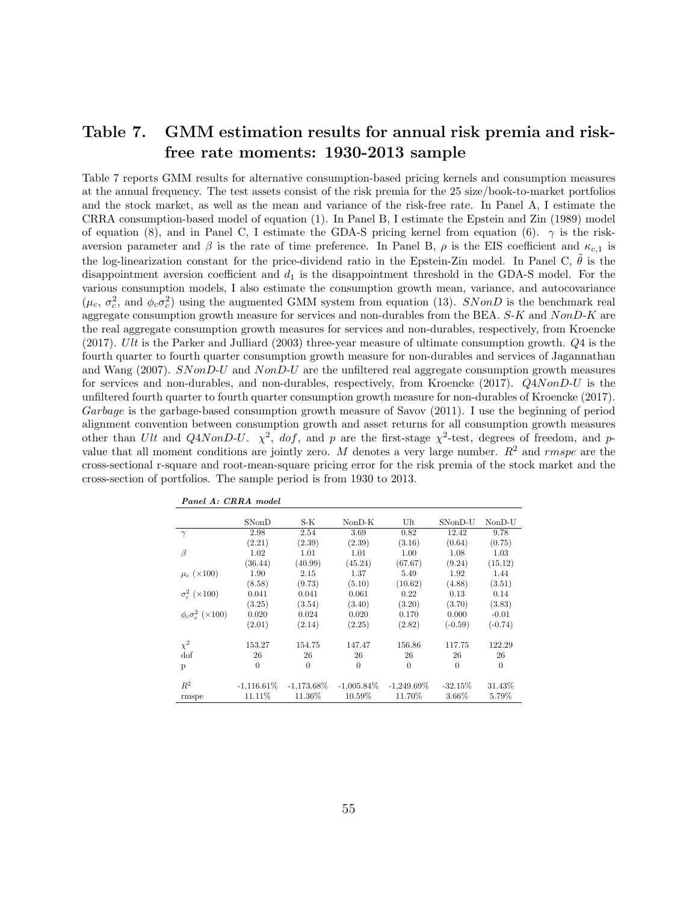## Table 7. GMM estimation results for annual risk premia and risk-free rate moments: 1930-2013 sample

Table 7 reports GMM results for alternative consumption-based pricing kernels and consumption measures at the annual frequency. The test assets consist of the risk premia for the 25 size/book-to-market portfolios and the stock market, as well as the mean and variance of the risk-free rate. In Panel A, I estimate the CRRA consumption-based model of equation (1). In Panel B, I estimate the Epstein and Zin (1989) model of equation (8), and in Panel C, I estimate the GDA-S pricing kernel from equation (6). $\gamma$ is the risk-aversion parameter and $\beta$ is the rate of time preference. In Panel B, $\rho$ is the EIS coefficient and $\kappa_{c,1}$ is the log-linearization constant for the price-dividend ratio in the Epstein-Zin model. In Panel C, $\tilde{\theta}$ is the disappointment aversion coefficient and $d_1$ is the disappointment threshold in the GDA-S model. For the various consumption models, I also estimate the consumption growth mean, variance, and autocovariance ($\mu_c$, $\sigma_c^2$, and $\phi_c\sigma_c^2$) using the augmented GMM system from equation (13). *SNonD* is the benchmark real aggregate consumption growth measure for services and non-durables from the BEA. *S-K* and *NonD-K* are the real aggregate consumption growth measures for services and non-durables, respectively, from Kroencke (2017). *Ult* is the Parker and Julliard (2003) three-year measure of ultimate consumption growth. *Q4* is the fourth quarter to fourth quarter consumption growth measure for non-durables and services of Jagannathan and Wang (2007). *SNonD-U* and *NonD-U* are the unfiltered real aggregate consumption growth measures for services and non-durables, and non-durables, respectively, from Kroencke (2017). *Q4NonD-U* is the unfiltered fourth quarter to fourth quarter consumption growth measure for non-durables of Kroencke (2017). *Garbage* is the garbage-based consumption growth measure of Savov (2011). I use the beginning of period alignment convention between consumption growth and asset returns for all consumption growth measures other than *Ult* and *Q4NonD-U*. $\chi^2$, *dof*, and *p* are the first-stage $\chi^2$-test, degrees of freedom, and *p*-value that all moment conditions are jointly zero. *M* denotes a very large number. $R^2$ and *rmspe* are the cross-sectional r-square and root-mean-square pricing error for the risk premia of the stock market and the cross-section of portfolios. The sample period is from 1930 to 2013.

***Panel A: CRRA model***

| | SNonD | S-K | NonD-K | Ult | SNonD-U | NonD-U |
|---|---|---|---|---|---|---|
| $\gamma$ | 2.98 | 2.54 | 3.69 | 0.82 | 12.42 | 9.78 |
| | (2.21) | (2.39) | (2.39) | (3.16) | (0.64) | (0.75) |
| $\beta$ | 1.02 | 1.01 | 1.01 | 1.00 | 1.08 | 1.03 |
| | (36.44) | (40.99) | (45.24) | (67.67) | (9.24) | (15.12) |
| $\mu_c$ ($\times100$) | 1.90 | 2.15 | 1.37 | 5.49 | 1.92 | 1.44 |
| | (8.58) | (9.73) | (5.10) | (10.62) | (4.88) | (3.51) |
| $\sigma_c^2$ ($\times100$) | 0.041 | 0.041 | 0.061 | 0.22 | 0.13 | 0.14 |
| | (3.25) | (3.54) | (3.40) | (3.20) | (3.70) | (3.83) |
| $\phi_c\sigma_c^2$ ($\times100$) | 0.020 | 0.024 | 0.020 | 0.170 | 0.000 | -0.01 |
| | (2.01) | (2.14) | (2.25) | (2.82) | (-0.59) | (-0.74) |
| $\chi^2$ | 153.27 | 154.75 | 147.47 | 156.86 | 117.75 | 122.29 |
| dof | 26 | 26 | 26 | 26 | 26 | 26 |
| p | 0 | 0 | 0 | 0 | 0 | 0 |
| $R^2$ | -1,116.61% | -1,173.68% | -1,005.84% | -1,249.69% | -32.15% | 31.43% |
| rmspe | 11.11% | 11.36% | 10.59% | 11.70% | 3.66% | 5.79% |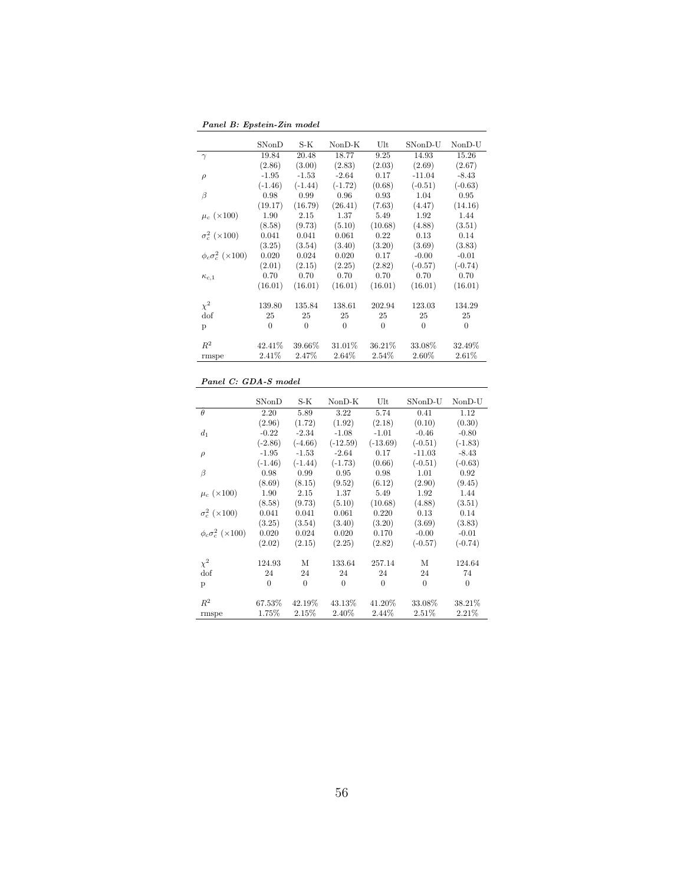***Panel B: Epstein-Zin model***

| | SNonD | S-K | NonD-K | Ult | SNonD-U | NonD-U |
|---|---|---|---|---|---|---|
| $\gamma$ | 19.84 | 20.48 | 18.77 | 9.25 | 14.93 | 15.26 |
| | (2.86) | (3.00) | (2.83) | (2.03) | (2.69) | (2.67) |
| $\rho$ | -1.95 | -1.53 | -2.64 | 0.17 | -11.04 | -8.43 |
| | (-1.46) | (-1.44) | (-1.72) | (0.68) | (-0.51) | (-0.63) |
| $\beta$ | 0.98 | 0.99 | 0.96 | 0.93 | 1.04 | 0.95 |
| | (19.17) | (16.79) | (26.41) | (7.63) | (4.47) | (14.16) |
| $\mu_c$ ($\times 100$) | 1.90 | 2.15 | 1.37 | 5.49 | 1.92 | 1.44 |
| | (8.58) | (9.73) | (5.10) | (10.68) | (4.88) | (3.51) |
| $\sigma_c^2$ ($\times 100$) | 0.041 | 0.041 | 0.061 | 0.22 | 0.13 | 0.14 |
| | (3.25) | (3.54) | (3.40) | (3.20) | (3.69) | (3.83) |
| $\phi_c \sigma_c^2$ ($\times 100$) | 0.020 | 0.024 | 0.020 | 0.17 | -0.00 | -0.01 |
| | (2.01) | (2.15) | (2.25) | (2.82) | (-0.57) | (-0.74) |
| $\kappa_{c,1}$ | 0.70 | 0.70 | 0.70 | 0.70 | 0.70 | 0.70 |
| | (16.01) | (16.01) | (16.01) | (16.01) | (16.01) | (16.01) |
| $\chi^2$ | 139.80 | 135.84 | 138.61 | 202.94 | 123.03 | 134.29 |
| dof | 25 | 25 | 25 | 25 | 25 | 25 |
| p | 0 | 0 | 0 | 0 | 0 | 0 |
| $R^2$ | 42.41% | 39.66% | 31.01% | 36.21% | 33.08% | 32.49% |
| rmspe | 2.41% | 2.47% | 2.64% | 2.54% | 2.60% | 2.61% |

***Panel C: GDA-S model***

| | SNonD | S-K | NonD-K | Ult | SNonD-U | NonD-U |
|---|---|---|---|---|---|---|
| $\theta$ | 2.20 | 5.89 | 3.22 | 5.74 | 0.41 | 1.12 |
| | (2.96) | (1.72) | (1.92) | (2.18) | (0.10) | (0.30) |
| $d_1$ | -0.22 | -2.34 | -1.08 | -1.01 | -0.46 | -0.80 |
| | (-2.86) | (-4.66) | (-12.59) | (-13.69) | (-0.51) | (-1.83) |
| $\rho$ | -1.95 | -1.53 | -2.64 | 0.17 | -11.03 | -8.43 |
| | (-1.46) | (-1.44) | (-1.73) | (0.66) | (-0.51) | (-0.63) |
| $\beta$ | 0.98 | 0.99 | 0.95 | 0.98 | 1.01 | 0.92 |
| | (8.69) | (8.15) | (9.52) | (6.12) | (2.90) | (9.45) |
| $\mu_c$ ($\times 100$) | 1.90 | 2.15 | 1.37 | 5.49 | 1.92 | 1.44 |
| | (8.58) | (9.73) | (5.10) | (10.68) | (4.88) | (3.51) |
| $\sigma_c^2$ ($\times 100$) | 0.041 | 0.041 | 0.061 | 0.220 | 0.13 | 0.14 |
| | (3.25) | (3.54) | (3.40) | (3.20) | (3.69) | (3.83) |
| $\phi_c \sigma_c^2$ ($\times 100$) | 0.020 | 0.024 | 0.020 | 0.170 | -0.00 | -0.01 |
| | (2.02) | (2.15) | (2.25) | (2.82) | (-0.57) | (-0.74) |
| $\chi^2$ | 124.93 | M | 133.64 | 257.14 | M | 124.64 |
| dof | 24 | 24 | 24 | 24 | 24 | 74 |
| p | 0 | 0 | 0 | 0 | 0 | 0 |
| $R^2$ | 67.53% | 42.19% | 43.13% | 41.20% | 33.08% | 38.21% |
| rmspe | 1.75% | 2.15% | 2.40% | 2.44% | 2.51% | 2.21% |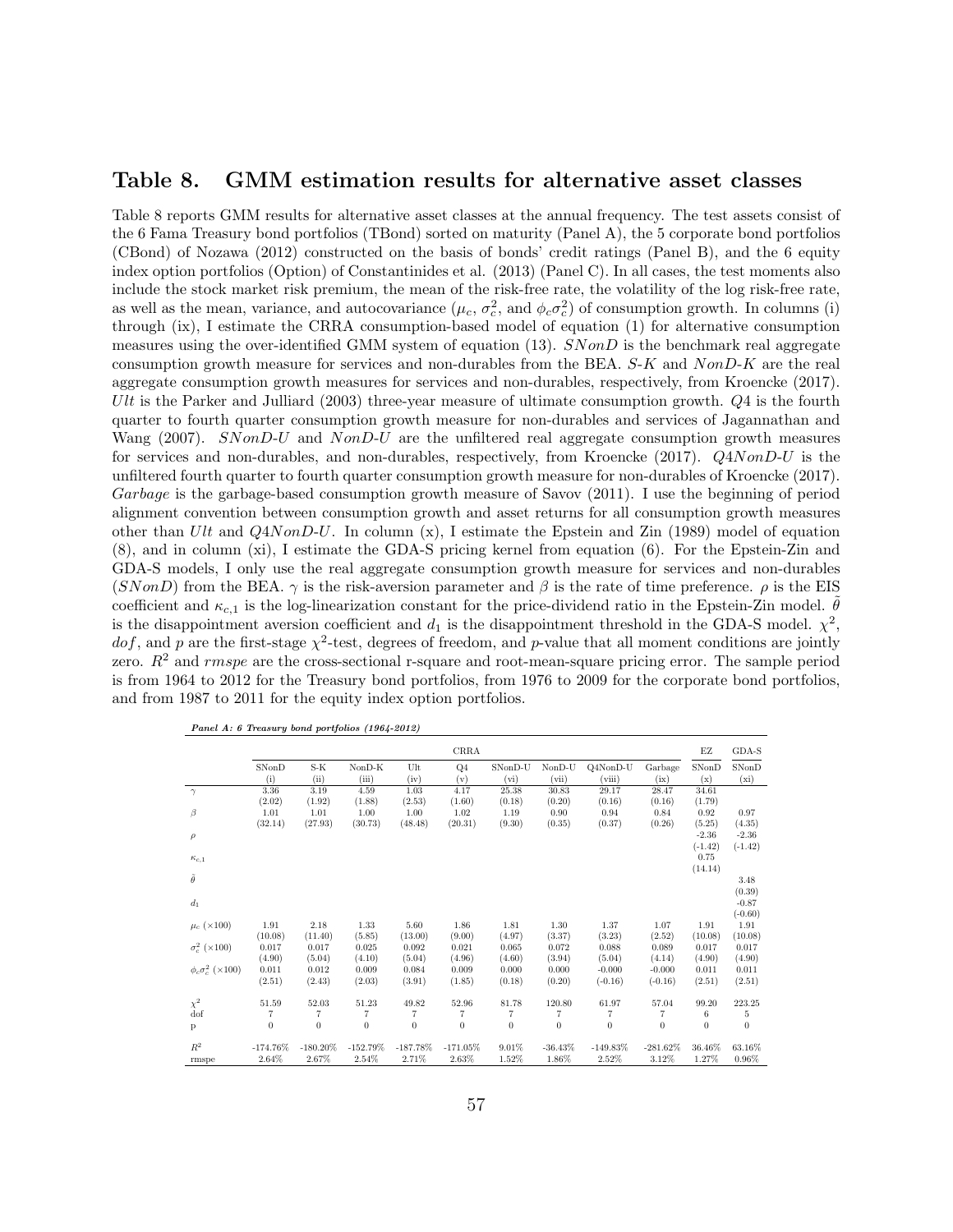## Table 8. GMM estimation results for alternative asset classes

Table 8 reports GMM results for alternative asset classes at the annual frequency. The test assets consist of the 6 Fama Treasury bond portfolios (TBond) sorted on maturity (Panel A), the 5 corporate bond portfolios (CBond) of Nozawa (2012) constructed on the basis of bonds' credit ratings (Panel B), and the 6 equity index option portfolios (Option) of Constantinides et al. (2013) (Panel C). In all cases, the test moments also include the stock market risk premium, the mean of the risk-free rate, the volatility of the log risk-free rate, as well as the mean, variance, and autocovariance ($\mu_c$, $\sigma_c^2$, and $\phi_c\sigma_c^2$) of consumption growth. In columns (i) through (ix), I estimate the CRRA consumption-based model of equation (1) for alternative consumption measures using the over-identified GMM system of equation (13). *SNonD* is the benchmark real aggregate consumption growth measure for services and non-durables from the BEA. *S-K* and *NonD-K* are the real aggregate consumption growth measures for services and non-durables, respectively, from Kroencke (2017). *Ult* is the Parker and Julliard (2003) three-year measure of ultimate consumption growth. *Q4* is the fourth quarter to fourth quarter consumption growth measure for non-durables and services of Jagannathan and Wang (2007). *SNonD-U* and *NonD-U* are the unfiltered real aggregate consumption growth measures for services and non-durables, and non-durables, respectively, from Kroencke (2017). *Q4NonD-U* is the unfiltered fourth quarter to fourth quarter consumption growth measure for non-durables of Kroencke (2017). *Garbage* is the garbage-based consumption growth measure of Savov (2011). I use the beginning of period alignment convention between consumption growth and asset returns for all consumption growth measures other than *Ult* and *Q4NonD-U*. In column (x), I estimate the Epstein and Zin (1989) model of equation (8), and in column (xi), I estimate the GDA-S pricing kernel from equation (6). For the Epstein-Zin and GDA-S models, I only use the real aggregate consumption growth measure for services and non-durables (*SNonD*) from the BEA. $\gamma$ is the risk-aversion parameter and $\beta$ is the rate of time preference. $\rho$ is the EIS coefficient and $\kappa_{c,1}$ is the log-linearization constant for the price-dividend ratio in the Epstein-Zin model. $\tilde{\theta}$ is the disappointment aversion coefficient and $d_1$ is the disappointment threshold in the GDA-S model. $\chi^2$, $dof$, and $p$ are the first-stage $\chi^2$-test, degrees of freedom, and $p$-value that all moment conditions are jointly zero. $R^2$ and $rmspe$ are the cross-sectional r-square and root-mean-square pricing error. The sample period is from 1964 to 2012 for the Treasury bond portfolios, from 1976 to 2009 for the corporate bond portfolios, and from 1987 to 2011 for the equity index option portfolios.

*Panel A: 6 Treasury bond portfolios (1964-2012)*

| | CRRA | | | | | | | | | EZ | GDA-S |
|---|---|---|---|---|---|---|---|---|---|---|---|
| | SNonD | S-K | NonD-K | Ult | Q4 | SNonD-U | NonD-U | Q4NonD-U | Garbage | SNonD | SNonD |
| | (i) | (ii) | (iii) | (iv) | (v) | (vi) | (vii) | (viii) | (ix) | (x) | (xi) |
| $\gamma$ | 3.36 | 3.19 | 4.59 | 1.03 | 4.17 | 25.38 | 30.83 | 29.17 | 28.47 | 34.61 | |
| | (2.02) | (1.92) | (1.88) | (2.53) | (1.60) | (0.18) | (0.20) | (0.16) | (0.16) | (1.79) | |
| $\beta$ | 1.01 | 1.01 | 1.00 | 1.00 | 1.02 | 1.19 | 0.90 | 0.94 | 0.84 | 0.92 | 0.97 |
| | (32.14) | (27.93) | (30.73) | (48.48) | (20.31) | (9.30) | (0.35) | (0.37) | (0.26) | (5.25) | (4.35) |
| $\rho$ | | | | | | | | | | -2.36 | -2.36 |
| | | | | | | | | | | (-1.42) | (-1.42) |
| $\kappa_{c,1}$ | | | | | | | | | | 0.75 | |
| | | | | | | | | | | (14.14) | |
| $\tilde{\theta}$ | | | | | | | | | | | 3.48 |
| | | | | | | | | | | | (0.39) |
| $d_1$ | | | | | | | | | | | -0.87 |
| | | | | | | | | | | | (-0.60) |
| $\mu_c$ ($\times 100$) | 1.91 | 2.18 | 1.33 | 5.60 | 1.86 | 1.81 | 1.30 | 1.37 | 1.07 | 1.91 | 1.91 |
| | (10.08) | (11.40) | (5.85) | (13.00) | (9.00) | (4.97) | (3.37) | (3.23) | (2.52) | (10.08) | (10.08) |
| $\sigma_c^2$ ($\times 100$) | 0.017 | 0.017 | 0.025 | 0.092 | 0.021 | 0.065 | 0.072 | 0.088 | 0.089 | 0.017 | 0.017 |
| | (4.90) | (5.04) | (4.10) | (5.04) | (4.96) | (4.60) | (3.94) | (5.04) | (4.14) | (4.90) | (4.90) |
| $\phi_c\sigma_c^2$ ($\times 100$) | 0.011 | 0.012 | 0.009 | 0.084 | 0.009 | 0.000 | 0.000 | -0.000 | -0.000 | 0.011 | 0.011 |
| | (2.51) | (2.43) | (2.03) | (3.91) | (1.85) | (0.18) | (0.20) | (-0.16) | (-0.16) | (2.51) | (2.51) |
| $\chi^2$ | 51.59 | 52.03 | 51.23 | 49.82 | 52.96 | 81.78 | 120.80 | 61.97 | 57.04 | 99.20 | 223.25 |
| dof | 7 | 7 | 7 | 7 | 7 | 7 | 7 | 7 | 7 | 6 | 5 |
| p | 0 | 0 | 0 | 0 | 0 | 0 | 0 | 0 | 0 | 0 | 0 |
| $R^2$ | -174.76% | -180.20% | -152.79% | -187.78% | -171.05% | 9.01% | -36.43% | -149.83% | -281.62% | 36.46% | 63.16% |
| rmspe | 2.64% | 2.67% | 2.54% | 2.71% | 2.63% | 1.52% | 1.86% | 2.52% | 3.12% | 1.27% | 0.96% |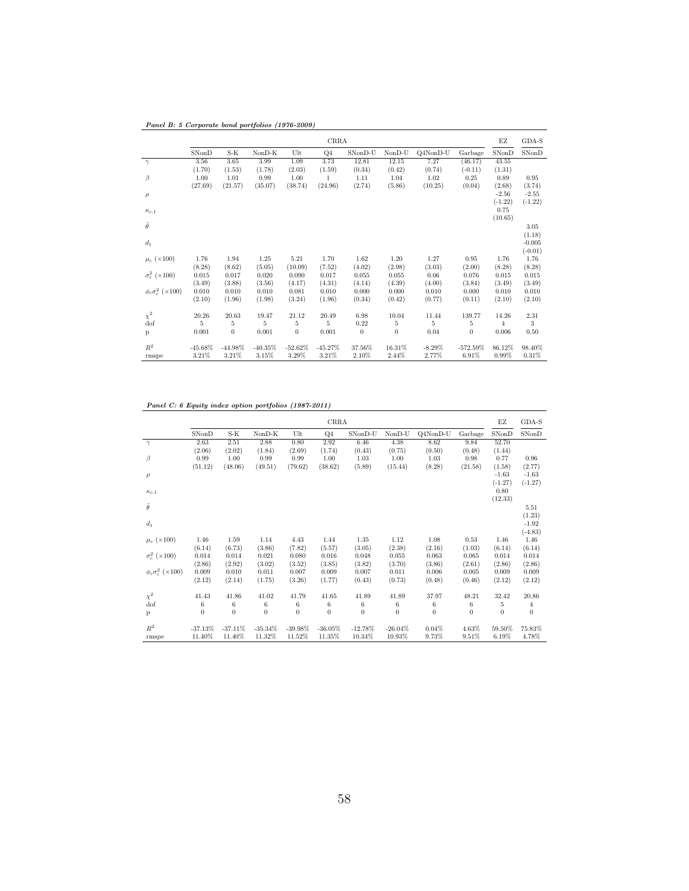*Panel B: 5 Corporate bond portfolios (1976-2009)*

| | CRRA | | | | | | | | | EZ | GDA-S |
|---|---|---|---|---|---|---|---|---|---|---|---|
| | SNonD | S-K | NonD-K | Ult | Q4 | SNonD-U | NonD-U | Q4NonD-U | Garbage | SNonD | SNonD |
| $\gamma$ | 3.56 | 3.65 | 3.99 | 1.09 | 3.73 | 12.81 | 12.15 | 7.27 | (46.17) | 43.55 | |
| | (1.70) | (1.53) | (1.78) | (2.03) | (1.59) | (0.34) | (0.42) | (0.74) | (-0.11) | (1.31) | |
| $\beta$ | 1.00 | 1.01 | 0.99 | 1.00 | 1 | 1.11 | 1.04 | 1.02 | 0.25 | 0.89 | 0.95 |
| | (27.69) | (21.57) | (35.07) | (38.74) | (24.96) | (2.74) | (5.86) | (10.25) | (0.04) | (2.68) | (3.74) |
| $\rho$ | | | | | | | | | | -2.56 | -2.55 |
| | | | | | | | | | | (-1.22) | (-1.22) |
| $\kappa_{c,1}$ | | | | | | | | | | 0.75 | |
| | | | | | | | | | | (10.65) | |
| $\tilde{\theta}$ | | | | | | | | | | | 3.05 |
| | | | | | | | | | | | (1.18) |
| $d_1$ | | | | | | | | | | | -0.005 |
| | | | | | | | | | | | (-0.01) |
| $\mu_c$ ($\times 100$) | 1.76 | 1.94 | 1.25 | 5.21 | 1.70 | 1.62 | 1.20 | 1.27 | 0.95 | 1.76 | 1.76 |
| | (8.28) | (8.62) | (5.05) | (10.09) | (7.52) | (4.02) | (2.98) | (3.03) | (2.00) | (8.28) | (8.28) |
| $\sigma_c^2$ ($\times 100$) | 0.015 | 0.017 | 0.020 | 0.090 | 0.017 | 0.055 | 0.055 | 0.06 | 0.076 | 0.015 | 0.015 |
| | (3.49) | (3.88) | (3.56) | (4.17) | (4.31) | (4.14) | (4.39) | (4.00) | (3.84) | (3.49) | (3.49) |
| $\phi_c\sigma_c^2$ ($\times 100$) | 0.010 | 0.010 | 0.010 | 0.081 | 0.010 | 0.000 | 0.000 | 0.010 | 0.000 | 0.010 | 0.010 |
| | (2.10) | (1.96) | (1.98) | (3.24) | (1.96) | (0.34) | (0.42) | (0.77) | (0.11) | (2.10) | (2.10) |
| $\chi^2$ | 20.26 | 20.63 | 19.47 | 21.12 | 20.49 | 6.98 | 10.04 | 11.44 | 139.77 | 14.26 | 2.31 |
| dof | 5 | 5 | 5 | 5 | 5 | 0.22 | 5 | 5 | 5 | 4 | 3 |
| p | 0.001 | 0 | 0.001 | 0 | 0.001 | 0 | 0 | 0.04 | 0 | 0.006 | 0.50 |
| $R^2$ | -45.68% | -44.98% | -40.35% | -52.62% | -45.27% | 37.56% | 16.31% | -8.29% | -572.59% | 86.12% | 98.40% |
| rmspe | 3.21% | 3.21% | 3.15% | 3.29% | 3.21% | 2.10% | 2.44% | 2.77% | 6.91% | 0.99% | 0.31% |

*Panel C: 6 Equity index option portfolios (1987-2011)*

| | CRRA | | | | | | | | | EZ | GDA-S |
|---|---|---|---|---|---|---|---|---|---|---|---|
| | SNonD | S-K | NonD-K | Ult | Q4 | SNonD-U | NonD-U | Q4NonD-U | Garbage | SNonD | SNonD |
| $\gamma$ | 2.63 | 2.51 | 2.88 | 0.80 | 2.92 | 6.46 | 4.38 | 8.62 | 9.84 | 52.70 | |
| | (2.06) | (2.02) | (1.84) | (2.69) | (1.74) | (0.43) | (0.75) | (0.50) | (0.48) | (1.44) | |
| $\beta$ | 0.99 | 1.00 | 0.99 | 0.99 | 1.00 | 1.03 | 1.00 | 1.03 | 0.98 | 0.77 | 0.96 |
| | (51.12) | (48.06) | (49.51) | (79.62) | (38.62) | (5.89) | (15.44) | (8.28) | (21.58) | (1.58) | (2.77) |
| $\rho$ | | | | | | | | | | -1.63 | -1.63 |
| | | | | | | | | | | (-1.27) | (-1.27) |
| $\kappa_{c,1}$ | | | | | | | | | | 0.80 | |
| | | | | | | | | | | (12.33) | |
| $\tilde{\theta}$ | | | | | | | | | | | 5.51 |
| | | | | | | | | | | | (1.23) |
| $d_1$ | | | | | | | | | | | -1.92 |
| | | | | | | | | | | | (-4.83) |
| $\mu_c$ ($\times 100$) | 1.46 | 1.59 | 1.14 | 4.43 | 1.44 | 1.35 | 1.12 | 1.08 | 0.53 | 1.46 | 1.46 |
| | (6.14) | (6.73) | (3.86) | (7.82) | (5.57) | (3.05) | (2.38) | (2.16) | (1.03) | (6.14) | (6.14) |
| $\sigma_c^2$ ($\times 100$) | 0.014 | 0.014 | 0.021 | 0.080 | 0.016 | 0.048 | 0.055 | 0.063 | 0.065 | 0.014 | 0.014 |
| | (2.86) | (2.92) | (3.02) | (3.52) | (3.85) | (3.82) | (3.70) | (3.86) | (2.61) | (2.86) | (2.86) |
| $\phi_c\sigma_c^2$ ($\times 100$) | 0.009 | 0.010 | 0.011 | 0.007 | 0.009 | 0.007 | 0.011 | 0.006 | 0.005 | 0.009 | 0.009 |
| | (2.12) | (2.14) | (1.75) | (3.26) | (1.77) | (0.43) | (0.73) | (0.48) | (0.46) | (2.12) | (2.12) |
| $\chi^2$ | 41.43 | 41.86 | 41.02 | 41.79 | 41.65 | 41.89 | 41.89 | 37.97 | 48.21 | 32.42 | 20.86 |
| dof | 6 | 6 | 6 | 6 | 6 | 6 | 6 | 6 | 6 | 5 | 4 |
| p | 0 | 0 | 0 | 0 | 0 | 0 | 0 | 0 | 0 | 0 | 0 |
| $R^2$ | -37.13% | -37.11% | -35.34% | -39.98% | -36.05% | -12.78% | -26.04% | 0.04% | 4.63% | 59.50% | 75.83% |
| rmspe | 11.40% | 11.40% | 11.32% | 11.52% | 11.35% | 10.34% | 10.93% | 9.73% | 9.51% | 6.19% | 4.78% |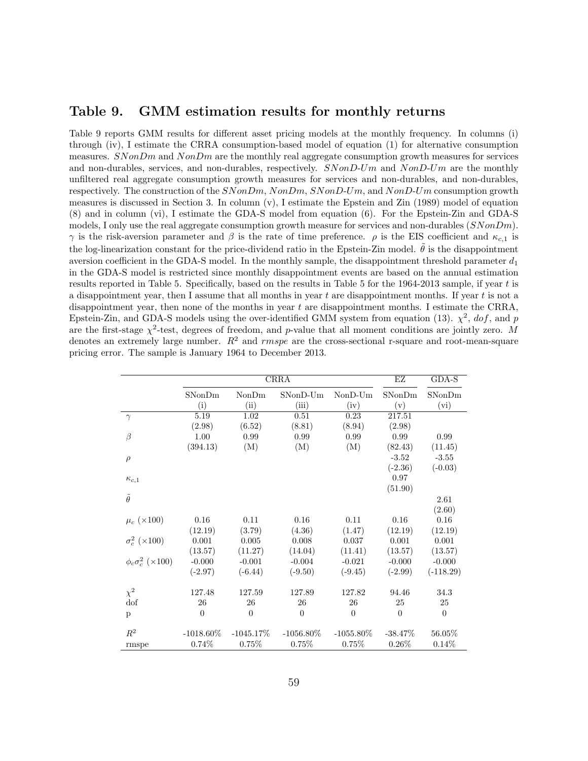## Table 9. GMM estimation results for monthly returns

Table 9 reports GMM results for different asset pricing models at the monthly frequency. In columns (i) through (iv), I estimate the CRRA consumption-based model of equation (1) for alternative consumption measures. *SNonDm* and *NonDm* are the monthly real aggregate consumption growth measures for services and non-durables, services, and non-durables, respectively. *SNonD-Um* and *NonD-Um* are the monthly unfiltered real aggregate consumption growth measures for services and non-durables, and non-durables, respectively. The construction of the *SNonDm*, *NonDm*, *SNonD-Um*, and *NonD-Um* consumption growth measures is discussed in Section 3. In column (v), I estimate the Epstein and Zin (1989) model of equation (8) and in column (vi), I estimate the GDA-S model from equation (6). For the Epstein-Zin and GDA-S models, I only use the real aggregate consumption growth measure for services and non-durables (*SNonDm*). $\gamma$ is the risk-aversion parameter and $\beta$ is the rate of time preference. $\rho$ is the EIS coefficient and $\kappa_{c,1}$ is the log-linearization constant for the price-dividend ratio in the Epstein-Zin model. $\tilde{\theta}$ is the disappointment aversion coefficient in the GDA-S model. In the monthly sample, the disappointment threshold parameter $d_1$ in the GDA-S model is restricted since monthly disappointment events are based on the annual estimation results reported in Table 5. Specifically, based on the results in Table 5 for the 1964-2013 sample, if year $t$ is a disappointment year, then I assume that all months in year $t$ are disappointment months. If year $t$ is not a disappointment year, then none of the months in year $t$ are disappointment months. I estimate the CRRA, Epstein-Zin, and GDA-S models using the over-identified GMM system from equation (13). $\chi^2$, $dof$, and $p$ are the first-stage $\chi^2$-test, degrees of freedom, and $p$-value that all moment conditions are jointly zero. $M$ denotes an extremely large number. $R^2$ and $rmspe$ are the cross-sectional r-square and root-mean-square pricing error. The sample is January 1964 to December 2013.

| | CRRA | | | | EZ | GDA-S |
|---|---|---|---|---|---|---|
| | SNonDm | NonDm | SNonD-Um | NonD-Um | SNonDm | SNonDm |
| | (i) | (ii) | (iii) | (iv) | (v) | (vi) |
| $\gamma$ | 5.19 | 1.02 | 0.51 | 0.23 | 217.51 | |
| | (2.98) | (6.52) | (8.81) | (8.94) | (2.98) | |
| $\beta$ | 1.00 | 0.99 | 0.99 | 0.99 | 0.99 | 0.99 |
| | (394.13) | (M) | (M) | (M) | (82.43) | (11.45) |
| $\rho$ | | | | | -3.52 | -3.55 |
| | | | | | (-2.36) | (-0.03) |
| $\kappa_{c,1}$ | | | | | 0.97 | |
| | | | | | (51.90) | |
| $\tilde{\theta}$ | | | | | | 2.61 |
| | | | | | | (2.60) |
| $\mu_c$ ($\times 100$) | 0.16 | 0.11 | 0.16 | 0.11 | 0.16 | 0.16 |
| | (12.19) | (3.79) | (4.36) | (1.47) | (12.19) | (12.19) |
| $\sigma_c^2$ ($\times 100$) | 0.001 | 0.005 | 0.008 | 0.037 | 0.001 | 0.001 |
| | (13.57) | (11.27) | (14.04) | (11.41) | (13.57) | (13.57) |
| $\phi_c \sigma_c^2$ ($\times 100$) | -0.000 | -0.001 | -0.004 | -0.021 | -0.000 | -0.000 |
| | (-2.97) | (-6.44) | (-9.50) | (-9.45) | (-2.99) | (-118.29) |
| $\chi^2$ | 127.48 | 127.59 | 127.89 | 127.82 | 94.46 | 34.3 |
| dof | 26 | 26 | 26 | 26 | 25 | 25 |
| p | 0 | 0 | 0 | 0 | 0 | 0 |
| $R^2$ | -1018.60% | -1045.17% | -1056.80% | -1055.80% | -38.47% | 56.05% |
| rmspe | 0.74% | 0.75% | 0.75% | 0.75% | 0.26% | 0.14% |